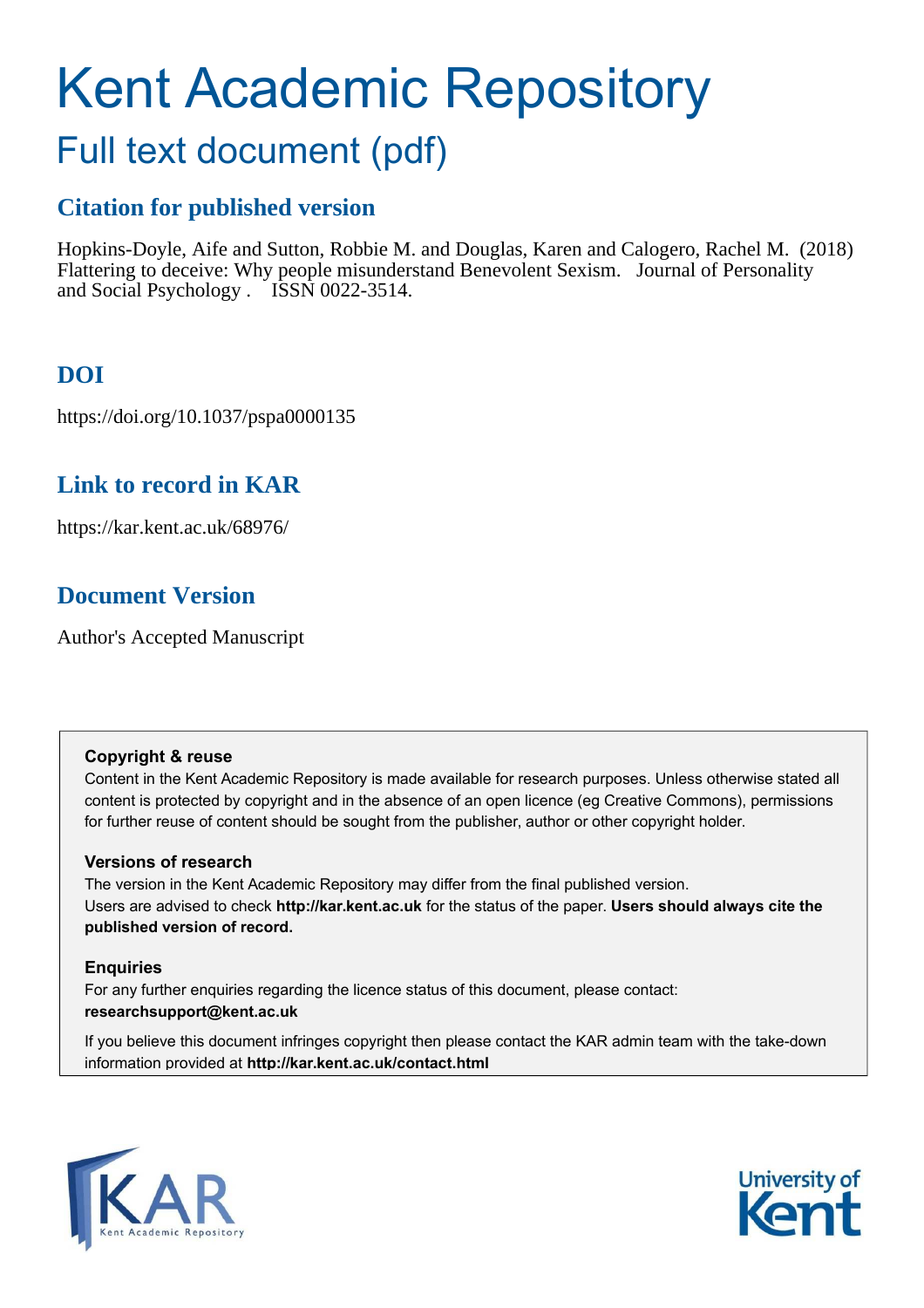# Kent Academic Repository

## Full text document (pdf)

### Citation for published version

Hopkins-Doyle, Aife and Sutton, Robbie M. and Douglas, Karen and Calogero, Rachel M. (2018) Flattering to deceive: Why people misunderstand Benevolent Sexism. Journal of Personality and Social Psychology . ISSN 0022-3514.

### DOI

https://doi.org/10.1037/pspa0000135

### Link to record in KAR

https://kar.kent.ac.uk/68976/

### Document Version

Author's Accepted Manuscript

**Copyright & reuse**

Content in the Kent Academic Repository is made available for research purposes. Unless otherwise stated all content is protected by copyright and in the absence of an open licence (eg Creative Commons), permissions for further reuse of content should be sought from the publisher, author or other copyright holder.

**Versions of research**

The version in the Kent Academic Repository may differ from the final published version. Users are advised to check **http://kar.kent.ac.uk** for the status of the paper. **Users should always cite the published version of record.**

**Enquiries**

For any further enquiries regarding the licence status of this document, please contact: **researchsupport@kent.ac.uk**

If you believe this document infringes copyright then please contact the KAR admin team with the take-down information provided at **http://kar.kent.ac.uk/contact.html**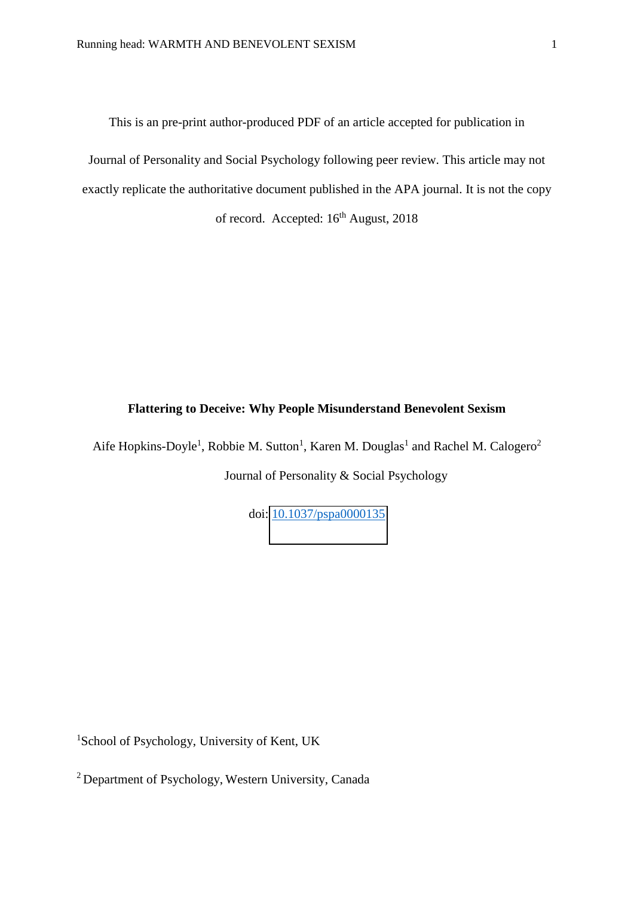This is an pre-print author-produced PDF of an article accepted for publication in Journal of Personality and Social Psychology following peer review. This article may not exactly replicate the authoritative document published in the APA journal. It is not the copy of record. Accepted: 16th August, 2018

**Flattering to Deceive: Why People Misunderstand Benevolent Sexism**

Aife Hopkins-Doyle[1], Robbie M. Sutton[1], Karen M. Douglas[1] and Rachel M. Calogero[2]

Journal of Personality & Social Psychology

doi: 10.1037/pspa0000135

[1]School of Psychology, University of Kent, UK

[2] Department of Psychology, Western University, Canada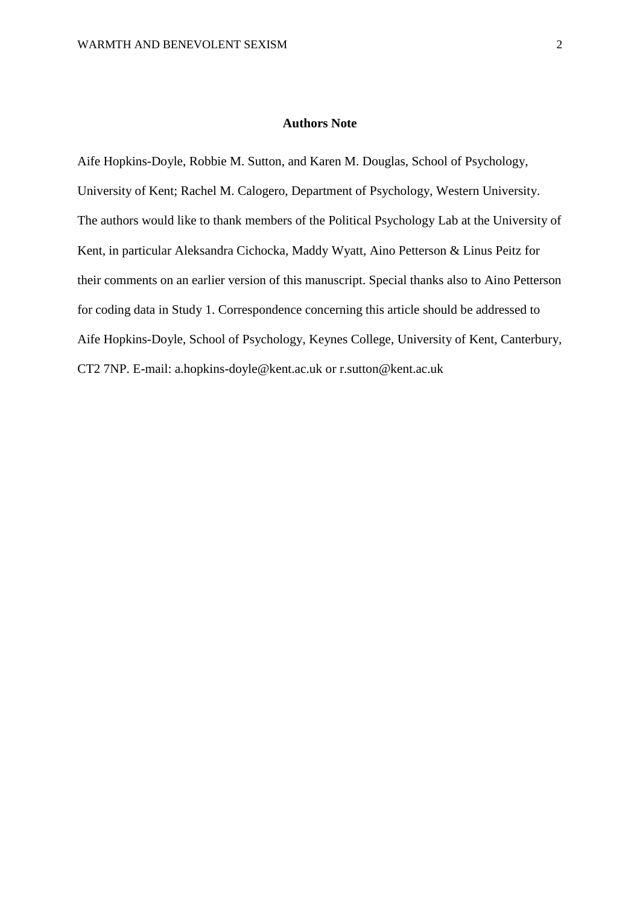**Authors Note**

Aife Hopkins-Doyle, Robbie M. Sutton, and Karen M. Douglas, School of Psychology, University of Kent; Rachel M. Calogero, Department of Psychology, Western University. The authors would like to thank members of the Political Psychology Lab at the University of Kent, in particular Aleksandra Cichocka, Maddy Wyatt, Aino Petterson & Linus Peitz for their comments on an earlier version of this manuscript. Special thanks also to Aino Petterson for coding data in Study 1. Correspondence concerning this article should be addressed to Aife Hopkins-Doyle, School of Psychology, Keynes College, University of Kent, Canterbury, CT2 7NP. E-mail: a.hopkins-doyle@kent.ac.uk or r.sutton@kent.ac.uk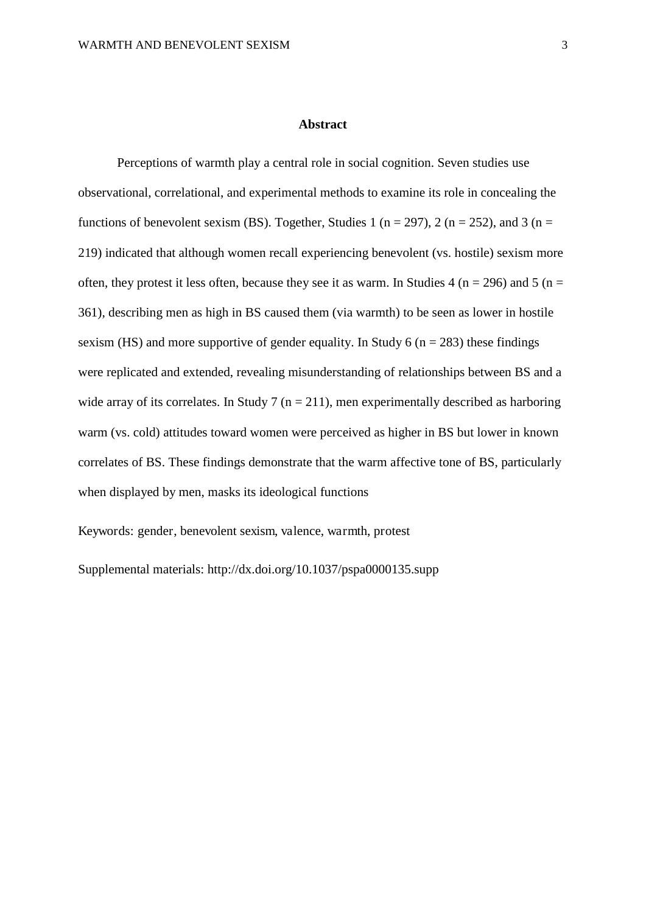## Abstract

Perceptions of warmth play a central role in social cognition. Seven studies use observational, correlational, and experimental methods to examine its role in concealing the functions of benevolent sexism (BS). Together, Studies 1 ($n = 297$), 2 ($n = 252$), and 3 ($n = 219$) indicated that although women recall experiencing benevolent (vs. hostile) sexism more often, they protest it less often, because they see it as warm. In Studies 4 ($n = 296$) and 5 ($n = 361$), describing men as high in BS caused them (via warmth) to be seen as lower in hostile sexism (HS) and more supportive of gender equality. In Study 6 ($n = 283$) these findings were replicated and extended, revealing misunderstanding of relationships between BS and a wide array of its correlates. In Study 7 ($n = 211$), men experimentally described as harboring warm (vs. cold) attitudes toward women were perceived as higher in BS but lower in known correlates of BS. These findings demonstrate that the warm affective tone of BS, particularly when displayed by men, masks its ideological functions

Keywords: gender, benevolent sexism, valence, warmth, protest

Supplemental materials: http://dx.doi.org/10.1037/pspa0000135.supp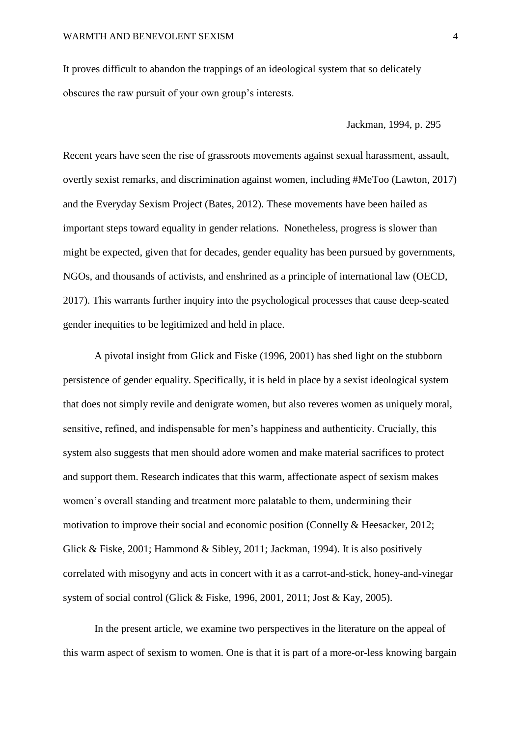It proves difficult to abandon the trappings of an ideological system that so delicately obscures the raw pursuit of your own group's interests.

Jackman, 1994, p. 295

Recent years have seen the rise of grassroots movements against sexual harassment, assault, overtly sexist remarks, and discrimination against women, including #MeToo (Lawton, 2017) and the Everyday Sexism Project (Bates, 2012). These movements have been hailed as important steps toward equality in gender relations. Nonetheless, progress is slower than might be expected, given that for decades, gender equality has been pursued by governments, NGOs, and thousands of activists, and enshrined as a principle of international law (OECD, 2017). This warrants further inquiry into the psychological processes that cause deep-seated gender inequities to be legitimized and held in place.

A pivotal insight from Glick and Fiske (1996, 2001) has shed light on the stubborn persistence of gender equality. Specifically, it is held in place by a sexist ideological system that does not simply revile and denigrate women, but also reveres women as uniquely moral, sensitive, refined, and indispensable for men's happiness and authenticity. Crucially, this system also suggests that men should adore women and make material sacrifices to protect and support them. Research indicates that this warm, affectionate aspect of sexism makes women's overall standing and treatment more palatable to them, undermining their motivation to improve their social and economic position (Connelly & Heesacker, 2012; Glick & Fiske, 2001; Hammond & Sibley, 2011; Jackman, 1994). It is also positively correlated with misogyny and acts in concert with it as a carrot-and-stick, honey-and-vinegar system of social control (Glick & Fiske, 1996, 2001, 2011; Jost & Kay, 2005).

In the present article, we examine two perspectives in the literature on the appeal of this warm aspect of sexism to women. One is that it is part of a more-or-less knowing bargain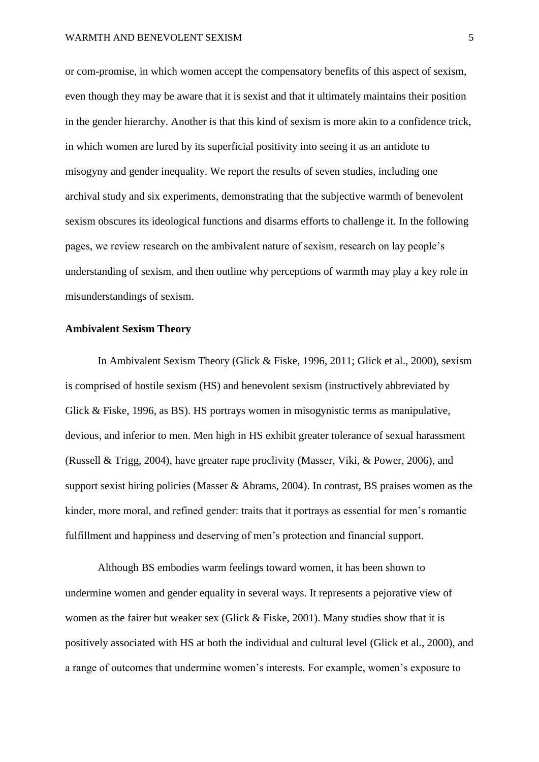or com-promise, in which women accept the compensatory benefits of this aspect of sexism, even though they may be aware that it is sexist and that it ultimately maintains their position in the gender hierarchy. Another is that this kind of sexism is more akin to a confidence trick, in which women are lured by its superficial positivity into seeing it as an antidote to misogyny and gender inequality. We report the results of seven studies, including one archival study and six experiments, demonstrating that the subjective warmth of benevolent sexism obscures its ideological functions and disarms efforts to challenge it. In the following pages, we review research on the ambivalent nature of sexism, research on lay people's understanding of sexism, and then outline why perceptions of warmth may play a key role in misunderstandings of sexism.

## Ambivalent Sexism Theory

In Ambivalent Sexism Theory (Glick & Fiske, 1996, 2011; Glick et al., 2000), sexism is comprised of hostile sexism (HS) and benevolent sexism (instructively abbreviated by Glick & Fiske, 1996, as BS). HS portrays women in misogynistic terms as manipulative, devious, and inferior to men. Men high in HS exhibit greater tolerance of sexual harassment (Russell & Trigg, 2004), have greater rape proclivity (Masser, Viki, & Power, 2006), and support sexist hiring policies (Masser & Abrams, 2004). In contrast, BS praises women as the kinder, more moral, and refined gender: traits that it portrays as essential for men's romantic fulfillment and happiness and deserving of men's protection and financial support.

Although BS embodies warm feelings toward women, it has been shown to undermine women and gender equality in several ways. It represents a pejorative view of women as the fairer but weaker sex (Glick & Fiske, 2001). Many studies show that it is positively associated with HS at both the individual and cultural level (Glick et al., 2000), and a range of outcomes that undermine women's interests. For example, women's exposure to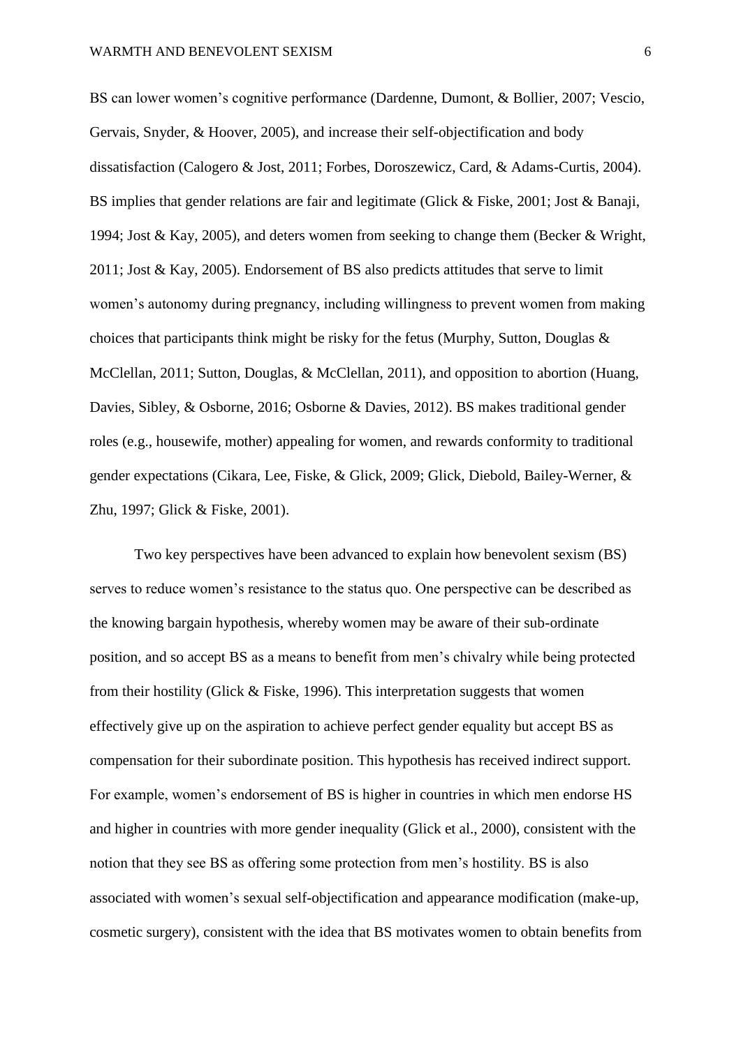BS can lower women's cognitive performance (Dardenne, Dumont, & Bollier, 2007; Vescio, Gervais, Snyder, & Hoover, 2005), and increase their self-objectification and body dissatisfaction (Calogero & Jost, 2011; Forbes, Doroszewicz, Card, & Adams-Curtis, 2004). BS implies that gender relations are fair and legitimate (Glick & Fiske, 2001; Jost & Banaji, 1994; Jost & Kay, 2005), and deters women from seeking to change them (Becker & Wright, 2011; Jost & Kay, 2005). Endorsement of BS also predicts attitudes that serve to limit women's autonomy during pregnancy, including willingness to prevent women from making choices that participants think might be risky for the fetus (Murphy, Sutton, Douglas & McClellan, 2011; Sutton, Douglas, & McClellan, 2011), and opposition to abortion (Huang, Davies, Sibley, & Osborne, 2016; Osborne & Davies, 2012). BS makes traditional gender roles (e.g., housewife, mother) appealing for women, and rewards conformity to traditional gender expectations (Cikara, Lee, Fiske, & Glick, 2009; Glick, Diebold, Bailey-Werner, & Zhu, 1997; Glick & Fiske, 2001).

Two key perspectives have been advanced to explain how benevolent sexism (BS) serves to reduce women's resistance to the status quo. One perspective can be described as the knowing bargain hypothesis, whereby women may be aware of their sub-ordinate position, and so accept BS as a means to benefit from men's chivalry while being protected from their hostility (Glick & Fiske, 1996). This interpretation suggests that women effectively give up on the aspiration to achieve perfect gender equality but accept BS as compensation for their subordinate position. This hypothesis has received indirect support. For example, women's endorsement of BS is higher in countries in which men endorse HS and higher in countries with more gender inequality (Glick et al., 2000), consistent with the notion that they see BS as offering some protection from men's hostility. BS is also associated with women's sexual self-objectification and appearance modification (make-up, cosmetic surgery), consistent with the idea that BS motivates women to obtain benefits from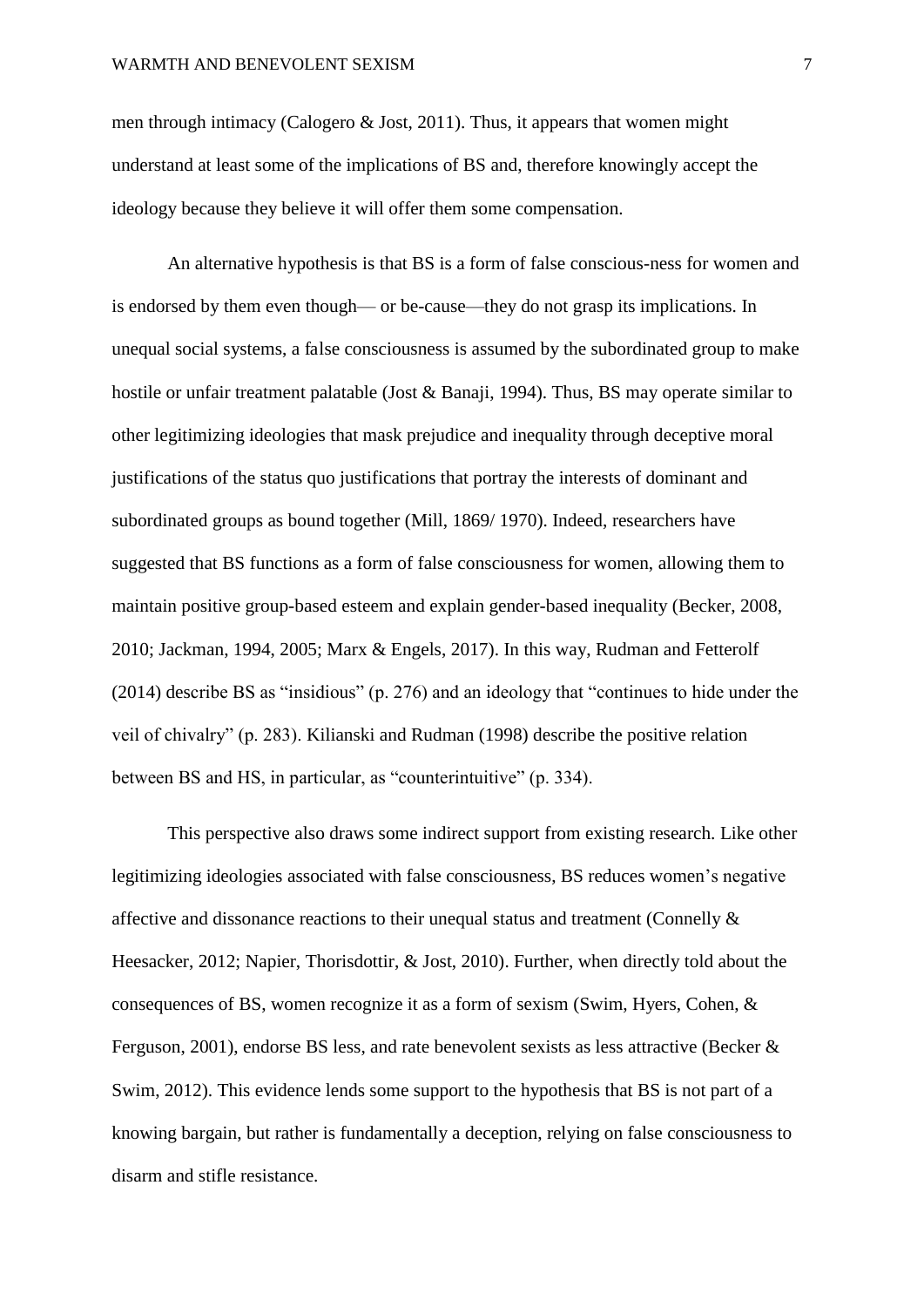men through intimacy (Calogero & Jost, 2011). Thus, it appears that women might understand at least some of the implications of BS and, therefore knowingly accept the ideology because they believe it will offer them some compensation.

An alternative hypothesis is that BS is a form of false conscious-ness for women and is endorsed by them even though— or be-cause—they do not grasp its implications. In unequal social systems, a false consciousness is assumed by the subordinated group to make hostile or unfair treatment palatable (Jost & Banaji, 1994). Thus, BS may operate similar to other legitimizing ideologies that mask prejudice and inequality through deceptive moral justifications of the status quo justifications that portray the interests of dominant and subordinated groups as bound together (Mill, 1869/ 1970). Indeed, researchers have suggested that BS functions as a form of false consciousness for women, allowing them to maintain positive group-based esteem and explain gender-based inequality (Becker, 2008, 2010; Jackman, 1994, 2005; Marx & Engels, 2017). In this way, Rudman and Fetterolf (2014) describe BS as "insidious" (p. 276) and an ideology that "continues to hide under the veil of chivalry" (p. 283). Kilianski and Rudman (1998) describe the positive relation between BS and HS, in particular, as "counterintuitive" (p. 334).

This perspective also draws some indirect support from existing research. Like other legitimizing ideologies associated with false consciousness, BS reduces women's negative affective and dissonance reactions to their unequal status and treatment (Connelly & Heesacker, 2012; Napier, Thorisdottir, & Jost, 2010). Further, when directly told about the consequences of BS, women recognize it as a form of sexism (Swim, Hyers, Cohen, & Ferguson, 2001), endorse BS less, and rate benevolent sexists as less attractive (Becker & Swim, 2012). This evidence lends some support to the hypothesis that BS is not part of a knowing bargain, but rather is fundamentally a deception, relying on false consciousness to disarm and stifle resistance.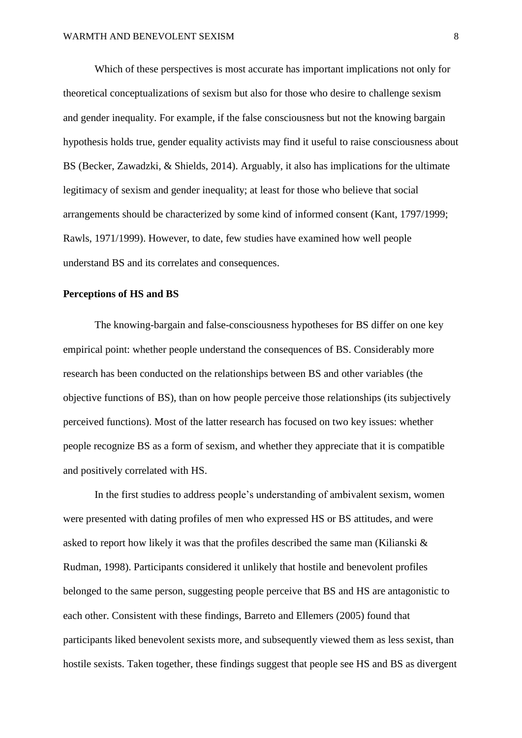Which of these perspectives is most accurate has important implications not only for theoretical conceptualizations of sexism but also for those who desire to challenge sexism and gender inequality. For example, if the false consciousness but not the knowing bargain hypothesis holds true, gender equality activists may find it useful to raise consciousness about BS (Becker, Zawadzki, & Shields, 2014). Arguably, it also has implications for the ultimate legitimacy of sexism and gender inequality; at least for those who believe that social arrangements should be characterized by some kind of informed consent (Kant, 1797/1999; Rawls, 1971/1999). However, to date, few studies have examined how well people understand BS and its correlates and consequences.

**Perceptions of HS and BS**

The knowing-bargain and false-consciousness hypotheses for BS differ on one key empirical point: whether people understand the consequences of BS. Considerably more research has been conducted on the relationships between BS and other variables (the objective functions of BS), than on how people perceive those relationships (its subjectively perceived functions). Most of the latter research has focused on two key issues: whether people recognize BS as a form of sexism, and whether they appreciate that it is compatible and positively correlated with HS.

In the first studies to address people's understanding of ambivalent sexism, women were presented with dating profiles of men who expressed HS or BS attitudes, and were asked to report how likely it was that the profiles described the same man (Kilianski & Rudman, 1998). Participants considered it unlikely that hostile and benevolent profiles belonged to the same person, suggesting people perceive that BS and HS are antagonistic to each other. Consistent with these findings, Barreto and Ellemers (2005) found that participants liked benevolent sexists more, and subsequently viewed them as less sexist, than hostile sexists. Taken together, these findings suggest that people see HS and BS as divergent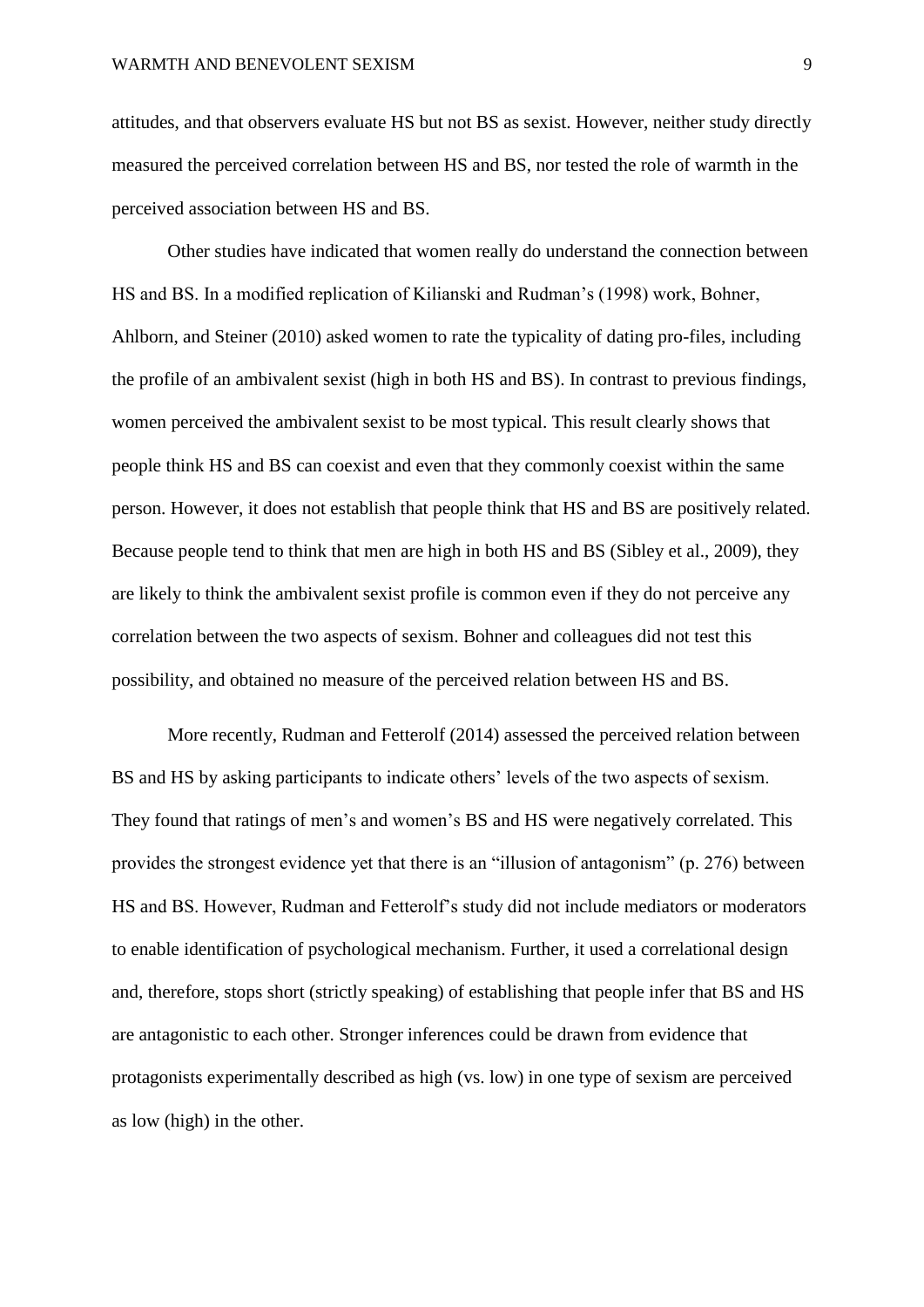attitudes, and that observers evaluate HS but not BS as sexist. However, neither study directly measured the perceived correlation between HS and BS, nor tested the role of warmth in the perceived association between HS and BS.

Other studies have indicated that women really do understand the connection between HS and BS. In a modified replication of Kilianski and Rudman's (1998) work, Bohner, Ahlborn, and Steiner (2010) asked women to rate the typicality of dating pro-files, including the profile of an ambivalent sexist (high in both HS and BS). In contrast to previous findings, women perceived the ambivalent sexist to be most typical. This result clearly shows that people think HS and BS can coexist and even that they commonly coexist within the same person. However, it does not establish that people think that HS and BS are positively related. Because people tend to think that men are high in both HS and BS (Sibley et al., 2009), they are likely to think the ambivalent sexist profile is common even if they do not perceive any correlation between the two aspects of sexism. Bohner and colleagues did not test this possibility, and obtained no measure of the perceived relation between HS and BS.

More recently, Rudman and Fetterolf (2014) assessed the perceived relation between BS and HS by asking participants to indicate others' levels of the two aspects of sexism. They found that ratings of men's and women's BS and HS were negatively correlated. This provides the strongest evidence yet that there is an "illusion of antagonism" (p. 276) between HS and BS. However, Rudman and Fetterolf's study did not include mediators or moderators to enable identification of psychological mechanism. Further, it used a correlational design and, therefore, stops short (strictly speaking) of establishing that people infer that BS and HS are antagonistic to each other. Stronger inferences could be drawn from evidence that protagonists experimentally described as high (vs. low) in one type of sexism are perceived as low (high) in the other.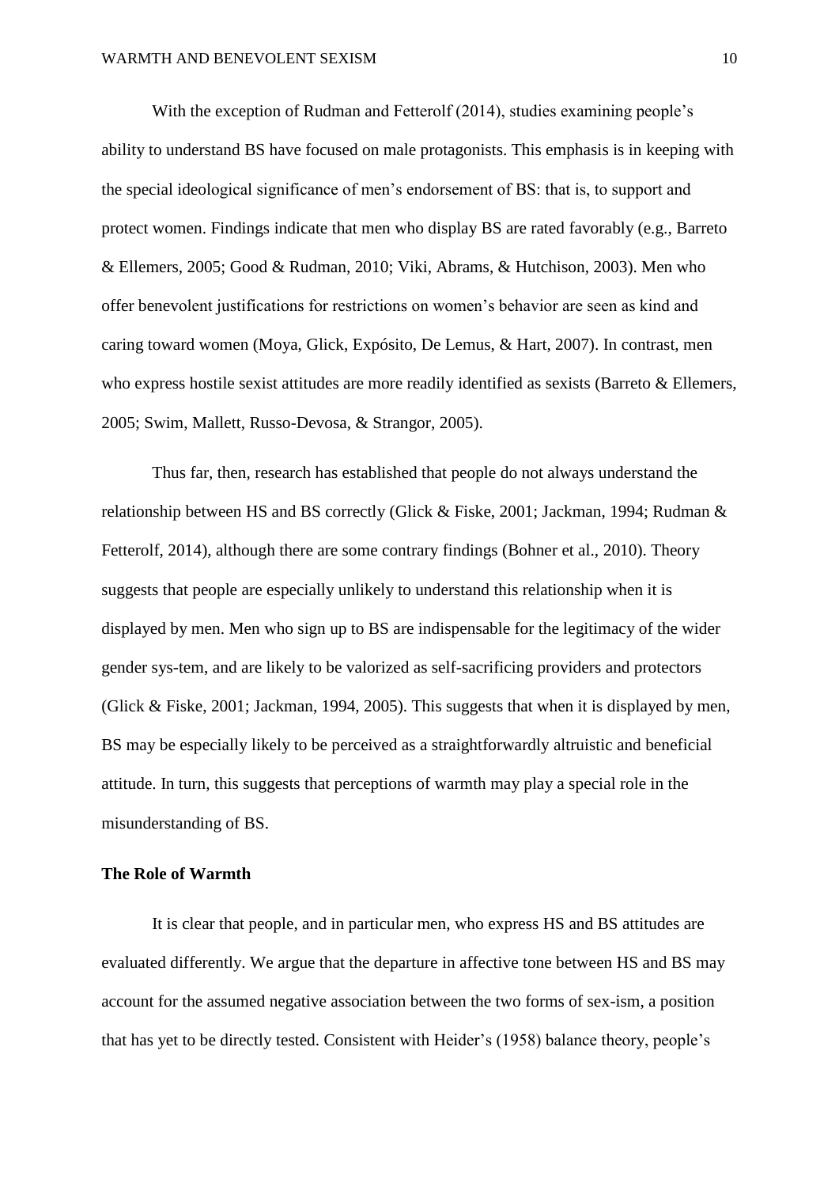With the exception of Rudman and Fetterolf (2014), studies examining people's ability to understand BS have focused on male protagonists. This emphasis is in keeping with the special ideological significance of men's endorsement of BS: that is, to support and protect women. Findings indicate that men who display BS are rated favorably (e.g., Barreto & Ellemers, 2005; Good & Rudman, 2010; Viki, Abrams, & Hutchison, 2003). Men who offer benevolent justifications for restrictions on women's behavior are seen as kind and caring toward women (Moya, Glick, Expósito, De Lemus, & Hart, 2007). In contrast, men who express hostile sexist attitudes are more readily identified as sexists (Barreto & Ellemers, 2005; Swim, Mallett, Russo-Devosa, & Strangor, 2005).

Thus far, then, research has established that people do not always understand the relationship between HS and BS correctly (Glick & Fiske, 2001; Jackman, 1994; Rudman & Fetterolf, 2014), although there are some contrary findings (Bohner et al., 2010). Theory suggests that people are especially unlikely to understand this relationship when it is displayed by men. Men who sign up to BS are indispensable for the legitimacy of the wider gender sys-tem, and are likely to be valorized as self-sacrificing providers and protectors (Glick & Fiske, 2001; Jackman, 1994, 2005). This suggests that when it is displayed by men, BS may be especially likely to be perceived as a straightforwardly altruistic and beneficial attitude. In turn, this suggests that perceptions of warmth may play a special role in the misunderstanding of BS.

**The Role of Warmth**

It is clear that people, and in particular men, who express HS and BS attitudes are evaluated differently. We argue that the departure in affective tone between HS and BS may account for the assumed negative association between the two forms of sex-ism, a position that has yet to be directly tested. Consistent with Heider's (1958) balance theory, people's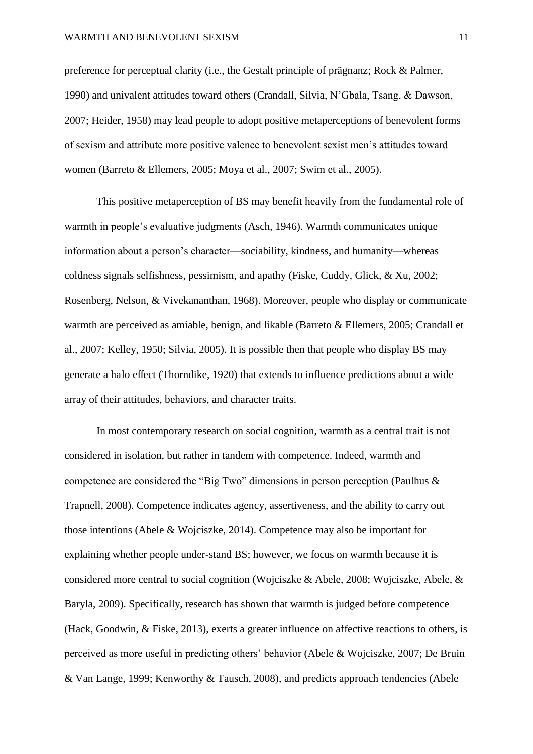preference for perceptual clarity (i.e., the Gestalt principle of prägnanz; Rock & Palmer, 1990) and univalent attitudes toward others (Crandall, Silvia, N'Gbala, Tsang, & Dawson, 2007; Heider, 1958) may lead people to adopt positive metaperceptions of benevolent forms of sexism and attribute more positive valence to benevolent sexist men's attitudes toward women (Barreto & Ellemers, 2005; Moya et al., 2007; Swim et al., 2005).

This positive metaperception of BS may benefit heavily from the fundamental role of warmth in people's evaluative judgments (Asch, 1946). Warmth communicates unique information about a person's character—sociability, kindness, and humanity—whereas coldness signals selfishness, pessimism, and apathy (Fiske, Cuddy, Glick, & Xu, 2002; Rosenberg, Nelson, & Vivekananthan, 1968). Moreover, people who display or communicate warmth are perceived as amiable, benign, and likable (Barreto & Ellemers, 2005; Crandall et al., 2007; Kelley, 1950; Silvia, 2005). It is possible then that people who display BS may generate a halo effect (Thorndike, 1920) that extends to influence predictions about a wide array of their attitudes, behaviors, and character traits.

In most contemporary research on social cognition, warmth as a central trait is not considered in isolation, but rather in tandem with competence. Indeed, warmth and competence are considered the "Big Two" dimensions in person perception (Paulhus & Trapnell, 2008). Competence indicates agency, assertiveness, and the ability to carry out those intentions (Abele & Wojciszke, 2014). Competence may also be important for explaining whether people under-stand BS; however, we focus on warmth because it is considered more central to social cognition (Wojciszke & Abele, 2008; Wojciszke, Abele, & Baryla, 2009). Specifically, research has shown that warmth is judged before competence (Hack, Goodwin, & Fiske, 2013), exerts a greater influence on affective reactions to others, is perceived as more useful in predicting others' behavior (Abele & Wojciszke, 2007; De Bruin & Van Lange, 1999; Kenworthy & Tausch, 2008), and predicts approach tendencies (Abele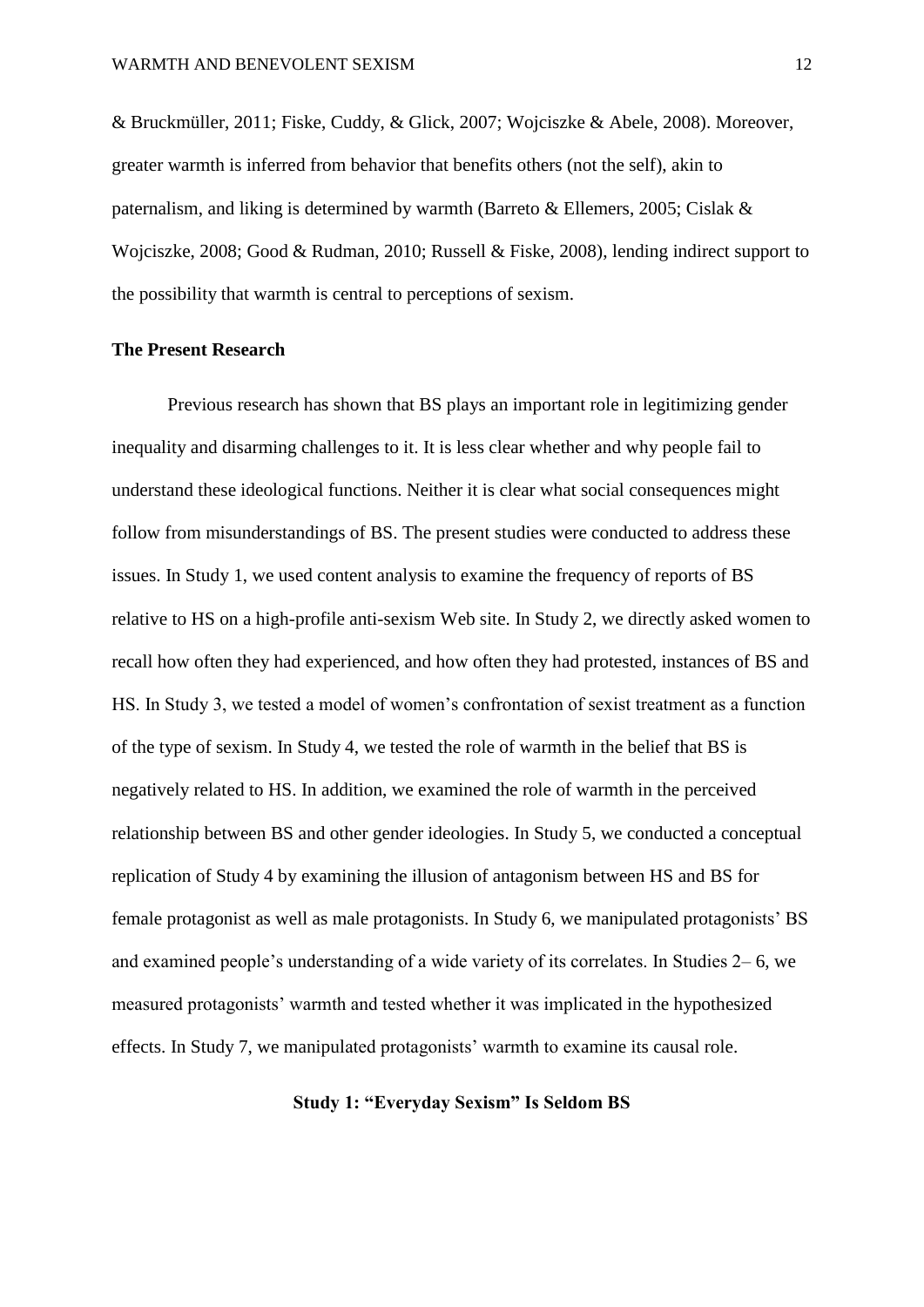& Bruckmüller, 2011; Fiske, Cuddy, & Glick, 2007; Wojciszke & Abele, 2008). Moreover, greater warmth is inferred from behavior that benefits others (not the self), akin to paternalism, and liking is determined by warmth (Barreto & Ellemers, 2005; Cislak & Wojciszke, 2008; Good & Rudman, 2010; Russell & Fiske, 2008), lending indirect support to the possibility that warmth is central to perceptions of sexism.

## The Present Research

Previous research has shown that BS plays an important role in legitimizing gender inequality and disarming challenges to it. It is less clear whether and why people fail to understand these ideological functions. Neither it is clear what social consequences might follow from misunderstandings of BS. The present studies were conducted to address these issues. In Study 1, we used content analysis to examine the frequency of reports of BS relative to HS on a high-profile anti-sexism Web site. In Study 2, we directly asked women to recall how often they had experienced, and how often they had protested, instances of BS and HS. In Study 3, we tested a model of women's confrontation of sexist treatment as a function of the type of sexism. In Study 4, we tested the role of warmth in the belief that BS is negatively related to HS. In addition, we examined the role of warmth in the perceived relationship between BS and other gender ideologies. In Study 5, we conducted a conceptual replication of Study 4 by examining the illusion of antagonism between HS and BS for female protagonist as well as male protagonists. In Study 6, we manipulated protagonists' BS and examined people's understanding of a wide variety of its correlates. In Studies 2– 6, we measured protagonists' warmth and tested whether it was implicated in the hypothesized effects. In Study 7, we manipulated protagonists' warmth to examine its causal role.

## Study 1: "Everyday Sexism" Is Seldom BS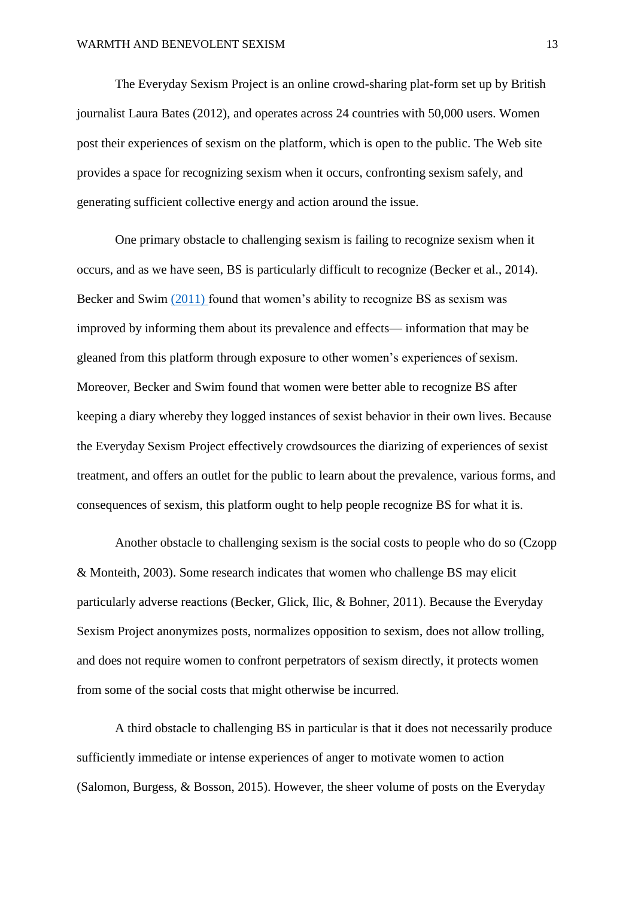The Everyday Sexism Project is an online crowd-sharing plat-form set up by British journalist Laura Bates (2012), and operates across 24 countries with 50,000 users. Women post their experiences of sexism on the platform, which is open to the public. The Web site provides a space for recognizing sexism when it occurs, confronting sexism safely, and generating sufficient collective energy and action around the issue.

One primary obstacle to challenging sexism is failing to recognize sexism when it occurs, and as we have seen, BS is particularly difficult to recognize (Becker et al., 2014). Becker and Swim (2011) found that women's ability to recognize BS as sexism was improved by informing them about its prevalence and effects— information that may be gleaned from this platform through exposure to other women's experiences of sexism. Moreover, Becker and Swim found that women were better able to recognize BS after keeping a diary whereby they logged instances of sexist behavior in their own lives. Because the Everyday Sexism Project effectively crowdsources the diarizing of experiences of sexist treatment, and offers an outlet for the public to learn about the prevalence, various forms, and consequences of sexism, this platform ought to help people recognize BS for what it is.

Another obstacle to challenging sexism is the social costs to people who do so (Czopp & Monteith, 2003). Some research indicates that women who challenge BS may elicit particularly adverse reactions (Becker, Glick, Ilic, & Bohner, 2011). Because the Everyday Sexism Project anonymizes posts, normalizes opposition to sexism, does not allow trolling, and does not require women to confront perpetrators of sexism directly, it protects women from some of the social costs that might otherwise be incurred.

A third obstacle to challenging BS in particular is that it does not necessarily produce sufficiently immediate or intense experiences of anger to motivate women to action (Salomon, Burgess, & Bosson, 2015). However, the sheer volume of posts on the Everyday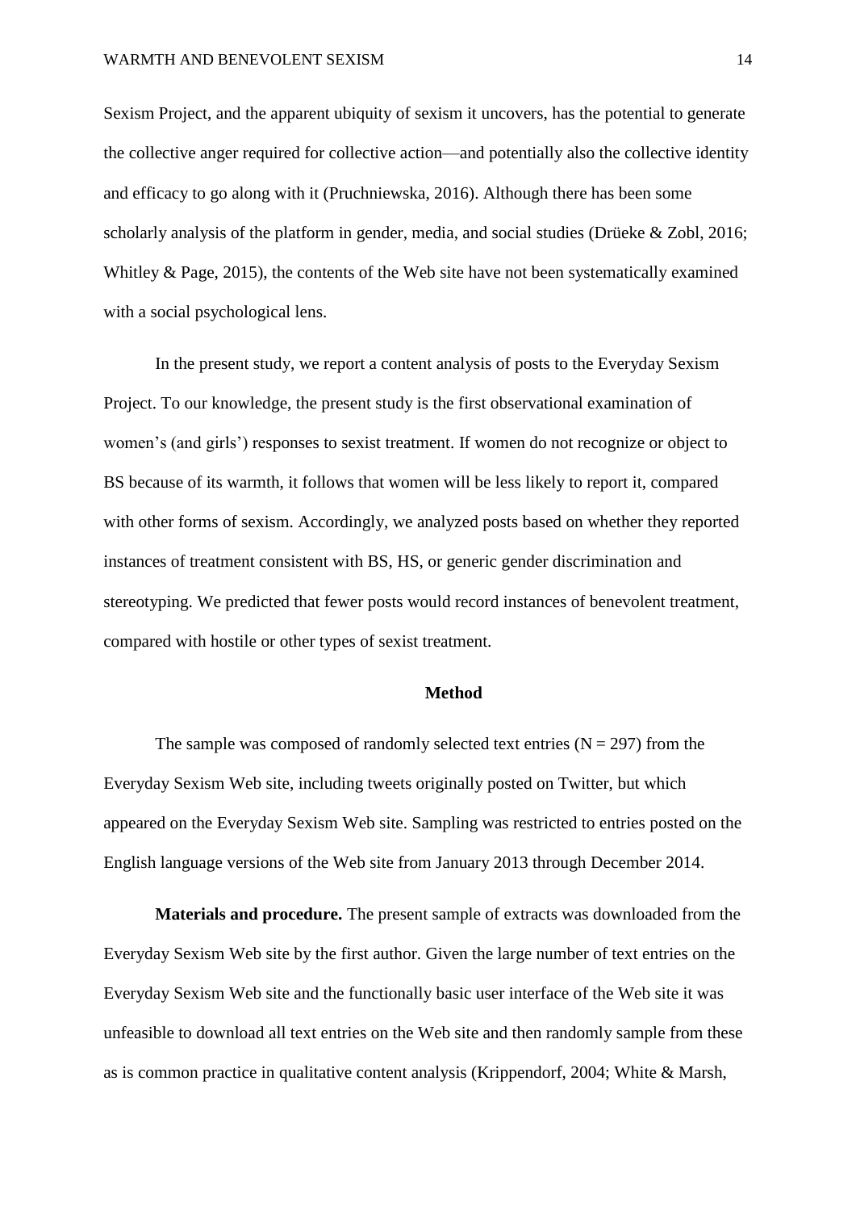Sexism Project, and the apparent ubiquity of sexism it uncovers, has the potential to generate the collective anger required for collective action—and potentially also the collective identity and efficacy to go along with it (Pruchniewska, 2016). Although there has been some scholarly analysis of the platform in gender, media, and social studies (Drüeke & Zobl, 2016; Whitley & Page, 2015), the contents of the Web site have not been systematically examined with a social psychological lens.

In the present study, we report a content analysis of posts to the Everyday Sexism Project. To our knowledge, the present study is the first observational examination of women's (and girls') responses to sexist treatment. If women do not recognize or object to BS because of its warmth, it follows that women will be less likely to report it, compared with other forms of sexism. Accordingly, we analyzed posts based on whether they reported instances of treatment consistent with BS, HS, or generic gender discrimination and stereotyping. We predicted that fewer posts would record instances of benevolent treatment, compared with hostile or other types of sexist treatment.

## Method

The sample was composed of randomly selected text entries ($N = 297$) from the Everyday Sexism Web site, including tweets originally posted on Twitter, but which appeared on the Everyday Sexism Web site. Sampling was restricted to entries posted on the English language versions of the Web site from January 2013 through December 2014.

**Materials and procedure.** The present sample of extracts was downloaded from the Everyday Sexism Web site by the first author. Given the large number of text entries on the Everyday Sexism Web site and the functionally basic user interface of the Web site it was unfeasible to download all text entries on the Web site and then randomly sample from these as is common practice in qualitative content analysis (Krippendorf, 2004; White & Marsh,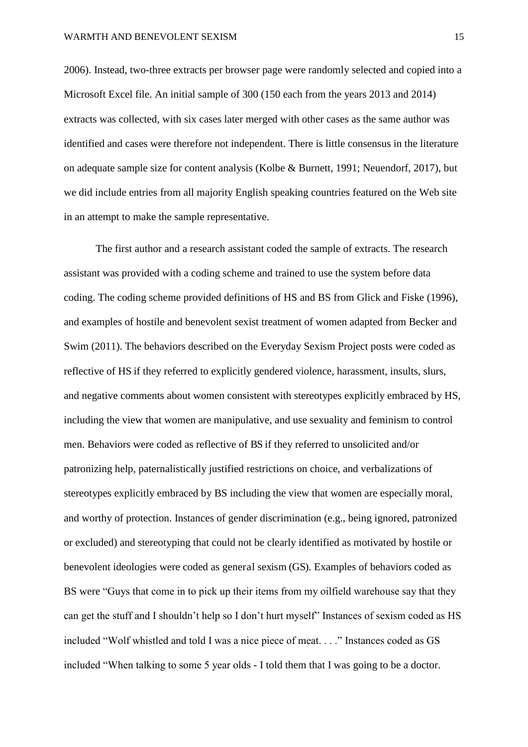2006). Instead, two-three extracts per browser page were randomly selected and copied into a Microsoft Excel file. An initial sample of 300 (150 each from the years 2013 and 2014) extracts was collected, with six cases later merged with other cases as the same author was identified and cases were therefore not independent. There is little consensus in the literature on adequate sample size for content analysis (Kolbe & Burnett, 1991; Neuendorf, 2017), but we did include entries from all majority English speaking countries featured on the Web site in an attempt to make the sample representative.

The first author and a research assistant coded the sample of extracts. The research assistant was provided with a coding scheme and trained to use the system before data coding. The coding scheme provided definitions of HS and BS from Glick and Fiske (1996), and examples of hostile and benevolent sexist treatment of women adapted from Becker and Swim (2011). The behaviors described on the Everyday Sexism Project posts were coded as reflective of HS if they referred to explicitly gendered violence, harassment, insults, slurs, and negative comments about women consistent with stereotypes explicitly embraced by HS, including the view that women are manipulative, and use sexuality and feminism to control men. Behaviors were coded as reflective of BS if they referred to unsolicited and/or patronizing help, paternalistically justified restrictions on choice, and verbalizations of stereotypes explicitly embraced by BS including the view that women are especially moral, and worthy of protection. Instances of gender discrimination (e.g., being ignored, patronized or excluded) and stereotyping that could not be clearly identified as motivated by hostile or benevolent ideologies were coded as general sexism (GS). Examples of behaviors coded as BS were "Guys that come in to pick up their items from my oilfield warehouse say that they can get the stuff and I shouldn't help so I don't hurt myself" Instances of sexism coded as HS included "Wolf whistled and told I was a nice piece of meat. . . ." Instances coded as GS included "When talking to some 5 year olds - I told them that I was going to be a doctor.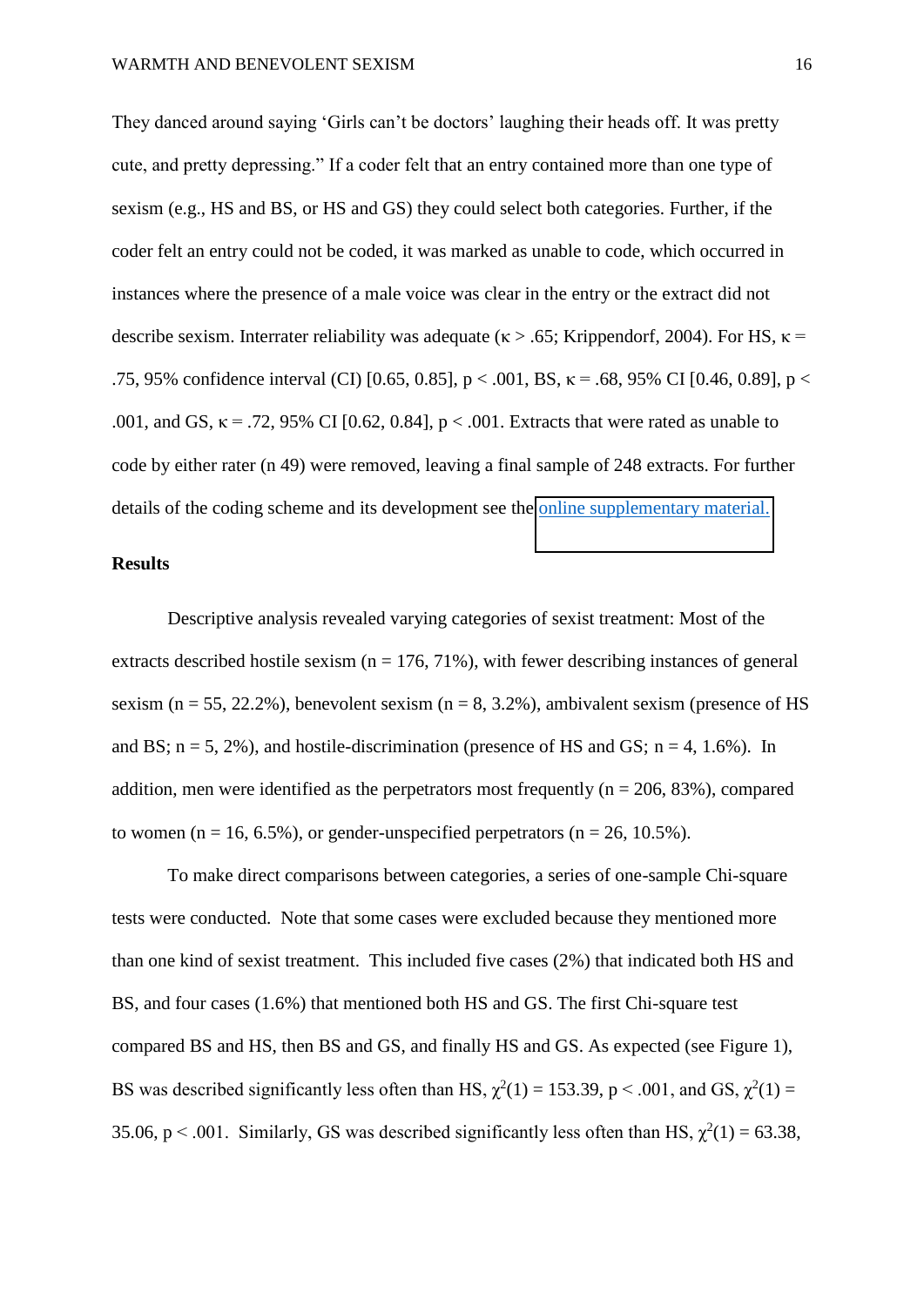They danced around saying 'Girls can't be doctors' laughing their heads off. It was pretty cute, and pretty depressing." If a coder felt that an entry contained more than one type of sexism (e.g., HS and BS, or HS and GS) they could select both categories. Further, if the coder felt an entry could not be coded, it was marked as unable to code, which occurred in instances where the presence of a male voice was clear in the entry or the extract did not describe sexism. Interrater reliability was adequate ($\kappa > .65$; Krippendorf, 2004). For HS, $\kappa = .75$, 95% confidence interval (CI) [0.65, 0.85], $p < .001$, BS, $\kappa = .68$, 95% CI [0.46, 0.89], $p < .001$, and GS, $\kappa = .72$, 95% CI [0.62, 0.84], $p < .001$. Extracts that were rated as unable to code by either rater (n 49) were removed, leaving a final sample of 248 extracts. For further details of the coding scheme and its development see the online supplementary material.

## Results

Descriptive analysis revealed varying categories of sexist treatment: Most of the extracts described hostile sexism (n = 176, 71%), with fewer describing instances of general sexism (n = 55, 22.2%), benevolent sexism (n = 8, 3.2%), ambivalent sexism (presence of HS and BS; n = 5, 2%), and hostile-discrimination (presence of HS and GS; n = 4, 1.6%). In addition, men were identified as the perpetrators most frequently (n = 206, 83%), compared to women (n = 16, 6.5%), or gender-unspecified perpetrators (n = 26, 10.5%).

To make direct comparisons between categories, a series of one-sample Chi-square tests were conducted. Note that some cases were excluded because they mentioned more than one kind of sexist treatment. This included five cases (2%) that indicated both HS and BS, and four cases (1.6%) that mentioned both HS and GS. The first Chi-square test compared BS and HS, then BS and GS, and finally HS and GS. As expected (see Figure 1), BS was described significantly less often than HS, $\chi^2(1) = 153.39$, $p < .001$, and GS, $\chi^2(1) = 35.06$, $p < .001$. Similarly, GS was described significantly less often than HS, $\chi^2(1) = 63.38$,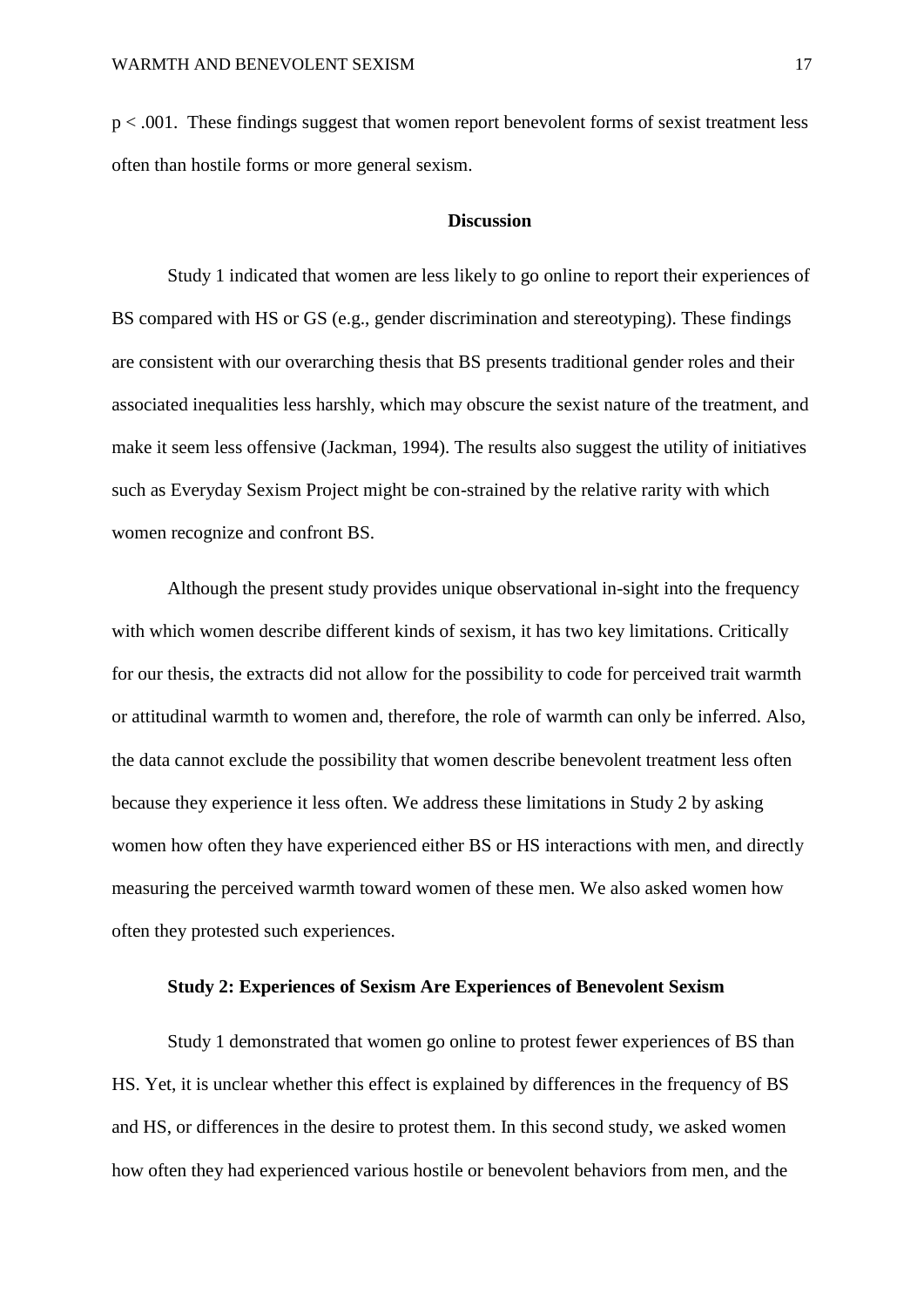$p < .001$. These findings suggest that women report benevolent forms of sexist treatment less often than hostile forms or more general sexism.

## Discussion

Study 1 indicated that women are less likely to go online to report their experiences of BS compared with HS or GS (e.g., gender discrimination and stereotyping). These findings are consistent with our overarching thesis that BS presents traditional gender roles and their associated inequalities less harshly, which may obscure the sexist nature of the treatment, and make it seem less offensive (Jackman, 1994). The results also suggest the utility of initiatives such as Everyday Sexism Project might be con-strained by the relative rarity with which women recognize and confront BS.

Although the present study provides unique observational in-sight into the frequency with which women describe different kinds of sexism, it has two key limitations. Critically for our thesis, the extracts did not allow for the possibility to code for perceived trait warmth or attitudinal warmth to women and, therefore, the role of warmth can only be inferred. Also, the data cannot exclude the possibility that women describe benevolent treatment less often because they experience it less often. We address these limitations in Study 2 by asking women how often they have experienced either BS or HS interactions with men, and directly measuring the perceived warmth toward women of these men. We also asked women how often they protested such experiences.

### Study 2: Experiences of Sexism Are Experiences of Benevolent Sexism

Study 1 demonstrated that women go online to protest fewer experiences of BS than HS. Yet, it is unclear whether this effect is explained by differences in the frequency of BS and HS, or differences in the desire to protest them. In this second study, we asked women how often they had experienced various hostile or benevolent behaviors from men, and the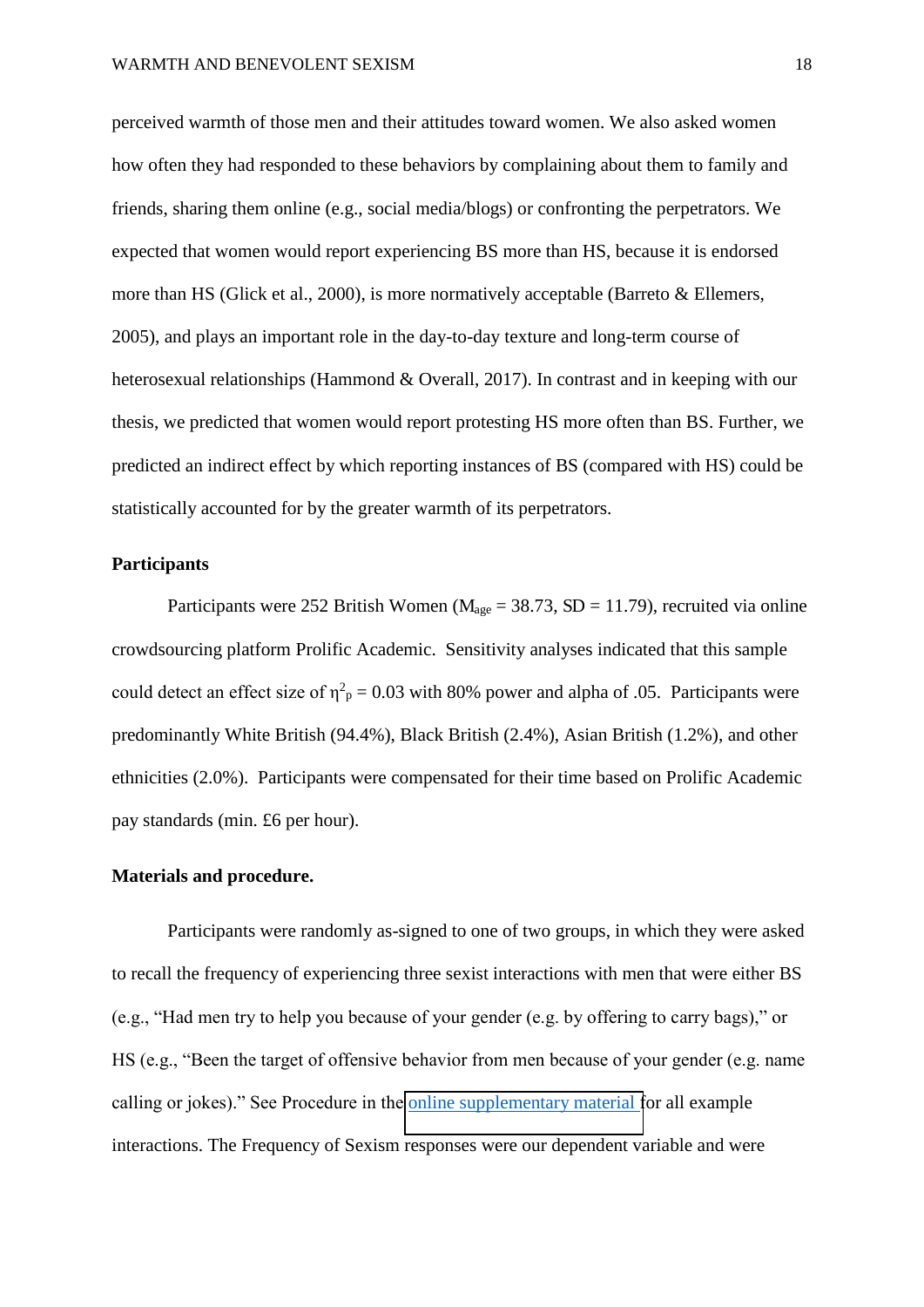perceived warmth of those men and their attitudes toward women. We also asked women how often they had responded to these behaviors by complaining about them to family and friends, sharing them online (e.g., social media/blogs) or confronting the perpetrators. We expected that women would report experiencing BS more than HS, because it is endorsed more than HS (Glick et al., 2000), is more normatively acceptable (Barreto & Ellemers, 2005), and plays an important role in the day-to-day texture and long-term course of heterosexual relationships (Hammond & Overall, 2017). In contrast and in keeping with our thesis, we predicted that women would report protesting HS more often than BS. Further, we predicted an indirect effect by which reporting instances of BS (compared with HS) could be statistically accounted for by the greater warmth of its perpetrators.

## Participants

Participants were 252 British Women ($M_{age}$ = 38.73, SD = 11.79), recruited via online crowdsourcing platform Prolific Academic. Sensitivity analyses indicated that this sample could detect an effect size of $\eta^2_p = 0.03$ with 80% power and alpha of .05. Participants were predominantly White British (94.4%), Black British (2.4%), Asian British (1.2%), and other ethnicities (2.0%). Participants were compensated for their time based on Prolific Academic pay standards (min. £6 per hour).

## Materials and procedure.

Participants were randomly as-signed to one of two groups, in which they were asked to recall the frequency of experiencing three sexist interactions with men that were either BS (e.g., "Had men try to help you because of your gender (e.g. by offering to carry bags)," or HS (e.g., "Been the target of offensive behavior from men because of your gender (e.g. name calling or jokes)." See Procedure in the online supplementary material for all example interactions. The Frequency of Sexism responses were our dependent variable and were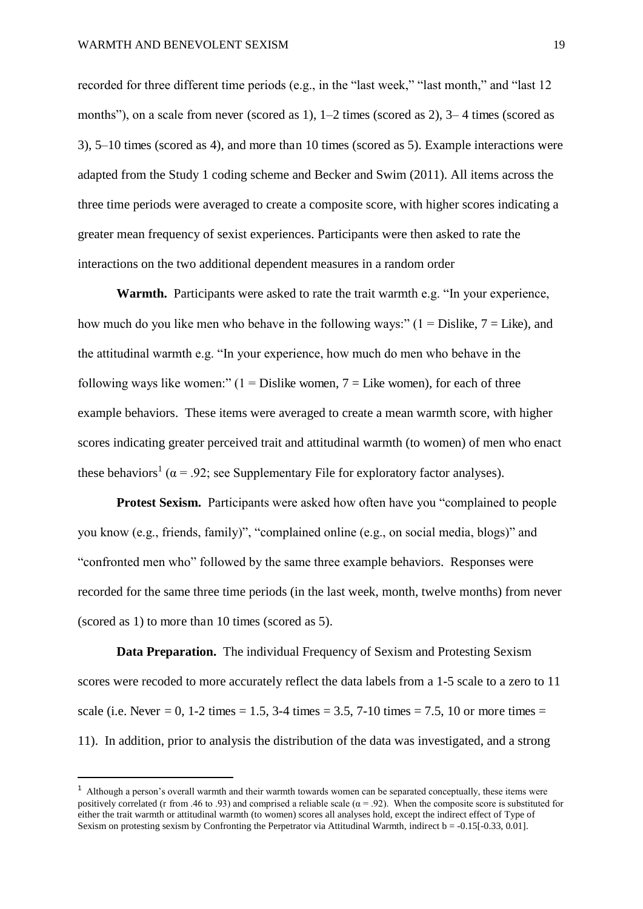recorded for three different time periods (e.g., in the "last week," "last month," and "last 12 months"), on a scale from never (scored as 1), 1–2 times (scored as 2), 3– 4 times (scored as 3), 5–10 times (scored as 4), and more than 10 times (scored as 5). Example interactions were adapted from the Study 1 coding scheme and Becker and Swim (2011). All items across the three time periods were averaged to create a composite score, with higher scores indicating a greater mean frequency of sexist experiences. Participants were then asked to rate the interactions on the two additional dependent measures in a random order

**Warmth.** Participants were asked to rate the trait warmth e.g. "In your experience, how much do you like men who behave in the following ways:" (1 = Dislike, 7 = Like), and the attitudinal warmth e.g. "In your experience, how much do men who behave in the following ways like women:" (1 = Dislike women, 7 = Like women), for each of three example behaviors. These items were averaged to create a mean warmth score, with higher scores indicating greater perceived trait and attitudinal warmth (to women) of men who enact these behaviors[1] ($\alpha = .92$; see Supplementary File for exploratory factor analyses).

**Protest Sexism.** Participants were asked how often have you "complained to people you know (e.g., friends, family)", "complained online (e.g., on social media, blogs)" and "confronted men who" followed by the same three example behaviors. Responses were recorded for the same three time periods (in the last week, month, twelve months) from never (scored as 1) to more than 10 times (scored as 5).

**Data Preparation.** The individual Frequency of Sexism and Protesting Sexism scores were recoded to more accurately reflect the data labels from a 1-5 scale to a zero to 11 scale (i.e. Never = 0, 1-2 times = 1.5, 3-4 times = 3.5, 7-10 times = 7.5, 10 or more times = 11). In addition, prior to analysis the distribution of the data was investigated, and a strong

[1] Although a person's overall warmth and their warmth towards women can be separated conceptually, these items were positively correlated (r from .46 to .93) and comprised a reliable scale ($\alpha = .92$). When the composite score is substituted for either the trait warmth or attitudinal warmth (to women) scores all analyses hold, except the indirect effect of Type of Sexism on protesting sexism by Confronting the Perpetrator via Attitudinal Warmth, indirect b = -0.15[-0.33, 0.01].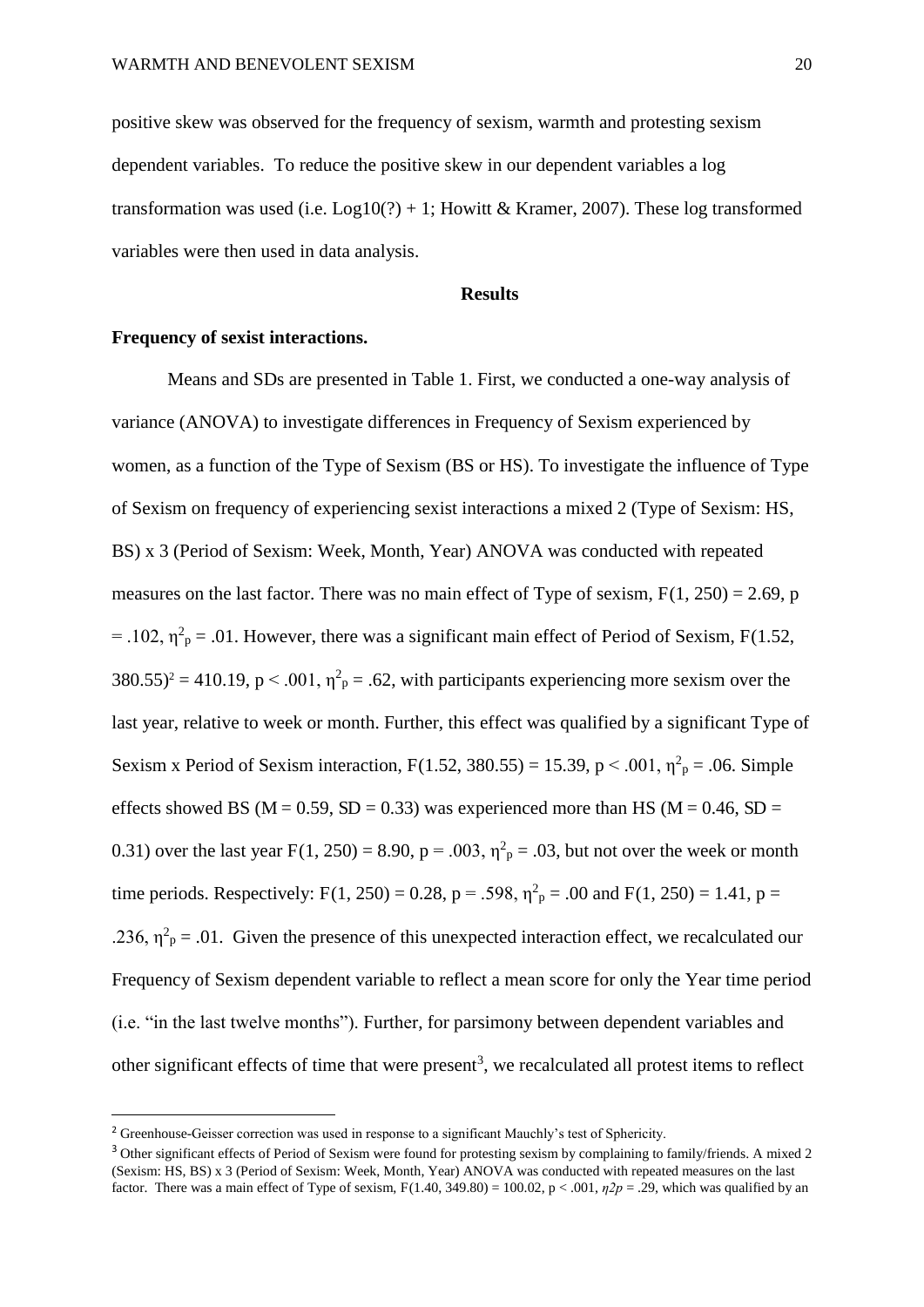positive skew was observed for the frequency of sexism, warmth and protesting sexism dependent variables. To reduce the positive skew in our dependent variables a log transformation was used (i.e. Log10(?) + 1; Howitt & Kramer, 2007). These log transformed variables were then used in data analysis.

## Results

**Frequency of sexist interactions.**

Means and SDs are presented in Table 1. First, we conducted a one-way analysis of variance (ANOVA) to investigate differences in Frequency of Sexism experienced by women, as a function of the Type of Sexism (BS or HS). To investigate the influence of Type of Sexism on frequency of experiencing sexist interactions a mixed 2 (Type of Sexism: HS, BS) x 3 (Period of Sexism: Week, Month, Year) ANOVA was conducted with repeated measures on the last factor. There was no main effect of Type of sexism, $F(1, 250) = 2.69$, $p = .102$, $\eta^2_p = .01$. However, there was a significant main effect of Period of Sexism, $F(1.52, 380.55)$[2] $= 410.19$, $p < .001$, $\eta^2_p = .62$, with participants experiencing more sexism over the last year, relative to week or month. Further, this effect was qualified by a significant Type of Sexism x Period of Sexism interaction, $F(1.52, 380.55) = 15.39$, $p < .001$, $\eta^2_p = .06$. Simple effects showed BS ($M = 0.59$, $SD = 0.33$) was experienced more than HS ($M = 0.46$, $SD = 0.31$) over the last year $F(1, 250) = 8.90$, $p = .003$, $\eta^2_p = .03$, but not over the week or month time periods. Respectively: $F(1, 250) = 0.28$, $p = .598$, $\eta^2_p = .00$ and $F(1, 250) = 1.41$, $p = .236$, $\eta^2_p = .01$. Given the presence of this unexpected interaction effect, we recalculated our Frequency of Sexism dependent variable to reflect a mean score for only the Year time period (i.e. "in the last twelve months"). Further, for parsimony between dependent variables and other significant effects of time that were present[3], we recalculated all protest items to reflect

---

[2] Greenhouse-Geisser correction was used in response to a significant Mauchly's test of Sphericity.

[3] Other significant effects of Period of Sexism were found for protesting sexism by complaining to family/friends. A mixed 2 (Sexism: HS, BS) x 3 (Period of Sexism: Week, Month, Year) ANOVA was conducted with repeated measures on the last factor. There was a main effect of Type of sexism, $F(1.40, 349.80) = 100.02$, $p < .001$, $\eta^2_p = .29$, which was qualified by an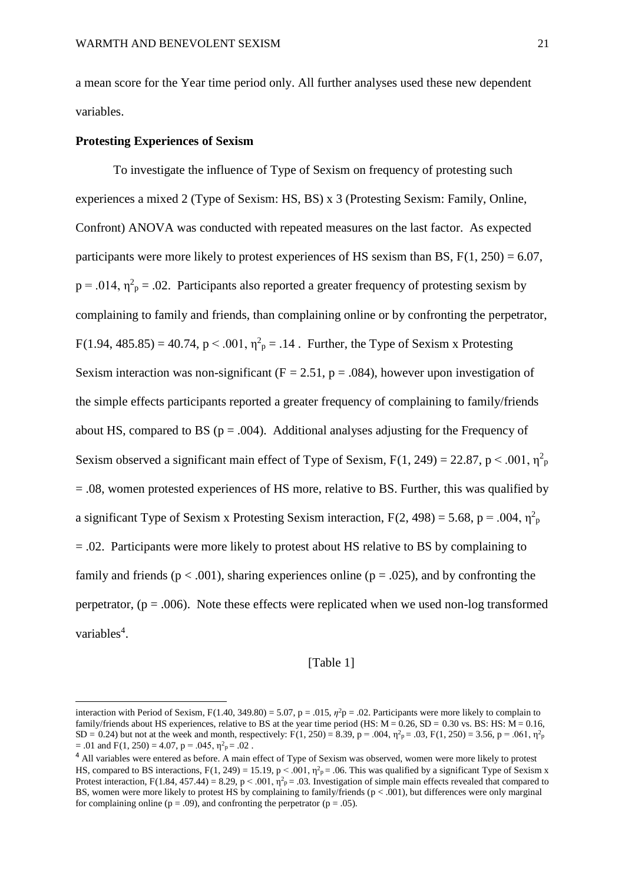a mean score for the Year time period only. All further analyses used these new dependent variables.

**Protesting Experiences of Sexism**

To investigate the influence of Type of Sexism on frequency of protesting such experiences a mixed 2 (Type of Sexism: HS, BS) x 3 (Protesting Sexism: Family, Online, Confront) ANOVA was conducted with repeated measures on the last factor. As expected participants were more likely to protest experiences of HS sexism than BS, $F(1, 250) = 6.07$, $p = .014$, $\eta^2_p = .02$. Participants also reported a greater frequency of protesting sexism by complaining to family and friends, than complaining online or by confronting the perpetrator, $F(1.94, 485.85) = 40.74$, $p < .001$, $\eta^2_p = .14$ . Further, the Type of Sexism x Protesting Sexism interaction was non-significant ($F = 2.51$, $p = .084$), however upon investigation of the simple effects participants reported a greater frequency of complaining to family/friends about HS, compared to BS ($p = .004$). Additional analyses adjusting for the Frequency of Sexism observed a significant main effect of Type of Sexism, $F(1, 249) = 22.87$, $p < .001$, $\eta^2_p = .08$, women protested experiences of HS more, relative to BS. Further, this was qualified by a significant Type of Sexism x Protesting Sexism interaction, $F(2, 498) = 5.68$, $p = .004$, $\eta^2_p = .02$. Participants were more likely to protest about HS relative to BS by complaining to family and friends ($p < .001$), sharing experiences online ($p = .025$), and by confronting the perpetrator, ($p = .006$). Note these effects were replicated when we used non-log transformed variables[4].

[Table 1]

interaction with Period of Sexism, $F(1.40, 349.80) = 5.07$, $p = .015$, $\eta^2p = .02$. Participants were more likely to complain to family/friends about HS experiences, relative to BS at the year time period (HS: $M = 0.26$, $SD = 0.30$ vs. BS: HS: $M = 0.16$, $SD = 0.24$) but not at the week and month, respectively: $F(1, 250) = 8.39$, $p = .004$, $\eta^2_p = .03$, $F(1, 250) = 3.56$, $p = .061$, $\eta^2_p = .01$ and $F(1, 250) = 4.07$, $p = .045$, $\eta^2_p = .02$ .

[4] All variables were entered as before. A main effect of Type of Sexism was observed, women were more likely to protest HS, compared to BS interactions, $F(1, 249) = 15.19$, $p < .001$, $\eta^2_p = .06$. This was qualified by a significant Type of Sexism x Protest interaction, $F(1.84, 457.44) = 8.29$, $p < .001$, $\eta^2_p = .03$. Investigation of simple main effects revealed that compared to BS, women were more likely to protest HS by complaining to family/friends ($p < .001$), but differences were only marginal for complaining online ($p = .09$), and confronting the perpetrator ($p = .05$).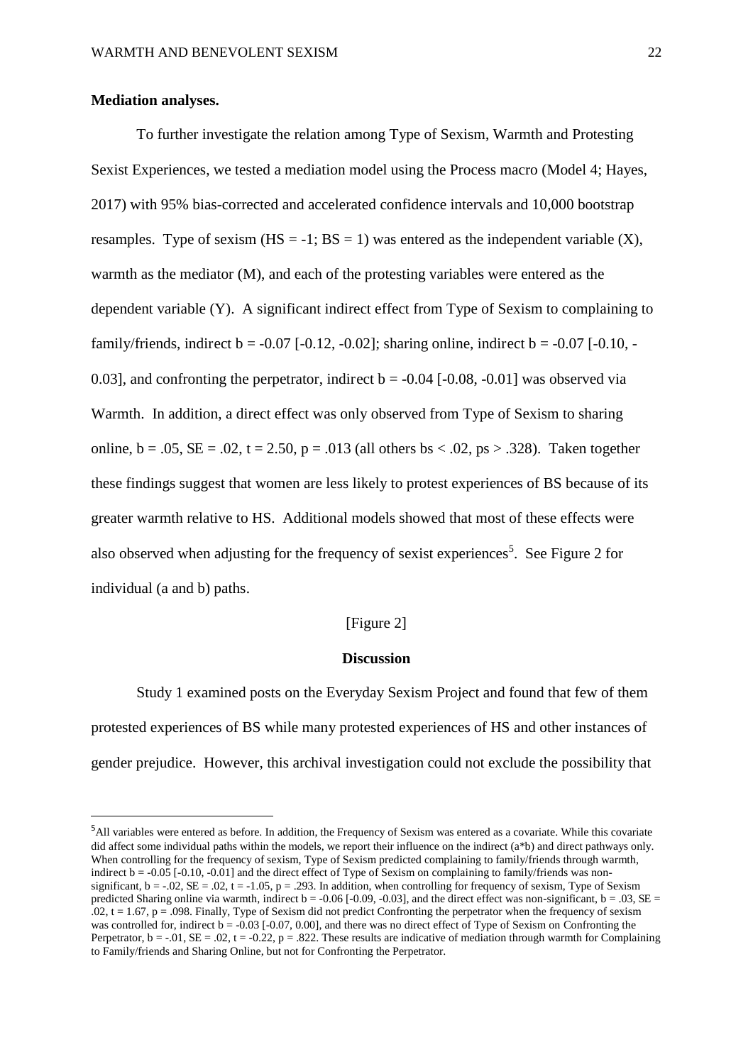**Mediation analyses.**

To further investigate the relation among Type of Sexism, Warmth and Protesting Sexist Experiences, we tested a mediation model using the Process macro (Model 4; Hayes, 2017) with 95% bias-corrected and accelerated confidence intervals and 10,000 bootstrap resamples. Type of sexism (HS = -1; BS = 1) was entered as the independent variable (X), warmth as the mediator (M), and each of the protesting variables were entered as the dependent variable (Y). A significant indirect effect from Type of Sexism to complaining to family/friends, indirect b = -0.07 [-0.12, -0.02]; sharing online, indirect b = -0.07 [-0.10, -0.03], and confronting the perpetrator, indirect b = -0.04 [-0.08, -0.01] was observed via Warmth. In addition, a direct effect was only observed from Type of Sexism to sharing online, b = .05, SE = .02, t = 2.50, p = .013 (all others bs < .02, ps > .328). Taken together these findings suggest that women are less likely to protest experiences of BS because of its greater warmth relative to HS. Additional models showed that most of these effects were also observed when adjusting for the frequency of sexist experiences[5]. See Figure 2 for individual (a and b) paths.

[Figure 2]

## Discussion

Study 1 examined posts on the Everyday Sexism Project and found that few of them protested experiences of BS while many protested experiences of HS and other instances of gender prejudice. However, this archival investigation could not exclude the possibility that

[5] All variables were entered as before. In addition, the Frequency of Sexism was entered as a covariate. While this covariate did affect some individual paths within the models, we report their influence on the indirect (a*b) and direct pathways only. When controlling for the frequency of sexism, Type of Sexism predicted complaining to family/friends through warmth, indirect b = -0.05 [-0.10, -0.01] and the direct effect of Type of Sexism on complaining to family/friends was non-significant, b = -.02, SE = .02, t = -1.05, p = .293. In addition, when controlling for frequency of sexism, Type of Sexism predicted Sharing online via warmth, indirect b = -0.06 [-0.09, -0.03], and the direct effect was non-significant, b = .03, SE = .02, t = 1.67, p = .098. Finally, Type of Sexism did not predict Confronting the perpetrator when the frequency of sexism was controlled for, indirect b = -0.03 [-0.07, 0.00], and there was no direct effect of Type of Sexism on Confronting the Perpetrator, b = -.01, SE = .02, t = -0.22, p = .822. These results are indicative of mediation through warmth for Complaining to Family/friends and Sharing Online, but not for Confronting the Perpetrator.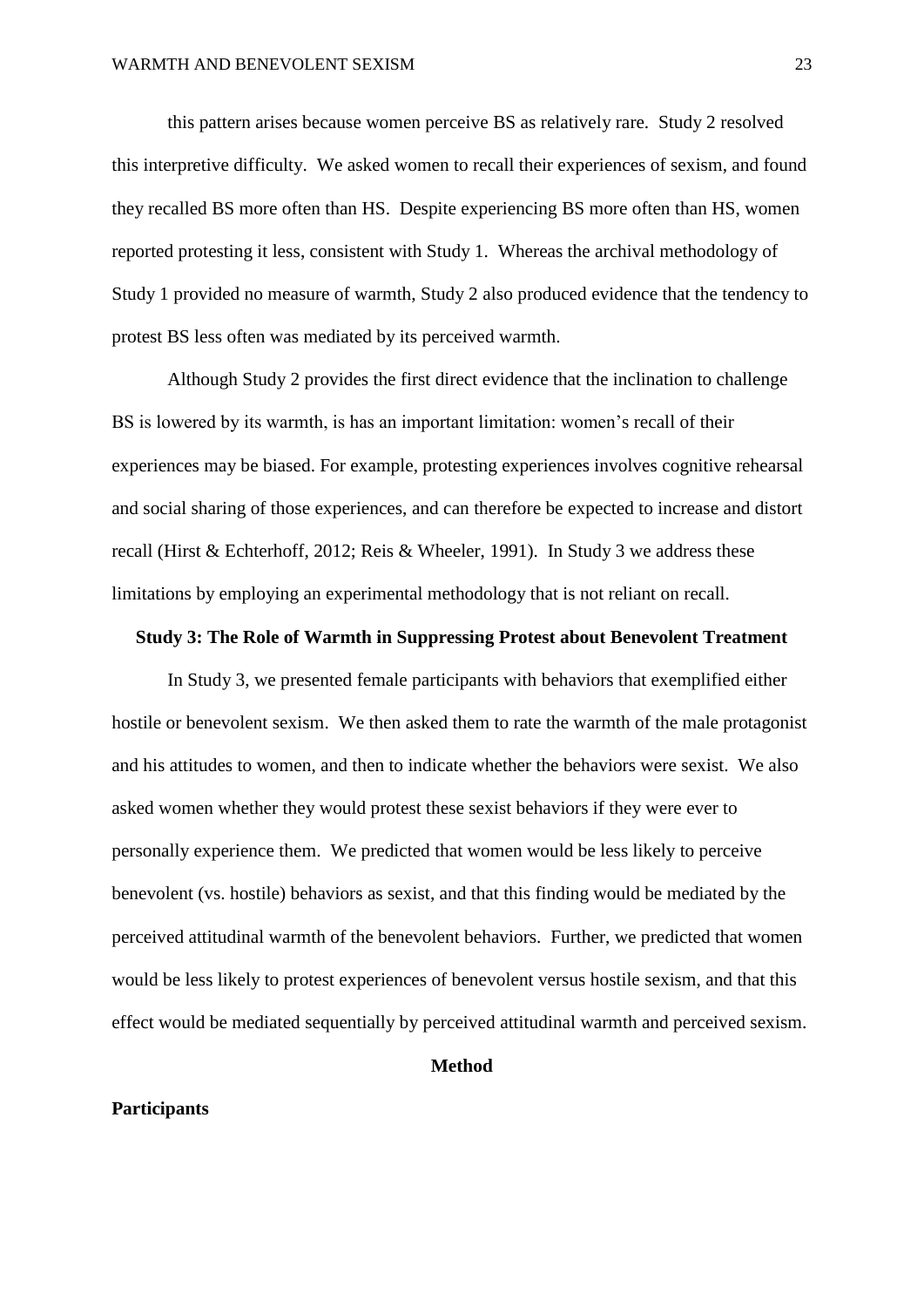this pattern arises because women perceive BS as relatively rare. Study 2 resolved this interpretive difficulty. We asked women to recall their experiences of sexism, and found they recalled BS more often than HS. Despite experiencing BS more often than HS, women reported protesting it less, consistent with Study 1. Whereas the archival methodology of Study 1 provided no measure of warmth, Study 2 also produced evidence that the tendency to protest BS less often was mediated by its perceived warmth.

Although Study 2 provides the first direct evidence that the inclination to challenge BS is lowered by its warmth, is has an important limitation: women's recall of their experiences may be biased. For example, protesting experiences involves cognitive rehearsal and social sharing of those experiences, and can therefore be expected to increase and distort recall (Hirst & Echterhoff, 2012; Reis & Wheeler, 1991). In Study 3 we address these limitations by employing an experimental methodology that is not reliant on recall.

## Study 3: The Role of Warmth in Suppressing Protest about Benevolent Treatment

In Study 3, we presented female participants with behaviors that exemplified either hostile or benevolent sexism. We then asked them to rate the warmth of the male protagonist and his attitudes to women, and then to indicate whether the behaviors were sexist. We also asked women whether they would protest these sexist behaviors if they were ever to personally experience them. We predicted that women would be less likely to perceive benevolent (vs. hostile) behaviors as sexist, and that this finding would be mediated by the perceived attitudinal warmth of the benevolent behaviors. Further, we predicted that women would be less likely to protest experiences of benevolent versus hostile sexism, and that this effect would be mediated sequentially by perceived attitudinal warmth and perceived sexism.

## Method

### Participants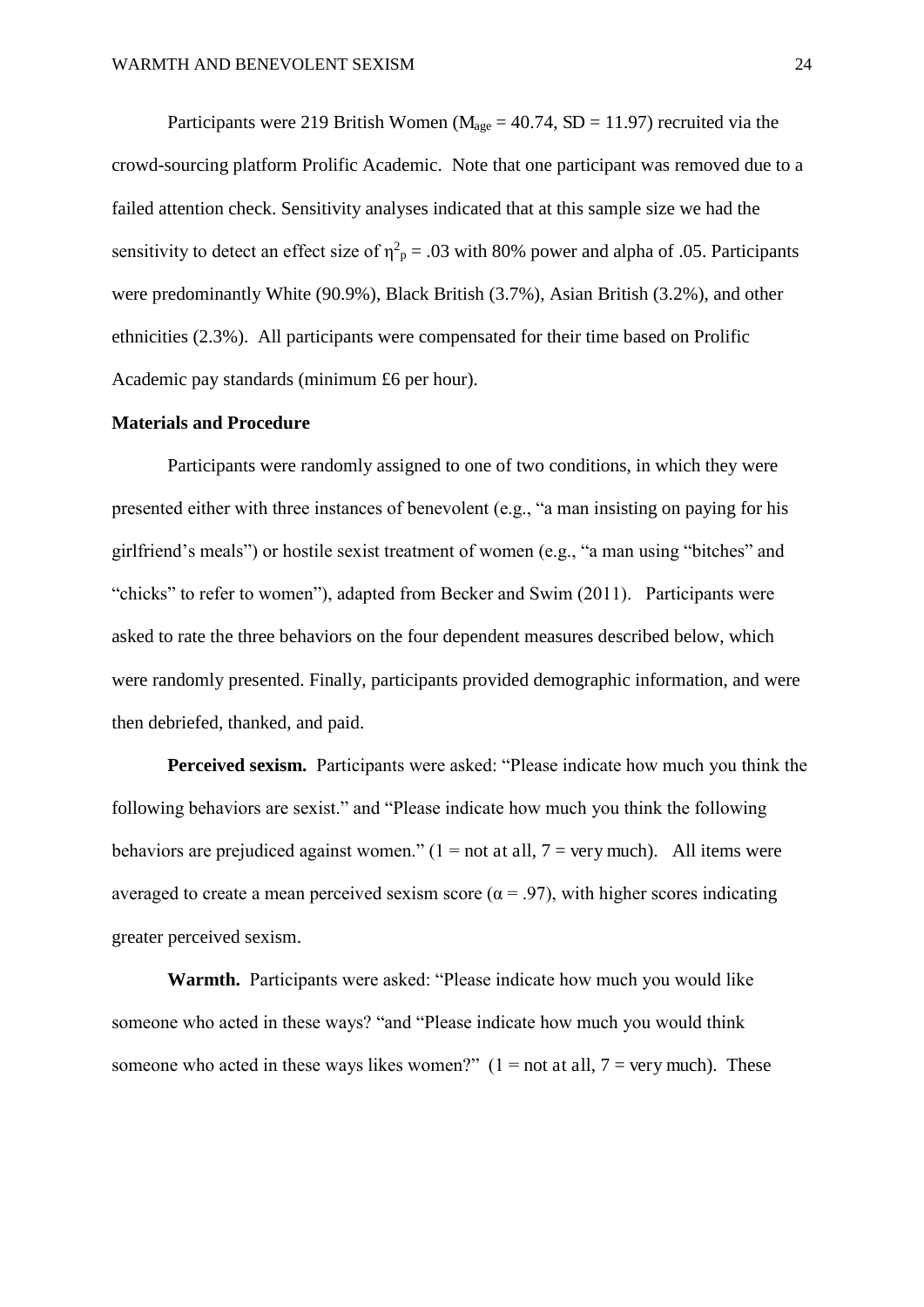Participants were 219 British Women ($M_{age}$ = 40.74, SD = 11.97) recruited via the crowd-sourcing platform Prolific Academic. Note that one participant was removed due to a failed attention check. Sensitivity analyses indicated that at this sample size we had the sensitivity to detect an effect size of $\eta^2_p$ = .03 with 80% power and alpha of .05. Participants were predominantly White (90.9%), Black British (3.7%), Asian British (3.2%), and other ethnicities (2.3%). All participants were compensated for their time based on Prolific Academic pay standards (minimum £6 per hour).

### Materials and Procedure

Participants were randomly assigned to one of two conditions, in which they were presented either with three instances of benevolent (e.g., "a man insisting on paying for his girlfriend's meals") or hostile sexist treatment of women (e.g., "a man using "bitches" and "chicks" to refer to women"), adapted from Becker and Swim (2011). Participants were asked to rate the three behaviors on the four dependent measures described below, which were randomly presented. Finally, participants provided demographic information, and were then debriefed, thanked, and paid.

**Perceived sexism.** Participants were asked: "Please indicate how much you think the following behaviors are sexist." and "Please indicate how much you think the following behaviors are prejudiced against women." (1 = not at all, 7 = very much). All items were averaged to create a mean perceived sexism score ($\alpha$ = .97), with higher scores indicating greater perceived sexism.

**Warmth.** Participants were asked: "Please indicate how much you would like someone who acted in these ways? "and "Please indicate how much you would think someone who acted in these ways likes women?" (1 = not at all, 7 = very much). These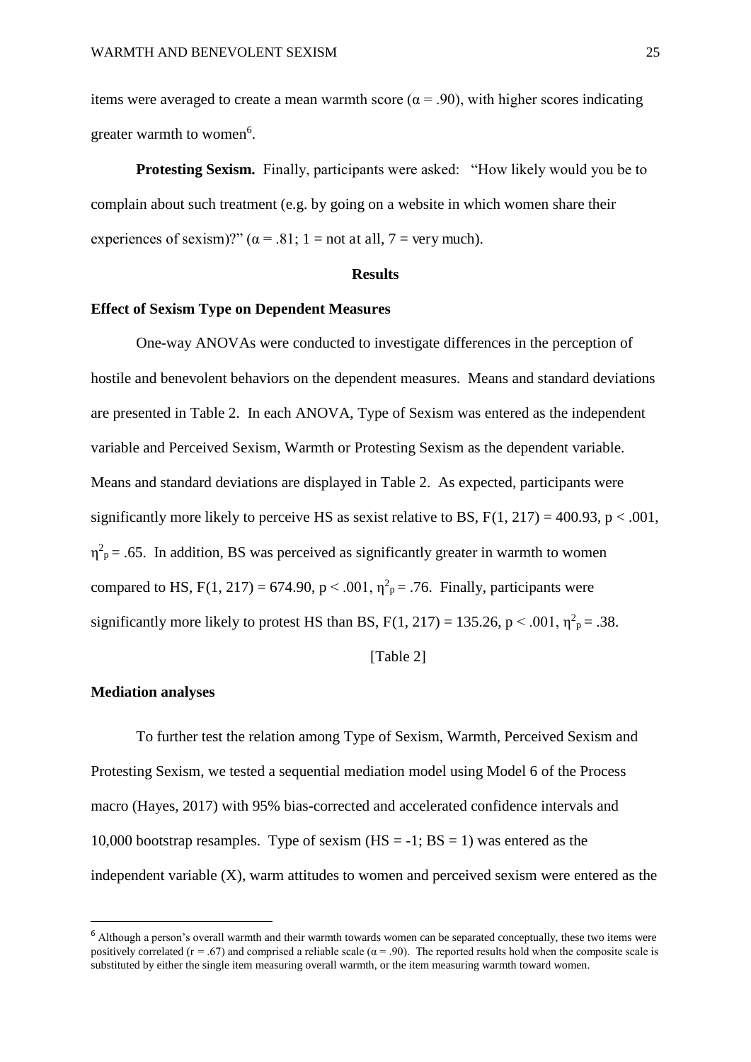items were averaged to create a mean warmth score ($\alpha = .90$), with higher scores indicating greater warmth to women[6].

**Protesting Sexism.** Finally, participants were asked: "How likely would you be to complain about such treatment (e.g. by going on a website in which women share their experiences of sexism)?" ($\alpha = .81$; 1 = not at all, 7 = very much).

## Results

### Effect of Sexism Type on Dependent Measures

One-way ANOVAs were conducted to investigate differences in the perception of hostile and benevolent behaviors on the dependent measures. Means and standard deviations are presented in Table 2. In each ANOVA, Type of Sexism was entered as the independent variable and Perceived Sexism, Warmth or Protesting Sexism as the dependent variable. Means and standard deviations are displayed in Table 2. As expected, participants were significantly more likely to perceive HS as sexist relative to BS, $F(1, 217) = 400.93$, $p < .001$, $\eta^2_p = .65$. In addition, BS was perceived as significantly greater in warmth to women compared to HS, $F(1, 217) = 674.90$, $p < .001$, $\eta^2_p = .76$. Finally, participants were significantly more likely to protest HS than BS, $F(1, 217) = 135.26$, $p < .001$, $\eta^2_p = .38$.

[Table 2]

### Mediation analyses

To further test the relation among Type of Sexism, Warmth, Perceived Sexism and Protesting Sexism, we tested a sequential mediation model using Model 6 of the Process macro (Hayes, 2017) with 95% bias-corrected and accelerated confidence intervals and 10,000 bootstrap resamples. Type of sexism (HS = -1; BS = 1) was entered as the independent variable (X), warm attitudes to women and perceived sexism were entered as the

---

[6] Although a person's overall warmth and their warmth towards women can be separated conceptually, these two items were positively correlated ($r = .67$) and comprised a reliable scale ($\alpha = .90$). The reported results hold when the composite scale is substituted by either the single item measuring overall warmth, or the item measuring warmth toward women.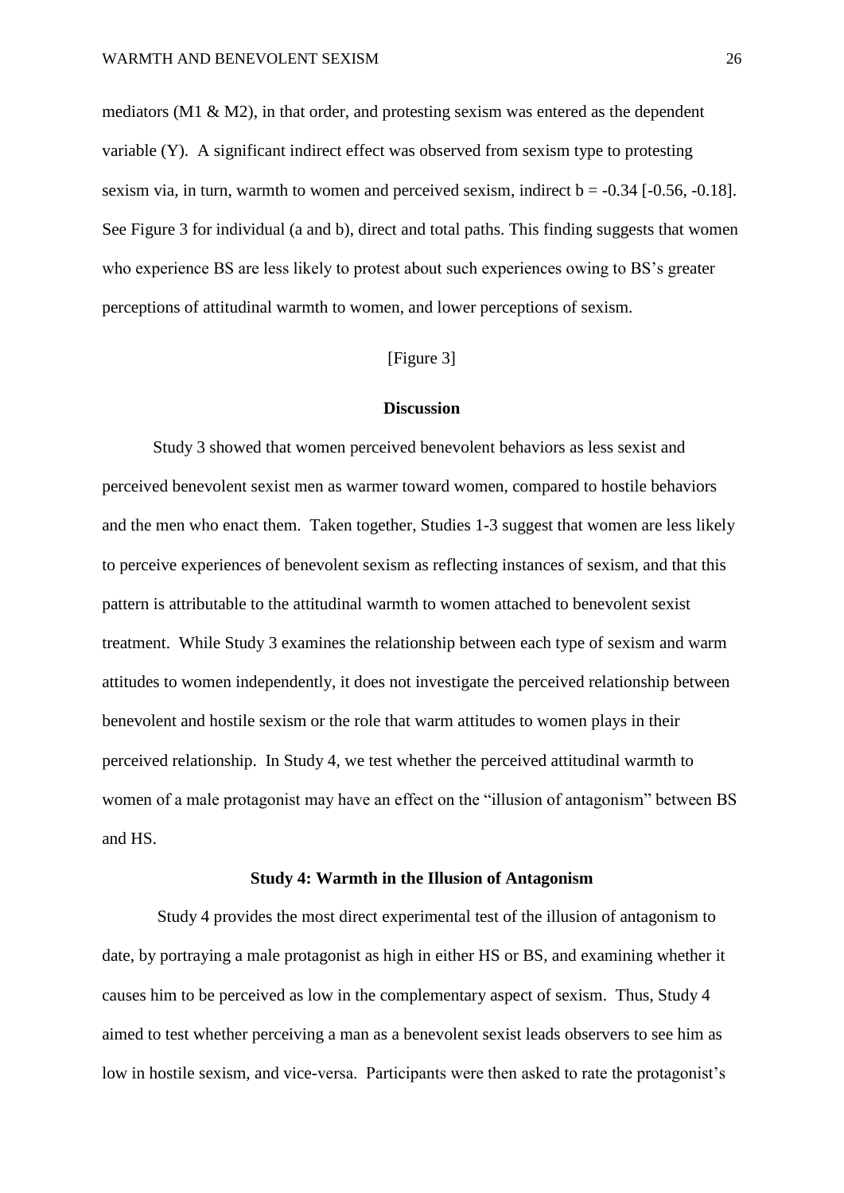mediators (M1 & M2), in that order, and protesting sexism was entered as the dependent variable (Y). A significant indirect effect was observed from sexism type to protesting sexism via, in turn, warmth to women and perceived sexism, indirect $b = -0.34$ [-0.56, -0.18]. See Figure 3 for individual (a and b), direct and total paths. This finding suggests that women who experience BS are less likely to protest about such experiences owing to BS's greater perceptions of attitudinal warmth to women, and lower perceptions of sexism.

[Figure 3]

## Discussion

Study 3 showed that women perceived benevolent behaviors as less sexist and perceived benevolent sexist men as warmer toward women, compared to hostile behaviors and the men who enact them. Taken together, Studies 1-3 suggest that women are less likely to perceive experiences of benevolent sexism as reflecting instances of sexism, and that this pattern is attributable to the attitudinal warmth to women attached to benevolent sexist treatment. While Study 3 examines the relationship between each type of sexism and warm attitudes to women independently, it does not investigate the perceived relationship between benevolent and hostile sexism or the role that warm attitudes to women plays in their perceived relationship. In Study 4, we test whether the perceived attitudinal warmth to women of a male protagonist may have an effect on the "illusion of antagonism" between BS and HS.

## Study 4: Warmth in the Illusion of Antagonism

Study 4 provides the most direct experimental test of the illusion of antagonism to date, by portraying a male protagonist as high in either HS or BS, and examining whether it causes him to be perceived as low in the complementary aspect of sexism. Thus, Study 4 aimed to test whether perceiving a man as a benevolent sexist leads observers to see him as low in hostile sexism, and vice-versa. Participants were then asked to rate the protagonist's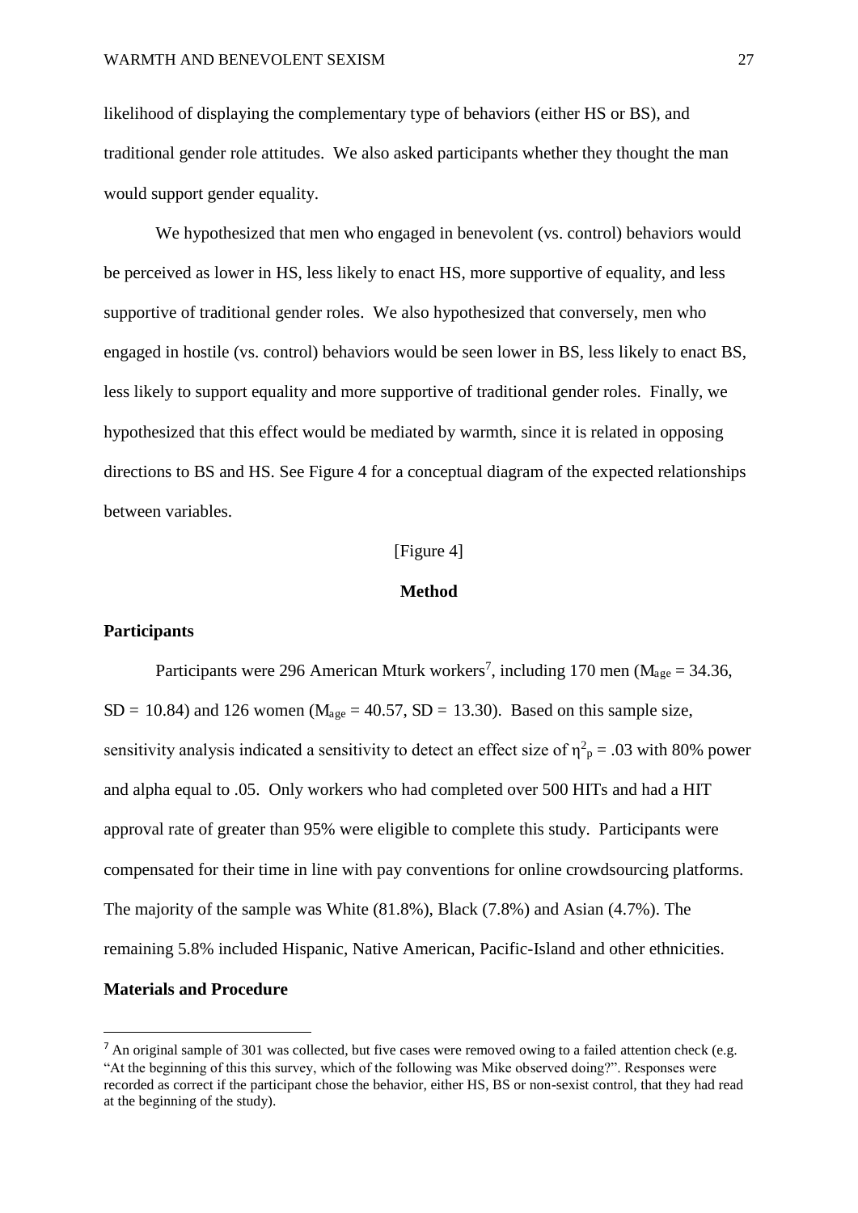likelihood of displaying the complementary type of behaviors (either HS or BS), and traditional gender role attitudes. We also asked participants whether they thought the man would support gender equality.

We hypothesized that men who engaged in benevolent (vs. control) behaviors would be perceived as lower in HS, less likely to enact HS, more supportive of equality, and less supportive of traditional gender roles. We also hypothesized that conversely, men who engaged in hostile (vs. control) behaviors would be seen lower in BS, less likely to enact BS, less likely to support equality and more supportive of traditional gender roles. Finally, we hypothesized that this effect would be mediated by warmth, since it is related in opposing directions to BS and HS. See Figure 4 for a conceptual diagram of the expected relationships between variables.

[Figure 4]

## Method

### Participants

Participants were 296 American Mturk workers[7], including 170 men ($M_{age}$ = 34.36, SD = 10.84) and 126 women ($M_{age}$ = 40.57, SD = 13.30). Based on this sample size, sensitivity analysis indicated a sensitivity to detect an effect size of $\eta^2_p$ = .03 with 80% power and alpha equal to .05. Only workers who had completed over 500 HITs and had a HIT approval rate of greater than 95% were eligible to complete this study. Participants were compensated for their time in line with pay conventions for online crowdsourcing platforms. The majority of the sample was White (81.8%), Black (7.8%) and Asian (4.7%). The remaining 5.8% included Hispanic, Native American, Pacific-Island and other ethnicities.

### Materials and Procedure

[7] An original sample of 301 was collected, but five cases were removed owing to a failed attention check (e.g. "At the beginning of this this survey, which of the following was Mike observed doing?". Responses were recorded as correct if the participant chose the behavior, either HS, BS or non-sexist control, that they had read at the beginning of the study).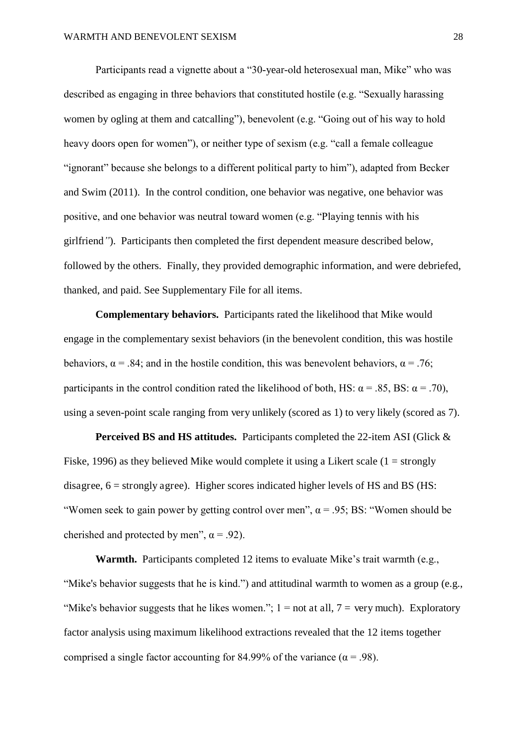Participants read a vignette about a “30-year-old heterosexual man, Mike” who was described as engaging in three behaviors that constituted hostile (e.g. “Sexually harassing women by ogling at them and catcalling”), benevolent (e.g. “Going out of his way to hold heavy doors open for women”), or neither type of sexism (e.g. “call a female colleague “ignorant” because she belongs to a different political party to him”), adapted from Becker and Swim (2011). In the control condition, one behavior was negative, one behavior was positive, and one behavior was neutral toward women (e.g. “Playing tennis with his girlfriend*”*). Participants then completed the first dependent measure described below, followed by the others. Finally, they provided demographic information, and were debriefed, thanked, and paid. See Supplementary File for all items.

**Complementary behaviors.** Participants rated the likelihood that Mike would engage in the complementary sexist behaviors (in the benevolent condition, this was hostile behaviors, $\alpha = .84$; and in the hostile condition, this was benevolent behaviors, $\alpha = .76$; participants in the control condition rated the likelihood of both, HS: $\alpha = .85$, BS: $\alpha = .70$), using a seven-point scale ranging from very unlikely (scored as 1) to very likely (scored as 7).

**Perceived BS and HS attitudes.** Participants completed the 22-item ASI (Glick & Fiske, 1996) as they believed Mike would complete it using a Likert scale (1 = strongly disagree, 6 = strongly agree). Higher scores indicated higher levels of HS and BS (HS: “Women seek to gain power by getting control over men”, $\alpha = .95$; BS: “Women should be cherished and protected by men”, $\alpha = .92$).

**Warmth.** Participants completed 12 items to evaluate Mike’s trait warmth (e.g., “Mike's behavior suggests that he is kind.”) and attitudinal warmth to women as a group (e.g., “Mike's behavior suggests that he likes women.”; 1 = not at all, 7 = very much). Exploratory factor analysis using maximum likelihood extractions revealed that the 12 items together comprised a single factor accounting for 84.99% of the variance ($\alpha = .98$).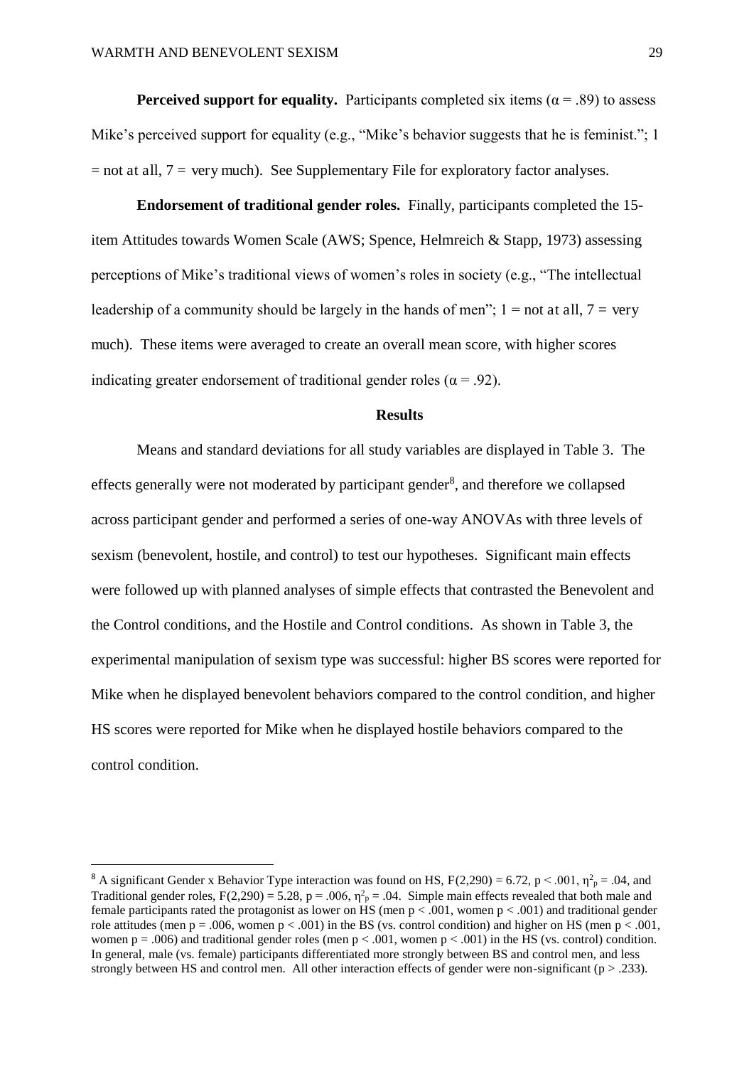**Perceived support for equality.** Participants completed six items ($\alpha = .89$) to assess Mike's perceived support for equality (e.g., "Mike's behavior suggests that he is feminist."; 1 = not at all, 7 = very much). See Supplementary File for exploratory factor analyses.

**Endorsement of traditional gender roles.** Finally, participants completed the 15-item Attitudes towards Women Scale (AWS; Spence, Helmreich & Stapp, 1973) assessing perceptions of Mike's traditional views of women's roles in society (e.g., "The intellectual leadership of a community should be largely in the hands of men"; 1 = not at all, 7 = very much). These items were averaged to create an overall mean score, with higher scores indicating greater endorsement of traditional gender roles ($\alpha = .92$).

## Results

Means and standard deviations for all study variables are displayed in Table 3. The effects generally were not moderated by participant gender[8], and therefore we collapsed across participant gender and performed a series of one-way ANOVAs with three levels of sexism (benevolent, hostile, and control) to test our hypotheses. Significant main effects were followed up with planned analyses of simple effects that contrasted the Benevolent and the Control conditions, and the Hostile and Control conditions. As shown in Table 3, the experimental manipulation of sexism type was successful: higher BS scores were reported for Mike when he displayed benevolent behaviors compared to the control condition, and higher HS scores were reported for Mike when he displayed hostile behaviors compared to the control condition.

[8] A significant Gender x Behavior Type interaction was found on HS, $F(2,290) = 6.72$, $p < .001$, $\eta^2_p = .04$, and Traditional gender roles, $F(2,290) = 5.28$, $p = .006$, $\eta^2_p = .04$. Simple main effects revealed that both male and female participants rated the protagonist as lower on HS (men $p < .001$, women $p < .001$) and traditional gender role attitudes (men $p = .006$, women $p < .001$) in the BS (vs. control condition) and higher on HS (men $p < .001$, women $p = .006$) and traditional gender roles (men $p < .001$, women $p < .001$) in the HS (vs. control) condition. In general, male (vs. female) participants differentiated more strongly between BS and control men, and less strongly between HS and control men. All other interaction effects of gender were non-significant ($p > .233$).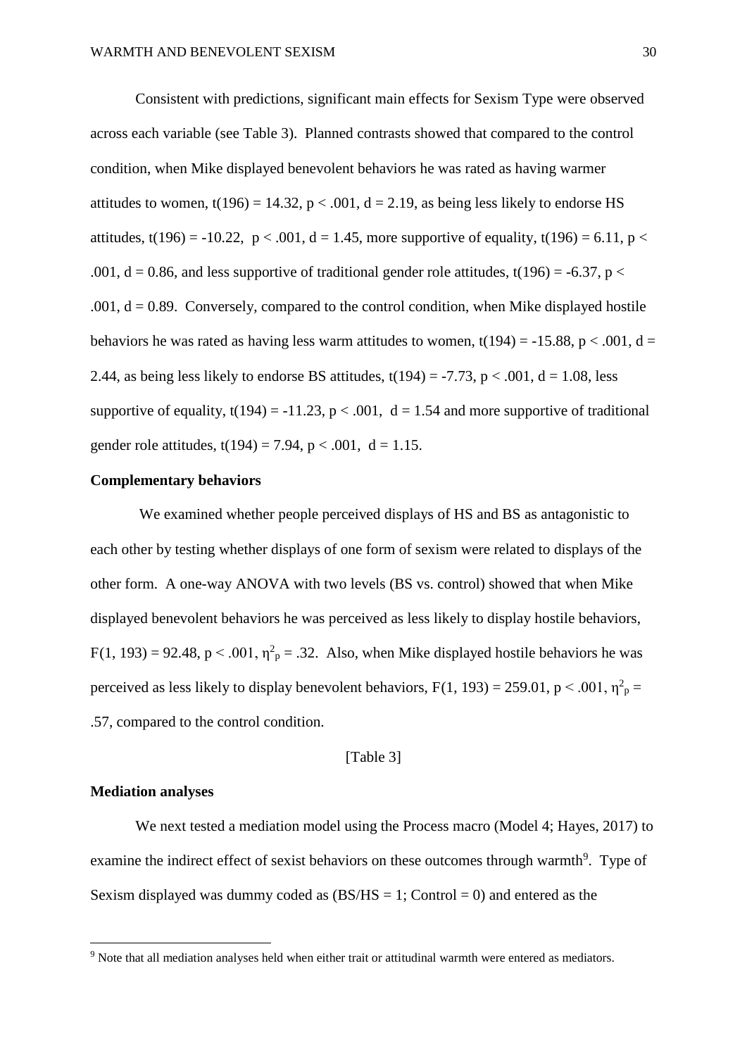Consistent with predictions, significant main effects for Sexism Type were observed across each variable (see Table 3). Planned contrasts showed that compared to the control condition, when Mike displayed benevolent behaviors he was rated as having warmer attitudes to women, $t(196) = 14.32$, $p < .001$, $d = 2.19$, as being less likely to endorse HS attitudes, $t(196) = -10.22$, $p < .001$, $d = 1.45$, more supportive of equality, $t(196) = 6.11$, $p < .001$, $d = 0.86$, and less supportive of traditional gender role attitudes, $t(196) = -6.37$, $p < .001$, $d = 0.89$. Conversely, compared to the control condition, when Mike displayed hostile behaviors he was rated as having less warm attitudes to women, $t(194) = -15.88$, $p < .001$, $d = 2.44$, as being less likely to endorse BS attitudes, $t(194) = -7.73$, $p < .001$, $d = 1.08$, less supportive of equality, $t(194) = -11.23$, $p < .001$, $d = 1.54$ and more supportive of traditional gender role attitudes, $t(194) = 7.94$, $p < .001$, $d = 1.15$.

**Complementary behaviors**

We examined whether people perceived displays of HS and BS as antagonistic to each other by testing whether displays of one form of sexism were related to displays of the other form. A one-way ANOVA with two levels (BS vs. control) showed that when Mike displayed benevolent behaviors he was perceived as less likely to display hostile behaviors, $F(1, 193) = 92.48$, $p < .001$, $\eta^2_p = .32$. Also, when Mike displayed hostile behaviors he was perceived as less likely to display benevolent behaviors, $F(1, 193) = 259.01$, $p < .001$, $\eta^2_p = .57$, compared to the control condition.

[Table 3]

**Mediation analyses**

We next tested a mediation model using the Process macro (Model 4; Hayes, 2017) to examine the indirect effect of sexist behaviors on these outcomes through warmth[9]. Type of Sexism displayed was dummy coded as (BS/HS = 1; Control = 0) and entered as the

[9] Note that all mediation analyses held when either trait or attitudinal warmth were entered as mediators.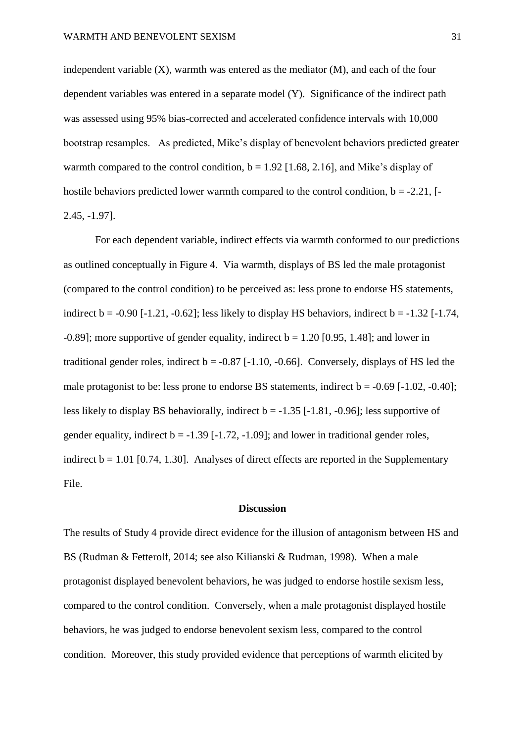independent variable (X), warmth was entered as the mediator (M), and each of the four dependent variables was entered in a separate model (Y). Significance of the indirect path was assessed using 95% bias-corrected and accelerated confidence intervals with 10,000 bootstrap resamples. As predicted, Mike's display of benevolent behaviors predicted greater warmth compared to the control condition, $b = 1.92$ [1.68, 2.16], and Mike's display of hostile behaviors predicted lower warmth compared to the control condition, $b = -2.21$, [-2.45, -1.97].

For each dependent variable, indirect effects via warmth conformed to our predictions as outlined conceptually in Figure 4. Via warmth, displays of BS led the male protagonist (compared to the control condition) to be perceived as: less prone to endorse HS statements, indirect $b = -0.90$ [-1.21, -0.62]; less likely to display HS behaviors, indirect $b = -1.32$ [-1.74, -0.89]; more supportive of gender equality, indirect $b = 1.20$ [0.95, 1.48]; and lower in traditional gender roles, indirect $b = -0.87$ [-1.10, -0.66]. Conversely, displays of HS led the male protagonist to be: less prone to endorse BS statements, indirect $b = -0.69$ [-1.02, -0.40]; less likely to display BS behaviorally, indirect $b = -1.35$ [-1.81, -0.96]; less supportive of gender equality, indirect $b = -1.39$ [-1.72, -1.09]; and lower in traditional gender roles, indirect $b = 1.01$ [0.74, 1.30]. Analyses of direct effects are reported in the Supplementary File.

## Discussion

The results of Study 4 provide direct evidence for the illusion of antagonism between HS and BS (Rudman & Fetterolf, 2014; see also Kilianski & Rudman, 1998). When a male protagonist displayed benevolent behaviors, he was judged to endorse hostile sexism less, compared to the control condition. Conversely, when a male protagonist displayed hostile behaviors, he was judged to endorse benevolent sexism less, compared to the control condition. Moreover, this study provided evidence that perceptions of warmth elicited by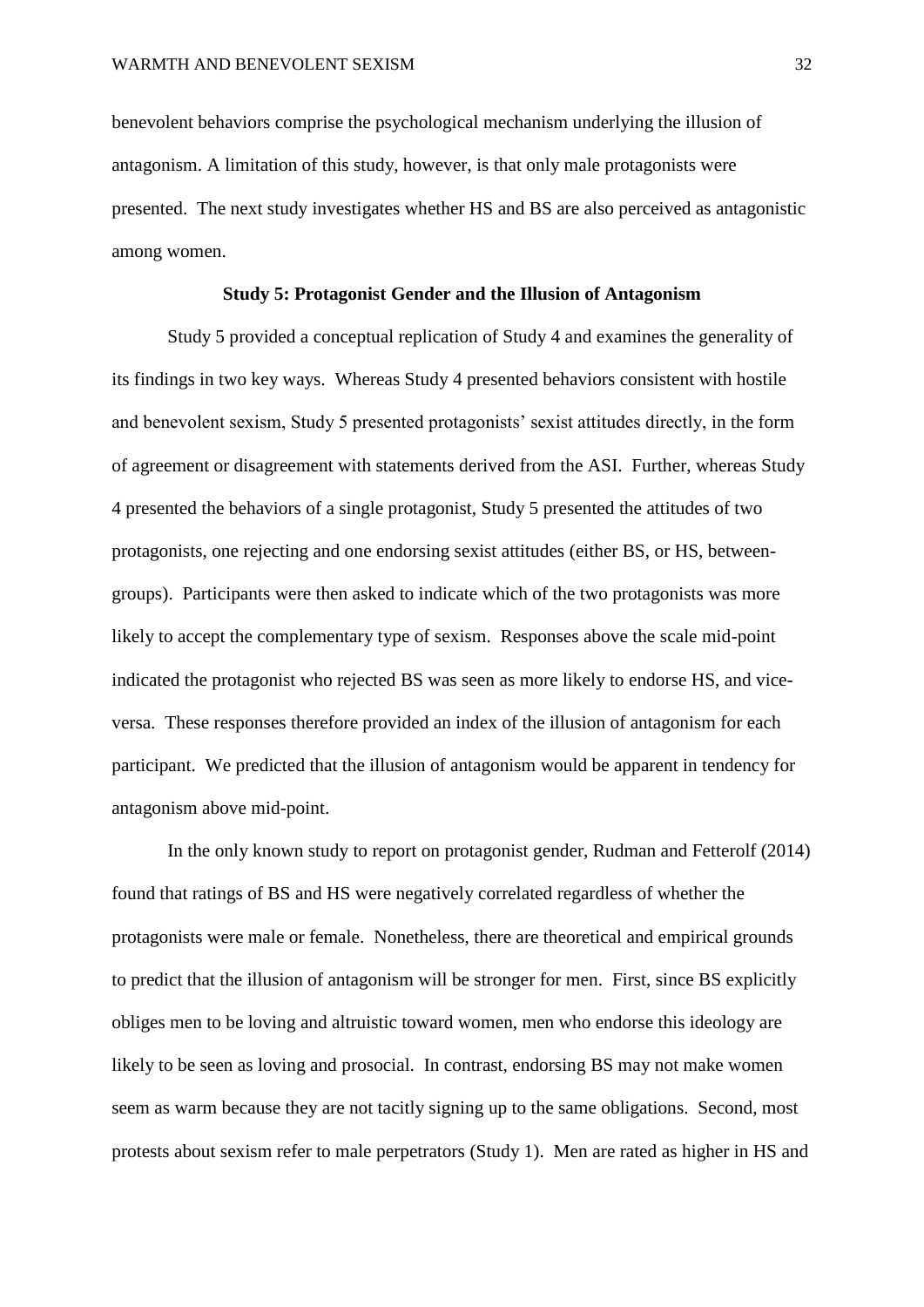benevolent behaviors comprise the psychological mechanism underlying the illusion of antagonism. A limitation of this study, however, is that only male protagonists were presented. The next study investigates whether HS and BS are also perceived as antagonistic among women.

## Study 5: Protagonist Gender and the Illusion of Antagonism

Study 5 provided a conceptual replication of Study 4 and examines the generality of its findings in two key ways. Whereas Study 4 presented behaviors consistent with hostile and benevolent sexism, Study 5 presented protagonists' sexist attitudes directly, in the form of agreement or disagreement with statements derived from the ASI. Further, whereas Study 4 presented the behaviors of a single protagonist, Study 5 presented the attitudes of two protagonists, one rejecting and one endorsing sexist attitudes (either BS, or HS, between-groups). Participants were then asked to indicate which of the two protagonists was more likely to accept the complementary type of sexism. Responses above the scale mid-point indicated the protagonist who rejected BS was seen as more likely to endorse HS, and vice-versa. These responses therefore provided an index of the illusion of antagonism for each participant. We predicted that the illusion of antagonism would be apparent in tendency for antagonism above mid-point.

In the only known study to report on protagonist gender, Rudman and Fetterolf (2014) found that ratings of BS and HS were negatively correlated regardless of whether the protagonists were male or female. Nonetheless, there are theoretical and empirical grounds to predict that the illusion of antagonism will be stronger for men. First, since BS explicitly obliges men to be loving and altruistic toward women, men who endorse this ideology are likely to be seen as loving and prosocial. In contrast, endorsing BS may not make women seem as warm because they are not tacitly signing up to the same obligations. Second, most protests about sexism refer to male perpetrators (Study 1). Men are rated as higher in HS and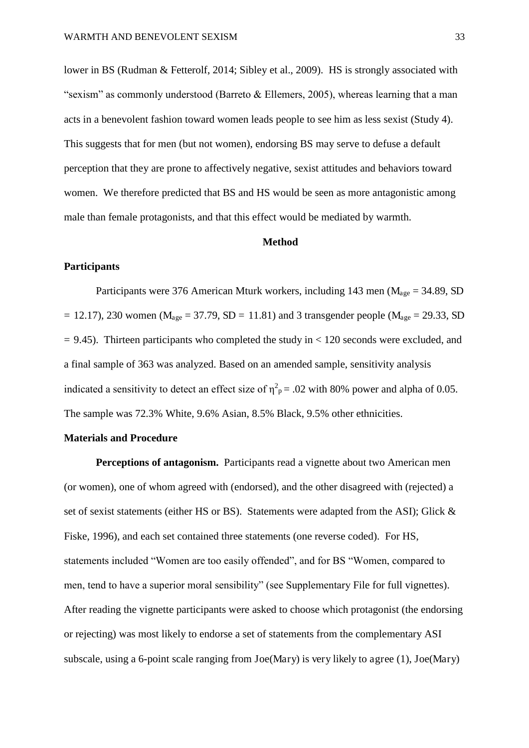lower in BS (Rudman & Fetterolf, 2014; Sibley et al., 2009). HS is strongly associated with "sexism" as commonly understood (Barreto & Ellemers, 2005), whereas learning that a man acts in a benevolent fashion toward women leads people to see him as less sexist (Study 4). This suggests that for men (but not women), endorsing BS may serve to defuse a default perception that they are prone to affectively negative, sexist attitudes and behaviors toward women. We therefore predicted that BS and HS would be seen as more antagonistic among male than female protagonists, and that this effect would be mediated by warmth.

## Method

### Participants

Participants were 376 American Mturk workers, including 143 men ($M_{age}$ = 34.89, SD = 12.17), 230 women ($M_{age}$ = 37.79, SD = 11.81) and 3 transgender people ($M_{age}$ = 29.33, SD = 9.45). Thirteen participants who completed the study in < 120 seconds were excluded, and a final sample of 363 was analyzed. Based on an amended sample, sensitivity analysis indicated a sensitivity to detect an effect size of $\eta^2_p = .02$ with 80% power and alpha of 0.05. The sample was 72.3% White, 9.6% Asian, 8.5% Black, 9.5% other ethnicities.

### Materials and Procedure

**Perceptions of antagonism.** Participants read a vignette about two American men (or women), one of whom agreed with (endorsed), and the other disagreed with (rejected) a set of sexist statements (either HS or BS). Statements were adapted from the ASI); Glick & Fiske, 1996), and each set contained three statements (one reverse coded). For HS, statements included "Women are too easily offended", and for BS "Women, compared to men, tend to have a superior moral sensibility" (see Supplementary File for full vignettes). After reading the vignette participants were asked to choose which protagonist (the endorsing or rejecting) was most likely to endorse a set of statements from the complementary ASI subscale, using a 6-point scale ranging from Joe(Mary) is very likely to agree (1), Joe(Mary)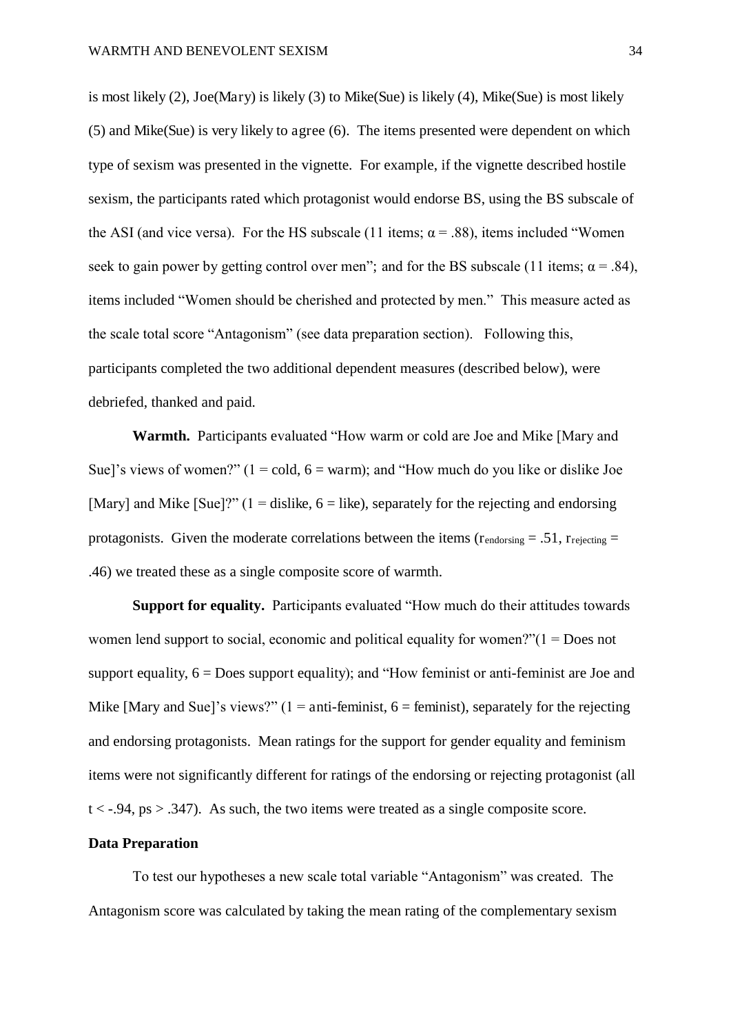is most likely (2), Joe(Mary) is likely (3) to Mike(Sue) is likely (4), Mike(Sue) is most likely (5) and Mike(Sue) is very likely to agree (6). The items presented were dependent on which type of sexism was presented in the vignette. For example, if the vignette described hostile sexism, the participants rated which protagonist would endorse BS, using the BS subscale of the ASI (and vice versa). For the HS subscale (11 items; $\alpha = .88$), items included "Women seek to gain power by getting control over men"; and for the BS subscale (11 items; $\alpha = .84$), items included "Women should be cherished and protected by men." This measure acted as the scale total score "Antagonism" (see data preparation section). Following this, participants completed the two additional dependent measures (described below), were debriefed, thanked and paid.

**Warmth.** Participants evaluated "How warm or cold are Joe and Mike [Mary and Sue]'s views of women?" (1 = cold, 6 = warm); and "How much do you like or dislike Joe [Mary] and Mike [Sue]?" (1 = dislike, 6 = like), separately for the rejecting and endorsing protagonists. Given the moderate correlations between the items ($r_{endorsing} = .51$, $r_{rejecting} = .46$) we treated these as a single composite score of warmth.

**Support for equality.** Participants evaluated "How much do their attitudes towards women lend support to social, economic and political equality for women?"(1 = Does not support equality, 6 = Does support equality); and "How feminist or anti-feminist are Joe and Mike [Mary and Sue]'s views?" (1 = anti-feminist, 6 = feminist), separately for the rejecting and endorsing protagonists. Mean ratings for the support for gender equality and feminism items were not significantly different for ratings of the endorsing or rejecting protagonist (all $t < -.94$, $ps > .347$). As such, the two items were treated as a single composite score.

## Data Preparation

To test our hypotheses a new scale total variable "Antagonism" was created. The Antagonism score was calculated by taking the mean rating of the complementary sexism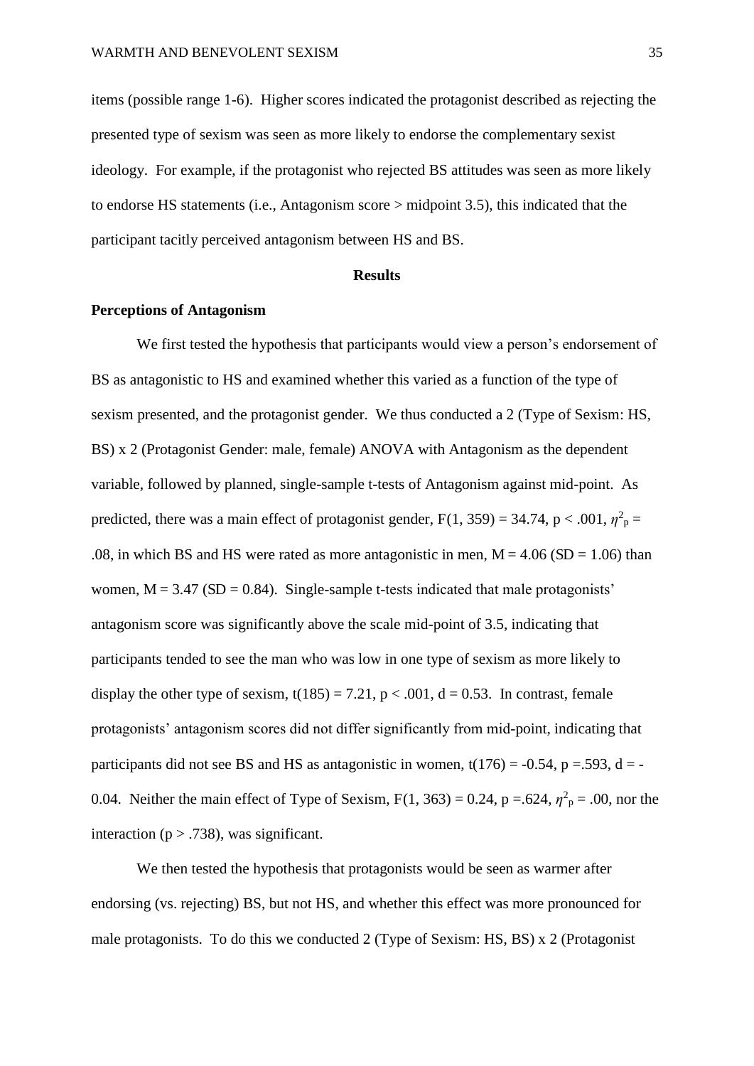items (possible range 1-6). Higher scores indicated the protagonist described as rejecting the presented type of sexism was seen as more likely to endorse the complementary sexist ideology. For example, if the protagonist who rejected BS attitudes was seen as more likely to endorse HS statements (i.e., Antagonism score > midpoint 3.5), this indicated that the participant tacitly perceived antagonism between HS and BS.

## Results

### Perceptions of Antagonism

We first tested the hypothesis that participants would view a person's endorsement of BS as antagonistic to HS and examined whether this varied as a function of the type of sexism presented, and the protagonist gender. We thus conducted a 2 (Type of Sexism: HS, BS) x 2 (Protagonist Gender: male, female) ANOVA with Antagonism as the dependent variable, followed by planned, single-sample t-tests of Antagonism against mid-point. As predicted, there was a main effect of protagonist gender, $F(1, 359) = 34.74$, $p < .001$, $\eta^2_p = .08$, in which BS and HS were rated as more antagonistic in men, $M = 4.06$ ($SD = 1.06$) than women, $M = 3.47$ ($SD = 0.84$). Single-sample t-tests indicated that male protagonists' antagonism score was significantly above the scale mid-point of 3.5, indicating that participants tended to see the man who was low in one type of sexism as more likely to display the other type of sexism, $t(185) = 7.21$, $p < .001$, $d = 0.53$. In contrast, female protagonists' antagonism scores did not differ significantly from mid-point, indicating that participants did not see BS and HS as antagonistic in women, $t(176) = -0.54$, $p = .593$, $d = -0.04$. Neither the main effect of Type of Sexism, $F(1, 363) = 0.24$, $p = .624$, $\eta^2_p = .00$, nor the interaction ($p > .738$), was significant.

We then tested the hypothesis that protagonists would be seen as warmer after endorsing (vs. rejecting) BS, but not HS, and whether this effect was more pronounced for male protagonists. To do this we conducted 2 (Type of Sexism: HS, BS) x 2 (Protagonist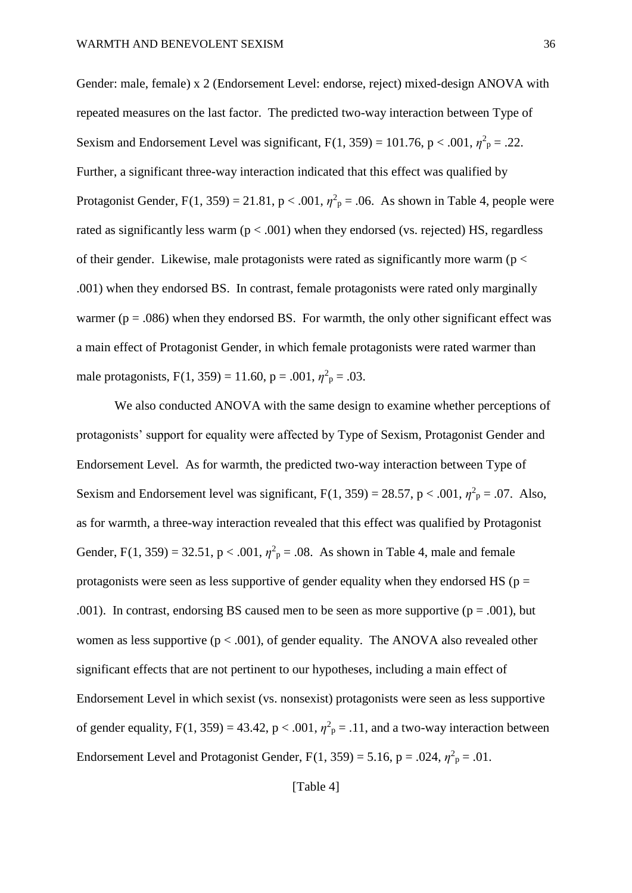Gender: male, female) x 2 (Endorsement Level: endorse, reject) mixed-design ANOVA with repeated measures on the last factor. The predicted two-way interaction between Type of Sexism and Endorsement Level was significant, $F(1, 359) = 101.76$, $p < .001$, $\eta^2_p = .22$. Further, a significant three-way interaction indicated that this effect was qualified by Protagonist Gender, $F(1, 359) = 21.81$, $p < .001$, $\eta^2_p = .06$. As shown in Table 4, people were rated as significantly less warm ($p < .001$) when they endorsed (vs. rejected) HS, regardless of their gender. Likewise, male protagonists were rated as significantly more warm ($p < .001$) when they endorsed BS. In contrast, female protagonists were rated only marginally warmer ($p = .086$) when they endorsed BS. For warmth, the only other significant effect was a main effect of Protagonist Gender, in which female protagonists were rated warmer than male protagonists, $F(1, 359) = 11.60$, $p = .001$, $\eta^2_p = .03$.

We also conducted ANOVA with the same design to examine whether perceptions of protagonists' support for equality were affected by Type of Sexism, Protagonist Gender and Endorsement Level. As for warmth, the predicted two-way interaction between Type of Sexism and Endorsement level was significant, $F(1, 359) = 28.57$, $p < .001$, $\eta^2_p = .07$. Also, as for warmth, a three-way interaction revealed that this effect was qualified by Protagonist Gender, $F(1, 359) = 32.51$, $p < .001$, $\eta^2_p = .08$. As shown in Table 4, male and female protagonists were seen as less supportive of gender equality when they endorsed HS ($p = .001$). In contrast, endorsing BS caused men to be seen as more supportive ($p = .001$), but women as less supportive ($p < .001$), of gender equality. The ANOVA also revealed other significant effects that are not pertinent to our hypotheses, including a main effect of Endorsement Level in which sexist (vs. nonsexist) protagonists were seen as less supportive of gender equality, $F(1, 359) = 43.42$, $p < .001$, $\eta^2_p = .11$, and a two-way interaction between Endorsement Level and Protagonist Gender, $F(1, 359) = 5.16$, $p = .024$, $\eta^2_p = .01$.

[Table 4]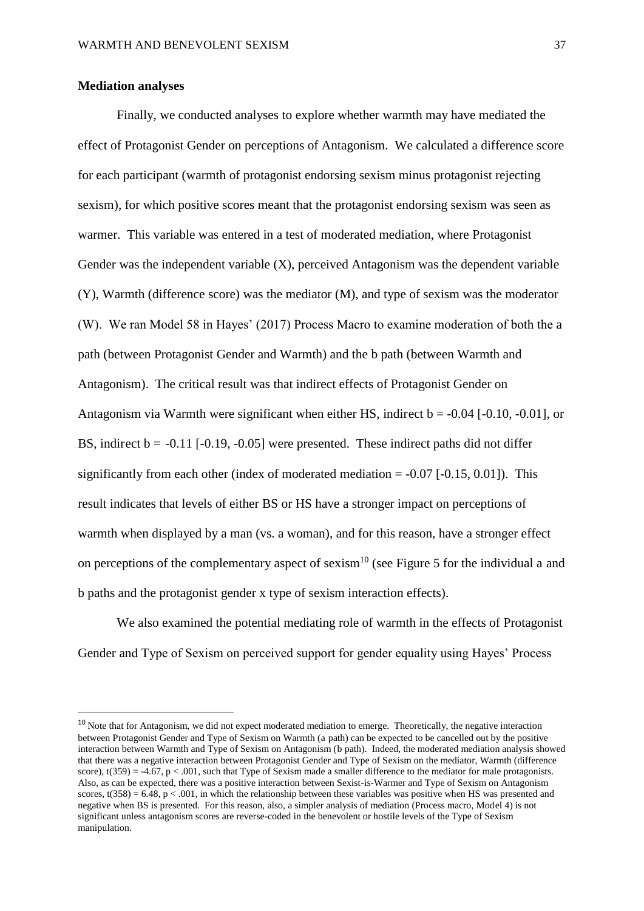**Mediation analyses**

Finally, we conducted analyses to explore whether warmth may have mediated the effect of Protagonist Gender on perceptions of Antagonism. We calculated a difference score for each participant (warmth of protagonist endorsing sexism minus protagonist rejecting sexism), for which positive scores meant that the protagonist endorsing sexism was seen as warmer. This variable was entered in a test of moderated mediation, where Protagonist Gender was the independent variable (X), perceived Antagonism was the dependent variable (Y), Warmth (difference score) was the mediator (M), and type of sexism was the moderator (W). We ran Model 58 in Hayes' (2017) Process Macro to examine moderation of both the a path (between Protagonist Gender and Warmth) and the b path (between Warmth and Antagonism). The critical result was that indirect effects of Protagonist Gender on Antagonism via Warmth were significant when either HS, indirect $b = -0.04$ [-0.10, -0.01], or BS, indirect $b = -0.11$ [-0.19, -0.05] were presented. These indirect paths did not differ significantly from each other (index of moderated mediation = -0.07 [-0.15, 0.01]). This result indicates that levels of either BS or HS have a stronger impact on perceptions of warmth when displayed by a man (vs. a woman), and for this reason, have a stronger effect on perceptions of the complementary aspect of sexism[10] (see Figure 5 for the individual a and b paths and the protagonist gender x type of sexism interaction effects).

We also examined the potential mediating role of warmth in the effects of Protagonist Gender and Type of Sexism on perceived support for gender equality using Hayes' Process

---

[10] Note that for Antagonism, we did not expect moderated mediation to emerge. Theoretically, the negative interaction between Protagonist Gender and Type of Sexism on Warmth (a path) can be expected to be cancelled out by the positive interaction between Warmth and Type of Sexism on Antagonism (b path). Indeed, the moderated mediation analysis showed that there was a negative interaction between Protagonist Gender and Type of Sexism on the mediator, Warmth (difference score), $t(359) = -4.67$, $p < .001$, such that Type of Sexism made a smaller difference to the mediator for male protagonists. Also, as can be expected, there was a positive interaction between Sexist-is-Warmer and Type of Sexism on Antagonism scores, $t(358) = 6.48$, $p < .001$, in which the relationship between these variables was positive when HS was presented and negative when BS is presented. For this reason, also, a simpler analysis of mediation (Process macro, Model 4) is not significant unless antagonism scores are reverse-coded in the benevolent or hostile levels of the Type of Sexism manipulation.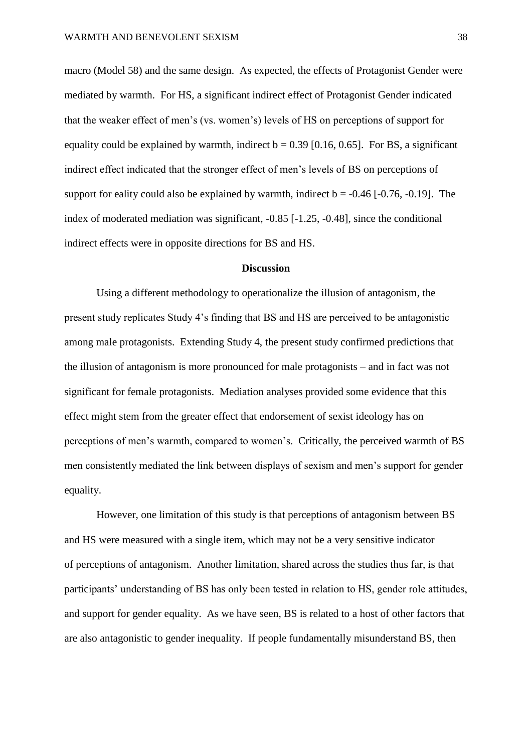macro (Model 58) and the same design. As expected, the effects of Protagonist Gender were mediated by warmth. For HS, a significant indirect effect of Protagonist Gender indicated that the weaker effect of men's (vs. women's) levels of HS on perceptions of support for equality could be explained by warmth, indirect b = 0.39 [0.16, 0.65]. For BS, a significant indirect effect indicated that the stronger effect of men's levels of BS on perceptions of support for eality could also be explained by warmth, indirect b = -0.46 [-0.76, -0.19]. The index of moderated mediation was significant, -0.85 [-1.25, -0.48], since the conditional indirect effects were in opposite directions for BS and HS.

## Discussion

Using a different methodology to operationalize the illusion of antagonism, the present study replicates Study 4's finding that BS and HS are perceived to be antagonistic among male protagonists. Extending Study 4, the present study confirmed predictions that the illusion of antagonism is more pronounced for male protagonists – and in fact was not significant for female protagonists. Mediation analyses provided some evidence that this effect might stem from the greater effect that endorsement of sexist ideology has on perceptions of men's warmth, compared to women's. Critically, the perceived warmth of BS men consistently mediated the link between displays of sexism and men's support for gender equality.

However, one limitation of this study is that perceptions of antagonism between BS and HS were measured with a single item, which may not be a very sensitive indicator of perceptions of antagonism. Another limitation, shared across the studies thus far, is that participants' understanding of BS has only been tested in relation to HS, gender role attitudes, and support for gender equality. As we have seen, BS is related to a host of other factors that are also antagonistic to gender inequality. If people fundamentally misunderstand BS, then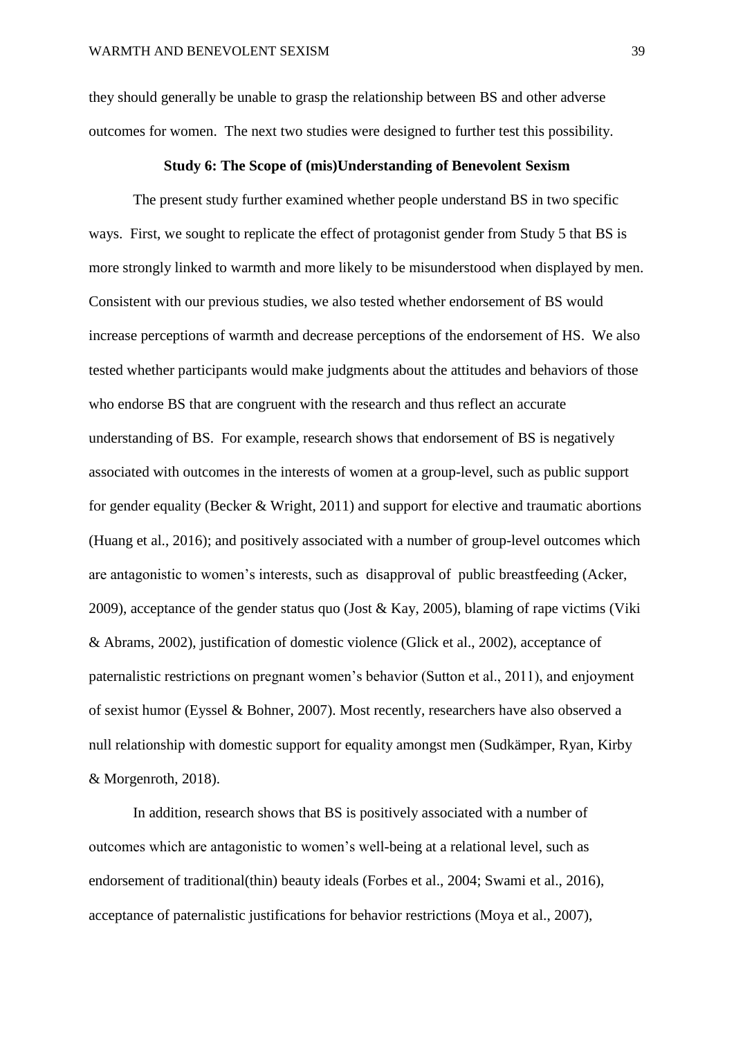they should generally be unable to grasp the relationship between BS and other adverse outcomes for women. The next two studies were designed to further test this possibility.

## Study 6: The Scope of (mis)Understanding of Benevolent Sexism

The present study further examined whether people understand BS in two specific ways. First, we sought to replicate the effect of protagonist gender from Study 5 that BS is more strongly linked to warmth and more likely to be misunderstood when displayed by men. Consistent with our previous studies, we also tested whether endorsement of BS would increase perceptions of warmth and decrease perceptions of the endorsement of HS. We also tested whether participants would make judgments about the attitudes and behaviors of those who endorse BS that are congruent with the research and thus reflect an accurate understanding of BS. For example, research shows that endorsement of BS is negatively associated with outcomes in the interests of women at a group-level, such as public support for gender equality (Becker & Wright, 2011) and support for elective and traumatic abortions (Huang et al., 2016); and positively associated with a number of group-level outcomes which are antagonistic to women's interests, such as disapproval of public breastfeeding (Acker, 2009), acceptance of the gender status quo (Jost & Kay, 2005), blaming of rape victims (Viki & Abrams, 2002), justification of domestic violence (Glick et al., 2002), acceptance of paternalistic restrictions on pregnant women's behavior (Sutton et al., 2011), and enjoyment of sexist humor (Eyssel & Bohner, 2007). Most recently, researchers have also observed a null relationship with domestic support for equality amongst men (Sudkämper, Ryan, Kirby & Morgenroth, 2018).

In addition, research shows that BS is positively associated with a number of outcomes which are antagonistic to women's well-being at a relational level, such as endorsement of traditional(thin) beauty ideals (Forbes et al., 2004; Swami et al., 2016), acceptance of paternalistic justifications for behavior restrictions (Moya et al., 2007),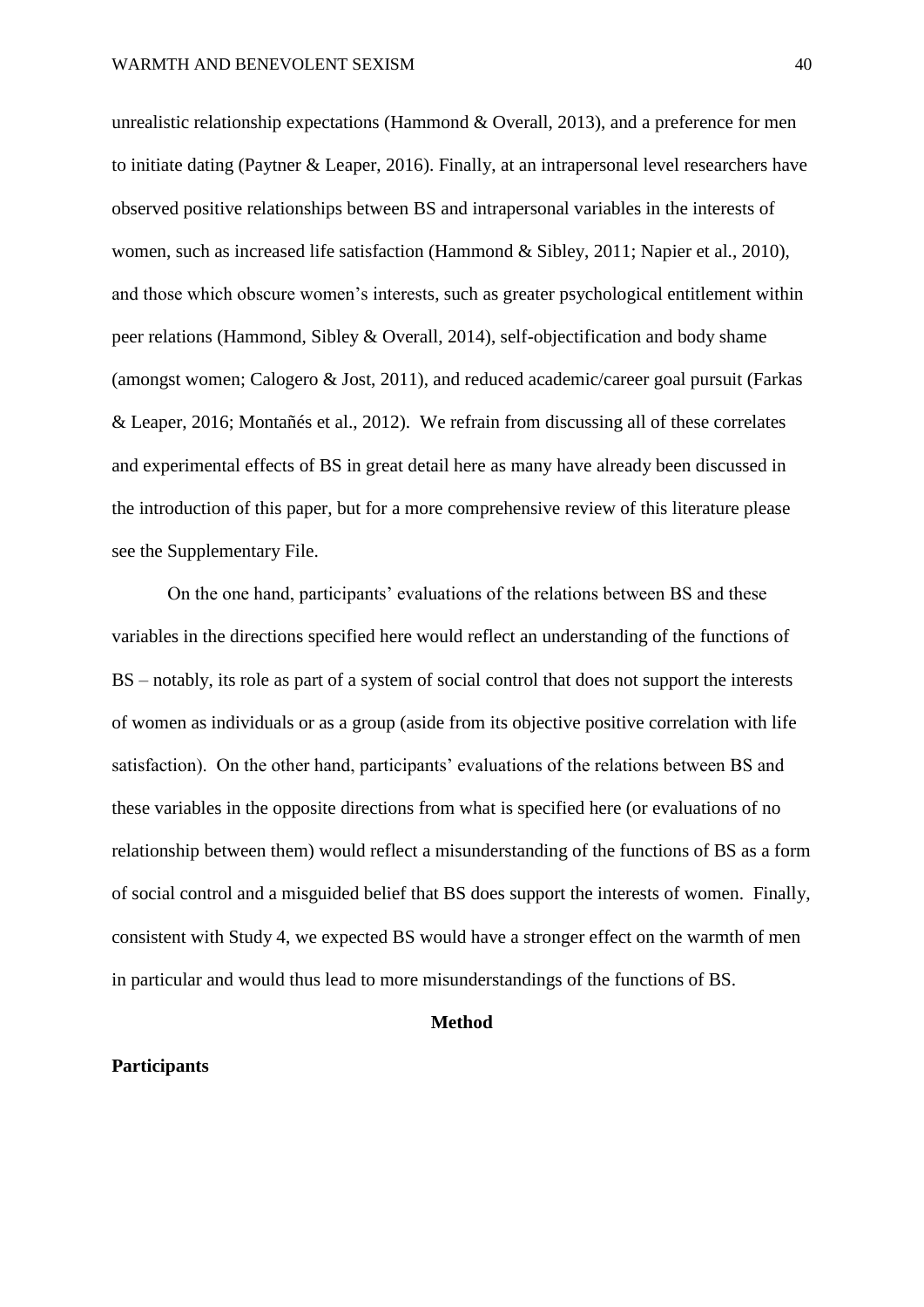unrealistic relationship expectations (Hammond & Overall, 2013), and a preference for men to initiate dating (Paytner & Leaper, 2016). Finally, at an intrapersonal level researchers have observed positive relationships between BS and intrapersonal variables in the interests of women, such as increased life satisfaction (Hammond & Sibley, 2011; Napier et al., 2010), and those which obscure women's interests, such as greater psychological entitlement within peer relations (Hammond, Sibley & Overall, 2014), self-objectification and body shame (amongst women; Calogero & Jost, 2011), and reduced academic/career goal pursuit (Farkas & Leaper, 2016; Montañés et al., 2012). We refrain from discussing all of these correlates and experimental effects of BS in great detail here as many have already been discussed in the introduction of this paper, but for a more comprehensive review of this literature please see the Supplementary File.

On the one hand, participants' evaluations of the relations between BS and these variables in the directions specified here would reflect an understanding of the functions of BS – notably, its role as part of a system of social control that does not support the interests of women as individuals or as a group (aside from its objective positive correlation with life satisfaction). On the other hand, participants' evaluations of the relations between BS and these variables in the opposite directions from what is specified here (or evaluations of no relationship between them) would reflect a misunderstanding of the functions of BS as a form of social control and a misguided belief that BS does support the interests of women. Finally, consistent with Study 4, we expected BS would have a stronger effect on the warmth of men in particular and would thus lead to more misunderstandings of the functions of BS.

## Method

### Participants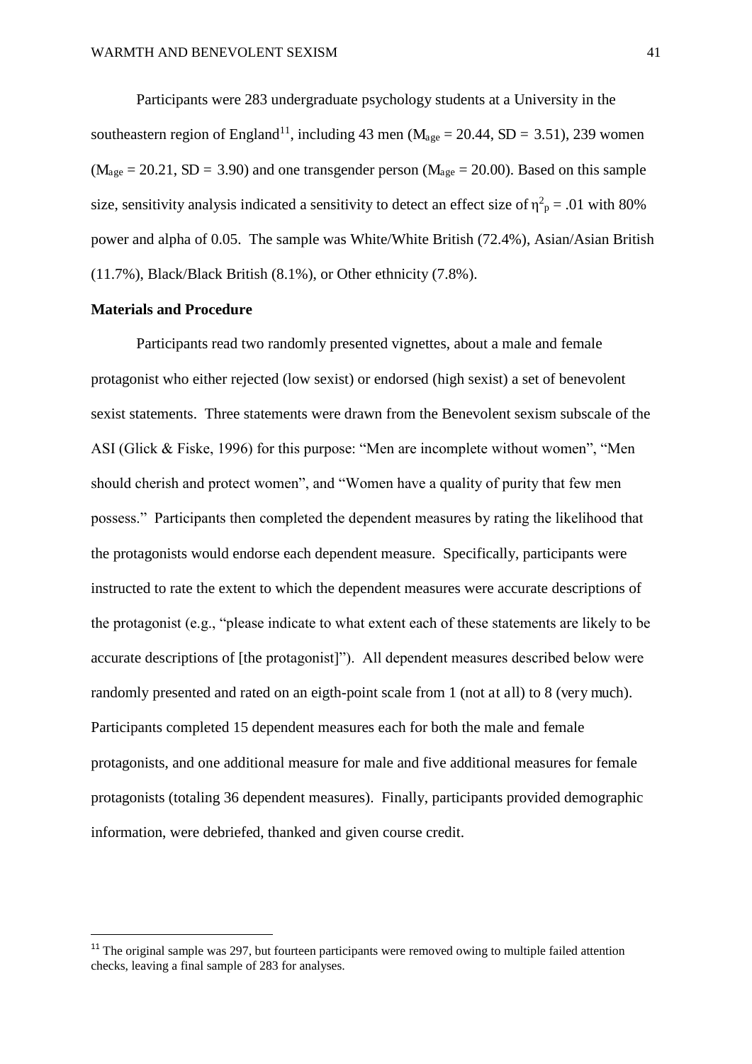Participants were 283 undergraduate psychology students at a University in the southeastern region of England[11], including 43 men ($M_{age}$ = 20.44, SD = 3.51), 239 women ($M_{age}$ = 20.21, SD = 3.90) and one transgender person ($M_{age}$ = 20.00). Based on this sample size, sensitivity analysis indicated a sensitivity to detect an effect size of $\eta^2_p$ = .01 with 80% power and alpha of 0.05. The sample was White/White British (72.4%), Asian/Asian British (11.7%), Black/Black British (8.1%), or Other ethnicity (7.8%).

**Materials and Procedure**

Participants read two randomly presented vignettes, about a male and female protagonist who either rejected (low sexist) or endorsed (high sexist) a set of benevolent sexist statements. Three statements were drawn from the Benevolent sexism subscale of the ASI (Glick & Fiske, 1996) for this purpose: "Men are incomplete without women", "Men should cherish and protect women", and "Women have a quality of purity that few men possess." Participants then completed the dependent measures by rating the likelihood that the protagonists would endorse each dependent measure. Specifically, participants were instructed to rate the extent to which the dependent measures were accurate descriptions of the protagonist (e.g., "please indicate to what extent each of these statements are likely to be accurate descriptions of [the protagonist]"). All dependent measures described below were randomly presented and rated on an eigth-point scale from 1 (not at all) to 8 (very much). Participants completed 15 dependent measures each for both the male and female protagonists, and one additional measure for male and five additional measures for female protagonists (totaling 36 dependent measures). Finally, participants provided demographic information, were debriefed, thanked and given course credit.

[11] The original sample was 297, but fourteen participants were removed owing to multiple failed attention checks, leaving a final sample of 283 for analyses.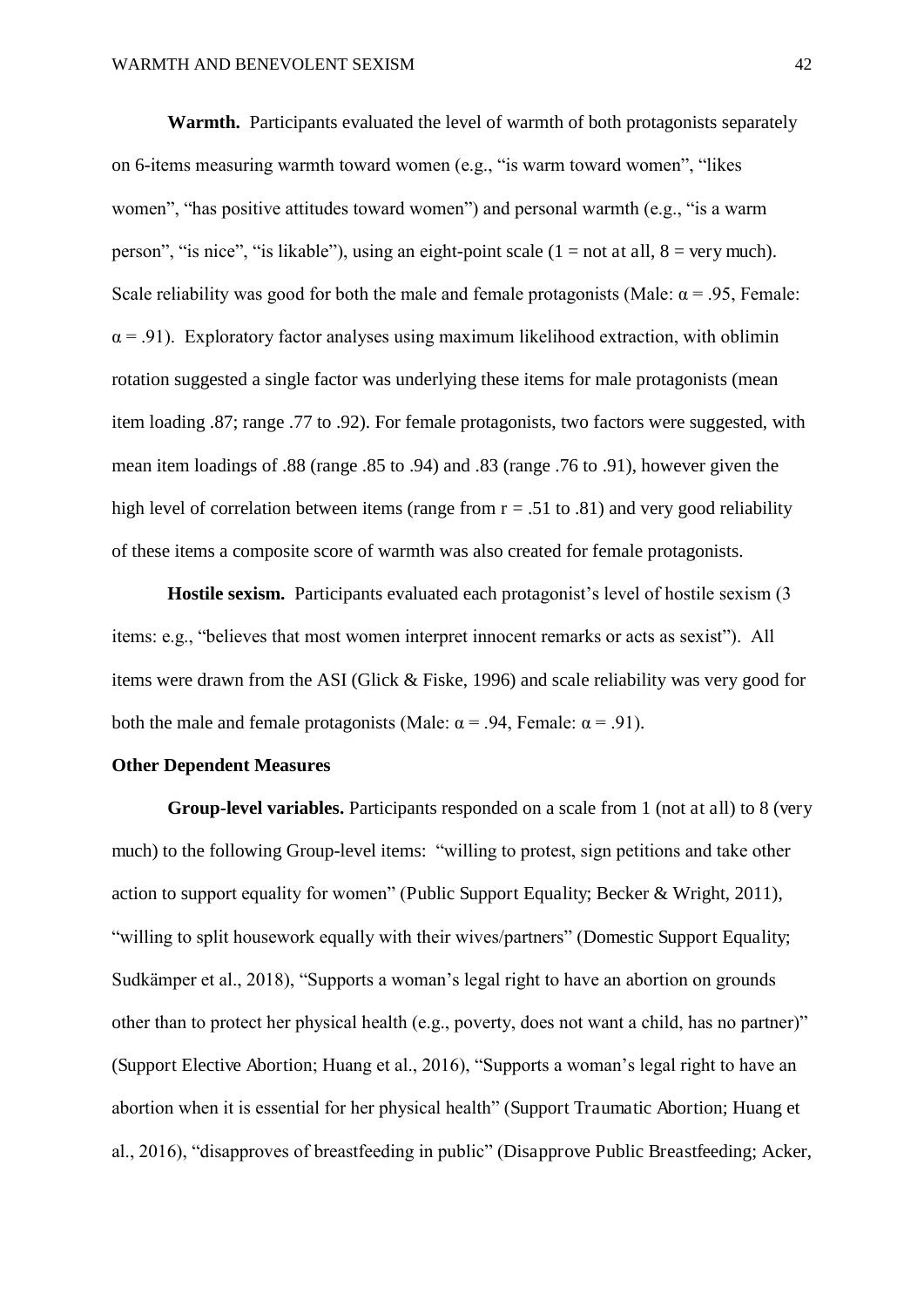**Warmth.** Participants evaluated the level of warmth of both protagonists separately on 6-items measuring warmth toward women (e.g., "is warm toward women", "likes women", "has positive attitudes toward women") and personal warmth (e.g., "is a warm person", "is nice", "is likable"), using an eight-point scale (1 = not at all, 8 = very much). Scale reliability was good for both the male and female protagonists (Male: $\alpha = .95$, Female: $\alpha = .91$). Exploratory factor analyses using maximum likelihood extraction, with oblimin rotation suggested a single factor was underlying these items for male protagonists (mean item loading .87; range .77 to .92). For female protagonists, two factors were suggested, with mean item loadings of .88 (range .85 to .94) and .83 (range .76 to .91), however given the high level of correlation between items (range from $r = .51$ to .81) and very good reliability of these items a composite score of warmth was also created for female protagonists.

**Hostile sexism.** Participants evaluated each protagonist's level of hostile sexism (3 items: e.g., "believes that most women interpret innocent remarks or acts as sexist"). All items were drawn from the ASI (Glick & Fiske, 1996) and scale reliability was very good for both the male and female protagonists (Male: $\alpha = .94$, Female: $\alpha = .91$).

**Other Dependent Measures**

**Group-level variables.** Participants responded on a scale from 1 (not at all) to 8 (very much) to the following Group-level items: "willing to protest, sign petitions and take other action to support equality for women" (Public Support Equality; Becker & Wright, 2011), "willing to split housework equally with their wives/partners" (Domestic Support Equality; Sudkämper et al., 2018), "Supports a woman's legal right to have an abortion on grounds other than to protect her physical health (e.g., poverty, does not want a child, has no partner)" (Support Elective Abortion; Huang et al., 2016), "Supports a woman's legal right to have an abortion when it is essential for her physical health" (Support Traumatic Abortion; Huang et al., 2016), "disapproves of breastfeeding in public" (Disapprove Public Breastfeeding; Acker,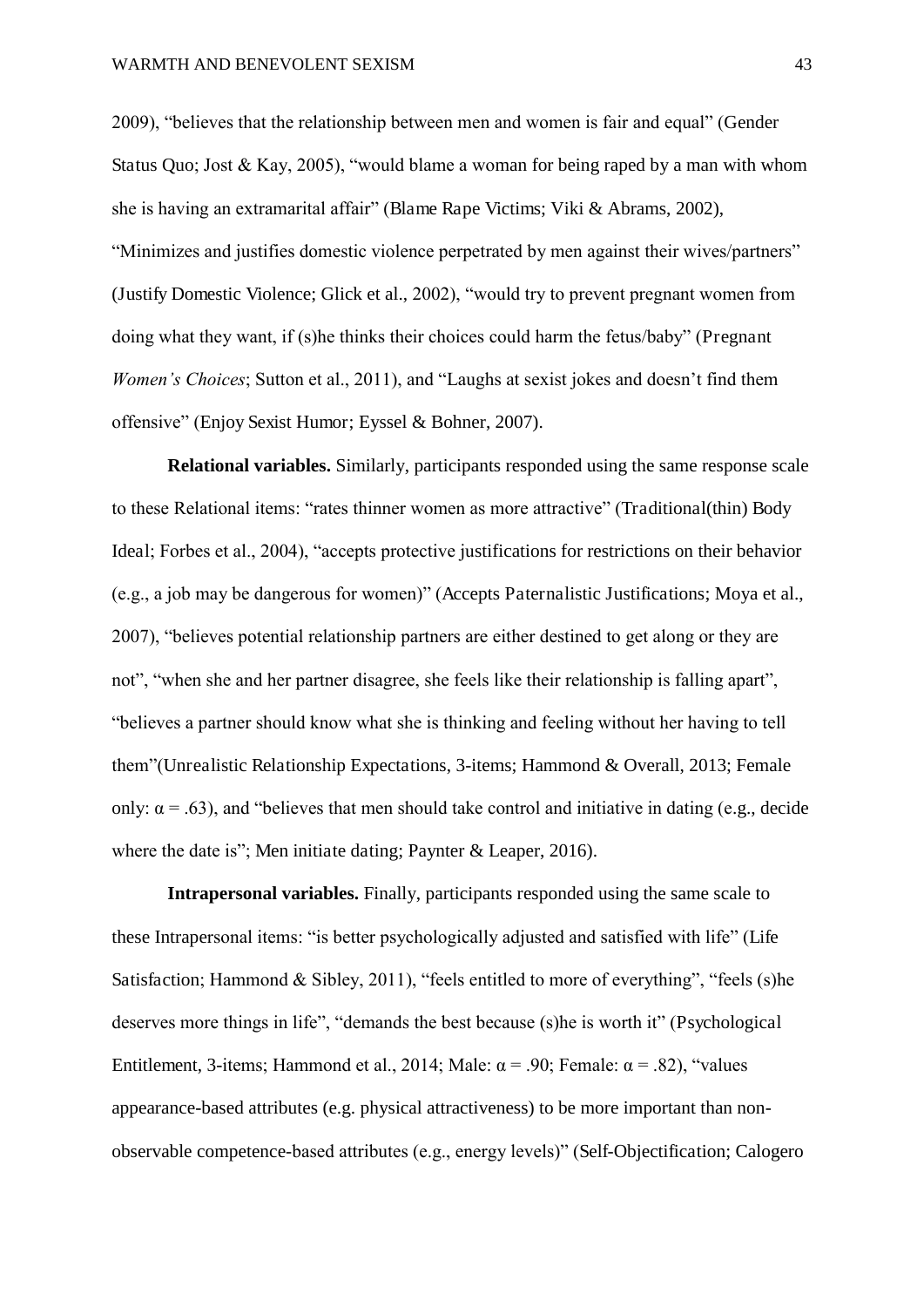2009), "believes that the relationship between men and women is fair and equal" (Gender Status Quo; Jost & Kay, 2005), "would blame a woman for being raped by a man with whom she is having an extramarital affair" (Blame Rape Victims; Viki & Abrams, 2002), "Minimizes and justifies domestic violence perpetrated by men against their wives/partners" (Justify Domestic Violence; Glick et al., 2002), "would try to prevent pregnant women from doing what they want, if (s)he thinks their choices could harm the fetus/baby" (Pregnant *Women's Choices*; Sutton et al., 2011), and "Laughs at sexist jokes and doesn't find them offensive" (Enjoy Sexist Humor; Eyssel & Bohner, 2007).

**Relational variables.** Similarly, participants responded using the same response scale to these Relational items: "rates thinner women as more attractive" (Traditional(thin) Body Ideal; Forbes et al., 2004), "accepts protective justifications for restrictions on their behavior (e.g., a job may be dangerous for women)" (Accepts Paternalistic Justifications; Moya et al., 2007), "believes potential relationship partners are either destined to get along or they are not", "when she and her partner disagree, she feels like their relationship is falling apart", "believes a partner should know what she is thinking and feeling without her having to tell them"(Unrealistic Relationship Expectations, 3-items; Hammond & Overall, 2013; Female only: $\alpha = .63$), and "believes that men should take control and initiative in dating (e.g., decide where the date is"; Men initiate dating; Paynter & Leaper, 2016).

**Intrapersonal variables.** Finally, participants responded using the same scale to these Intrapersonal items: "is better psychologically adjusted and satisfied with life" (Life Satisfaction; Hammond & Sibley, 2011), "feels entitled to more of everything", "feels (s)he deserves more things in life", "demands the best because (s)he is worth it" (Psychological Entitlement, 3-items; Hammond et al., 2014; Male: $\alpha = .90$; Female: $\alpha = .82$), "values appearance-based attributes (e.g. physical attractiveness) to be more important than non-observable competence-based attributes (e.g., energy levels)" (Self-Objectification; Calogero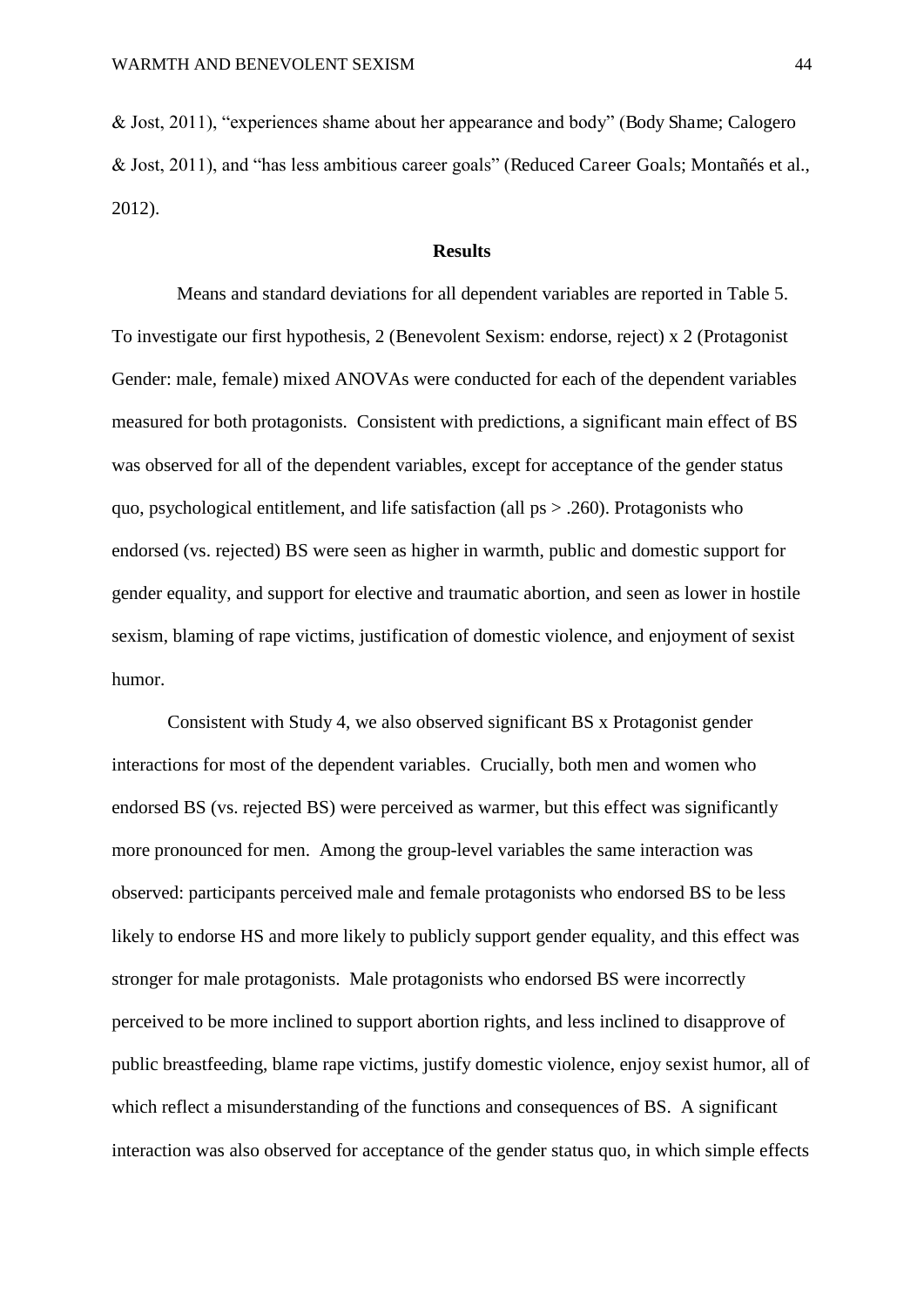& Jost, 2011), "experiences shame about her appearance and body" (Body Shame; Calogero & Jost, 2011), and "has less ambitious career goals" (Reduced Career Goals; Montañés et al., 2012).

## Results

Means and standard deviations for all dependent variables are reported in Table 5. To investigate our first hypothesis, 2 (Benevolent Sexism: endorse, reject) x 2 (Protagonist Gender: male, female) mixed ANOVAs were conducted for each of the dependent variables measured for both protagonists. Consistent with predictions, a significant main effect of BS was observed for all of the dependent variables, except for acceptance of the gender status quo, psychological entitlement, and life satisfaction (all ps > .260). Protagonists who endorsed (vs. rejected) BS were seen as higher in warmth, public and domestic support for gender equality, and support for elective and traumatic abortion, and seen as lower in hostile sexism, blaming of rape victims, justification of domestic violence, and enjoyment of sexist humor.

Consistent with Study 4, we also observed significant BS x Protagonist gender interactions for most of the dependent variables. Crucially, both men and women who endorsed BS (vs. rejected BS) were perceived as warmer, but this effect was significantly more pronounced for men. Among the group-level variables the same interaction was observed: participants perceived male and female protagonists who endorsed BS to be less likely to endorse HS and more likely to publicly support gender equality, and this effect was stronger for male protagonists. Male protagonists who endorsed BS were incorrectly perceived to be more inclined to support abortion rights, and less inclined to disapprove of public breastfeeding, blame rape victims, justify domestic violence, enjoy sexist humor, all of which reflect a misunderstanding of the functions and consequences of BS. A significant interaction was also observed for acceptance of the gender status quo, in which simple effects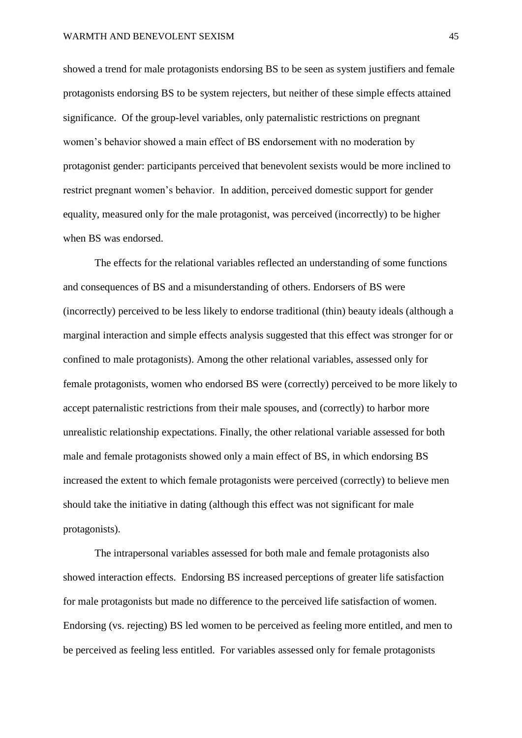showed a trend for male protagonists endorsing BS to be seen as system justifiers and female protagonists endorsing BS to be system rejecters, but neither of these simple effects attained significance. Of the group-level variables, only paternalistic restrictions on pregnant women's behavior showed a main effect of BS endorsement with no moderation by protagonist gender: participants perceived that benevolent sexists would be more inclined to restrict pregnant women's behavior. In addition, perceived domestic support for gender equality, measured only for the male protagonist, was perceived (incorrectly) to be higher when BS was endorsed.

The effects for the relational variables reflected an understanding of some functions and consequences of BS and a misunderstanding of others. Endorsers of BS were (incorrectly) perceived to be less likely to endorse traditional (thin) beauty ideals (although a marginal interaction and simple effects analysis suggested that this effect was stronger for or confined to male protagonists). Among the other relational variables, assessed only for female protagonists, women who endorsed BS were (correctly) perceived to be more likely to accept paternalistic restrictions from their male spouses, and (correctly) to harbor more unrealistic relationship expectations. Finally, the other relational variable assessed for both male and female protagonists showed only a main effect of BS, in which endorsing BS increased the extent to which female protagonists were perceived (correctly) to believe men should take the initiative in dating (although this effect was not significant for male protagonists).

The intrapersonal variables assessed for both male and female protagonists also showed interaction effects. Endorsing BS increased perceptions of greater life satisfaction for male protagonists but made no difference to the perceived life satisfaction of women. Endorsing (vs. rejecting) BS led women to be perceived as feeling more entitled, and men to be perceived as feeling less entitled. For variables assessed only for female protagonists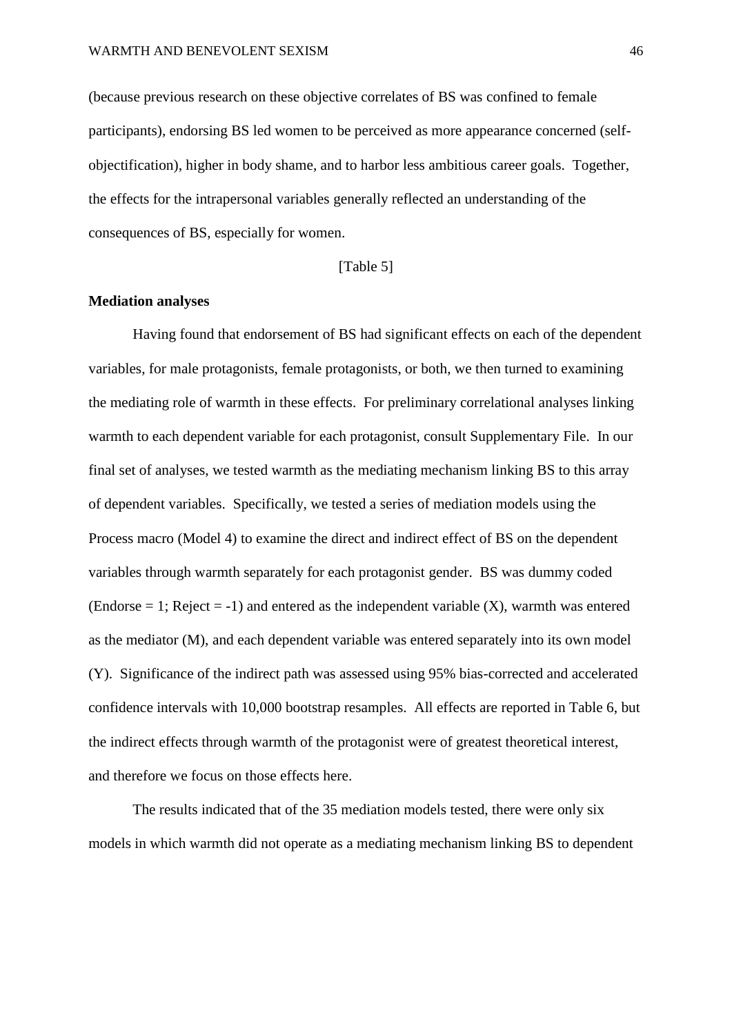(because previous research on these objective correlates of BS was confined to female participants), endorsing BS led women to be perceived as more appearance concerned (self-objectification), higher in body shame, and to harbor less ambitious career goals. Together, the effects for the intrapersonal variables generally reflected an understanding of the consequences of BS, especially for women.

[Table 5]

**Mediation analyses**

Having found that endorsement of BS had significant effects on each of the dependent variables, for male protagonists, female protagonists, or both, we then turned to examining the mediating role of warmth in these effects. For preliminary correlational analyses linking warmth to each dependent variable for each protagonist, consult Supplementary File. In our final set of analyses, we tested warmth as the mediating mechanism linking BS to this array of dependent variables. Specifically, we tested a series of mediation models using the Process macro (Model 4) to examine the direct and indirect effect of BS on the dependent variables through warmth separately for each protagonist gender. BS was dummy coded (Endorse = 1; Reject = -1) and entered as the independent variable (X), warmth was entered as the mediator (M), and each dependent variable was entered separately into its own model (Y). Significance of the indirect path was assessed using 95% bias-corrected and accelerated confidence intervals with 10,000 bootstrap resamples. All effects are reported in Table 6, but the indirect effects through warmth of the protagonist were of greatest theoretical interest, and therefore we focus on those effects here.

The results indicated that of the 35 mediation models tested, there were only six models in which warmth did not operate as a mediating mechanism linking BS to dependent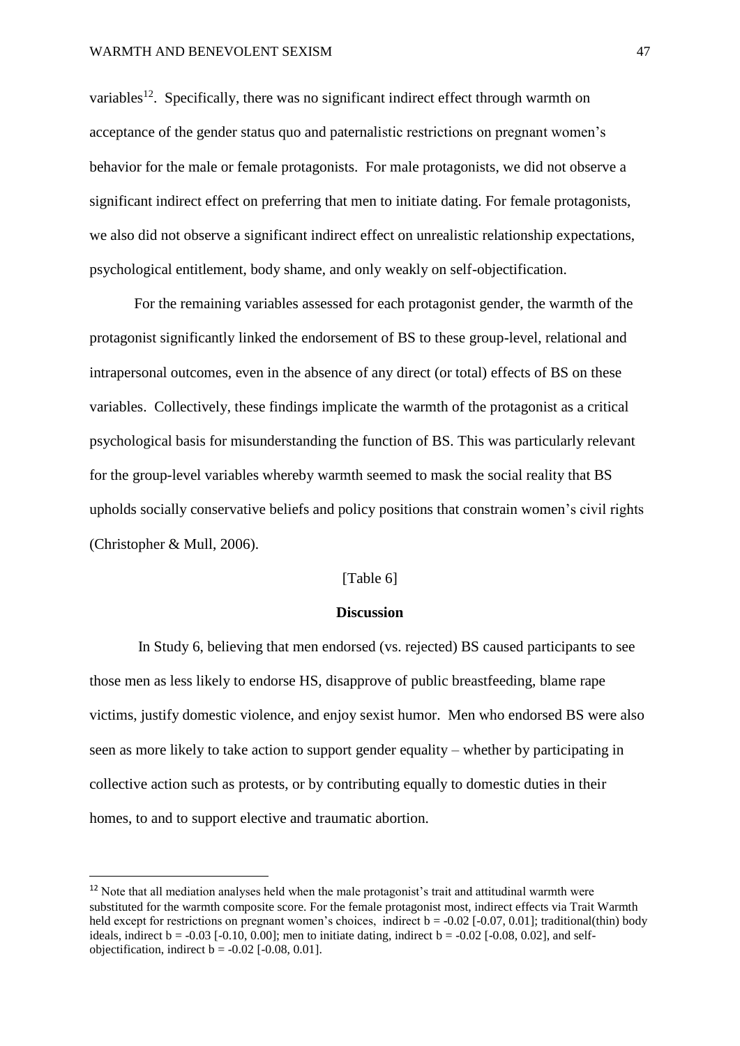variables[12]. Specifically, there was no significant indirect effect through warmth on acceptance of the gender status quo and paternalistic restrictions on pregnant women's behavior for the male or female protagonists. For male protagonists, we did not observe a significant indirect effect on preferring that men to initiate dating. For female protagonists, we also did not observe a significant indirect effect on unrealistic relationship expectations, psychological entitlement, body shame, and only weakly on self-objectification.

For the remaining variables assessed for each protagonist gender, the warmth of the protagonist significantly linked the endorsement of BS to these group-level, relational and intrapersonal outcomes, even in the absence of any direct (or total) effects of BS on these variables. Collectively, these findings implicate the warmth of the protagonist as a critical psychological basis for misunderstanding the function of BS. This was particularly relevant for the group-level variables whereby warmth seemed to mask the social reality that BS upholds socially conservative beliefs and policy positions that constrain women's civil rights (Christopher & Mull, 2006).

[Table 6]

## Discussion

In Study 6, believing that men endorsed (vs. rejected) BS caused participants to see those men as less likely to endorse HS, disapprove of public breastfeeding, blame rape victims, justify domestic violence, and enjoy sexist humor. Men who endorsed BS were also seen as more likely to take action to support gender equality – whether by participating in collective action such as protests, or by contributing equally to domestic duties in their homes, to and to support elective and traumatic abortion.

---

[12] Note that all mediation analyses held when the male protagonist's trait and attitudinal warmth were substituted for the warmth composite score. For the female protagonist most, indirect effects via Trait Warmth held except for restrictions on pregnant women's choices, indirect $b = -0.02$ [-0.07, 0.01]; traditional(thin) body ideals, indirect $b = -0.03$ [-0.10, 0.00]; men to initiate dating, indirect $b = -0.02$ [-0.08, 0.02], and self-objectification, indirect $b = -0.02$ [-0.08, 0.01].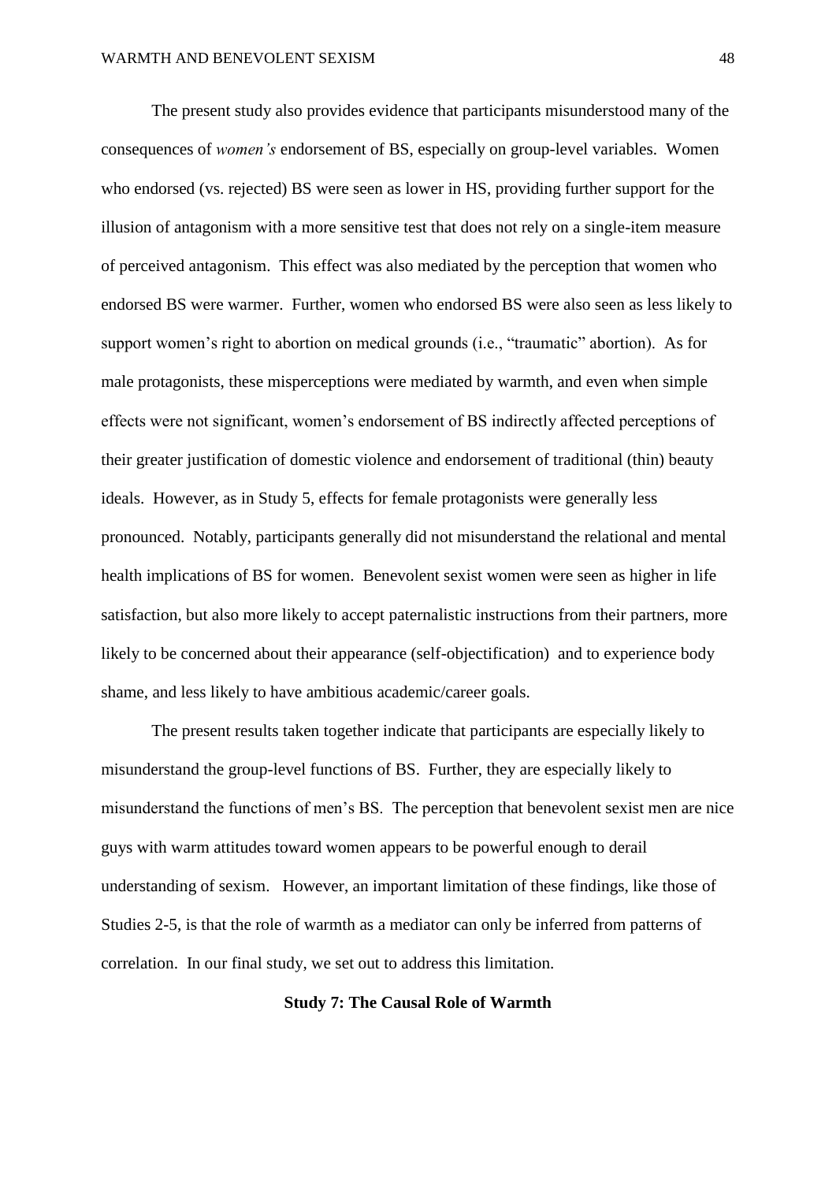The present study also provides evidence that participants misunderstood many of the consequences of *women's* endorsement of BS, especially on group-level variables. Women who endorsed (vs. rejected) BS were seen as lower in HS, providing further support for the illusion of antagonism with a more sensitive test that does not rely on a single-item measure of perceived antagonism. This effect was also mediated by the perception that women who endorsed BS were warmer. Further, women who endorsed BS were also seen as less likely to support women's right to abortion on medical grounds (i.e., "traumatic" abortion). As for male protagonists, these misperceptions were mediated by warmth, and even when simple effects were not significant, women's endorsement of BS indirectly affected perceptions of their greater justification of domestic violence and endorsement of traditional (thin) beauty ideals. However, as in Study 5, effects for female protagonists were generally less pronounced. Notably, participants generally did not misunderstand the relational and mental health implications of BS for women. Benevolent sexist women were seen as higher in life satisfaction, but also more likely to accept paternalistic instructions from their partners, more likely to be concerned about their appearance (self-objectification) and to experience body shame, and less likely to have ambitious academic/career goals.

The present results taken together indicate that participants are especially likely to misunderstand the group-level functions of BS. Further, they are especially likely to misunderstand the functions of men's BS. The perception that benevolent sexist men are nice guys with warm attitudes toward women appears to be powerful enough to derail understanding of sexism. However, an important limitation of these findings, like those of Studies 2-5, is that the role of warmth as a mediator can only be inferred from patterns of correlation. In our final study, we set out to address this limitation.

## Study 7: The Causal Role of Warmth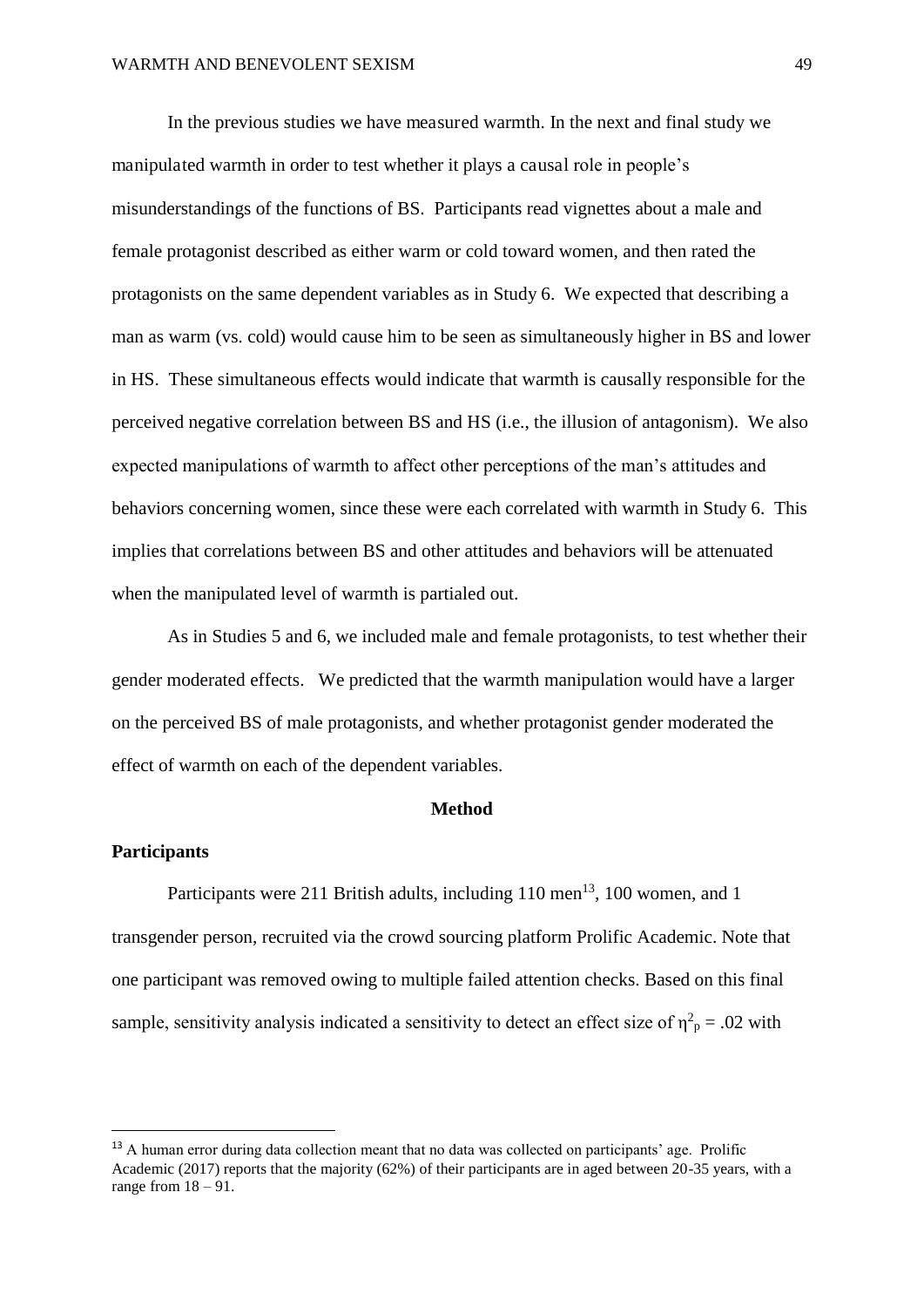In the previous studies we have measured warmth. In the next and final study we manipulated warmth in order to test whether it plays a causal role in people's misunderstandings of the functions of BS. Participants read vignettes about a male and female protagonist described as either warm or cold toward women, and then rated the protagonists on the same dependent variables as in Study 6. We expected that describing a man as warm (vs. cold) would cause him to be seen as simultaneously higher in BS and lower in HS. These simultaneous effects would indicate that warmth is causally responsible for the perceived negative correlation between BS and HS (i.e., the illusion of antagonism). We also expected manipulations of warmth to affect other perceptions of the man's attitudes and behaviors concerning women, since these were each correlated with warmth in Study 6. This implies that correlations between BS and other attitudes and behaviors will be attenuated when the manipulated level of warmth is partialed out.

As in Studies 5 and 6, we included male and female protagonists, to test whether their gender moderated effects. We predicted that the warmth manipulation would have a larger on the perceived BS of male protagonists, and whether protagonist gender moderated the effect of warmth on each of the dependent variables.

## Method

### Participants

Participants were 211 British adults, including 110 men[13], 100 women, and 1 transgender person, recruited via the crowd sourcing platform Prolific Academic. Note that one participant was removed owing to multiple failed attention checks. Based on this final sample, sensitivity analysis indicated a sensitivity to detect an effect size of $\eta^2_p = .02$ with

[13] A human error during data collection meant that no data was collected on participants' age. Prolific Academic (2017) reports that the majority (62%) of their participants are in aged between 20-35 years, with a range from 18 – 91.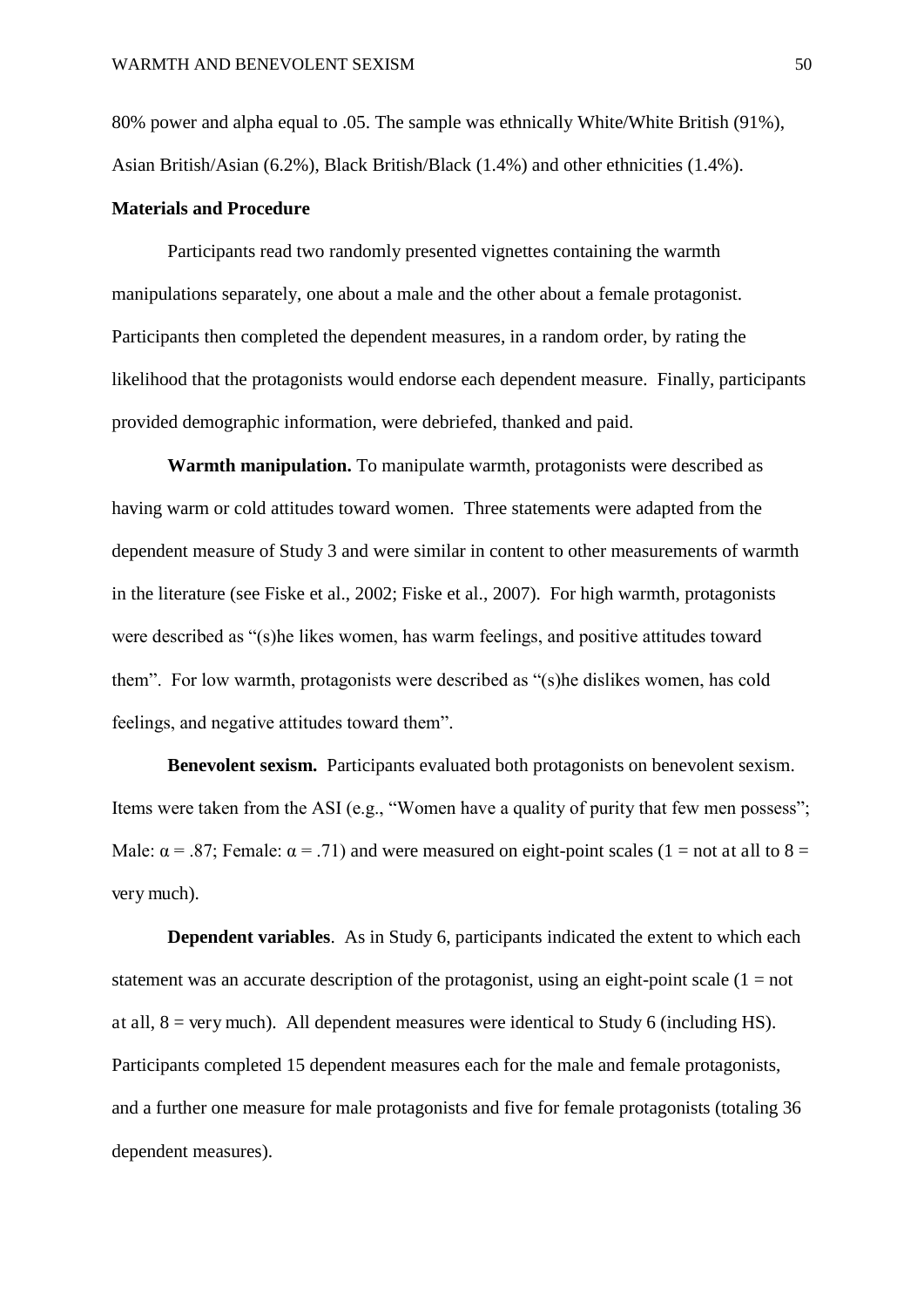80% power and alpha equal to .05. The sample was ethnically White/White British (91%), Asian British/Asian (6.2%), Black British/Black (1.4%) and other ethnicities (1.4%).

**Materials and Procedure**

Participants read two randomly presented vignettes containing the warmth manipulations separately, one about a male and the other about a female protagonist. Participants then completed the dependent measures, in a random order, by rating the likelihood that the protagonists would endorse each dependent measure. Finally, participants provided demographic information, were debriefed, thanked and paid.

**Warmth manipulation.** To manipulate warmth, protagonists were described as having warm or cold attitudes toward women. Three statements were adapted from the dependent measure of Study 3 and were similar in content to other measurements of warmth in the literature (see Fiske et al., 2002; Fiske et al., 2007). For high warmth, protagonists were described as "(s)he likes women, has warm feelings, and positive attitudes toward them". For low warmth, protagonists were described as "(s)he dislikes women, has cold feelings, and negative attitudes toward them".

**Benevolent sexism.** Participants evaluated both protagonists on benevolent sexism. Items were taken from the ASI (e.g., "Women have a quality of purity that few men possess"; Male: $\alpha = .87$; Female: $\alpha = .71$) and were measured on eight-point scales (1 = not at all to 8 = very much).

**Dependent variables**. As in Study 6, participants indicated the extent to which each statement was an accurate description of the protagonist, using an eight-point scale (1 = not at all, 8 = very much). All dependent measures were identical to Study 6 (including HS). Participants completed 15 dependent measures each for the male and female protagonists, and a further one measure for male protagonists and five for female protagonists (totaling 36 dependent measures).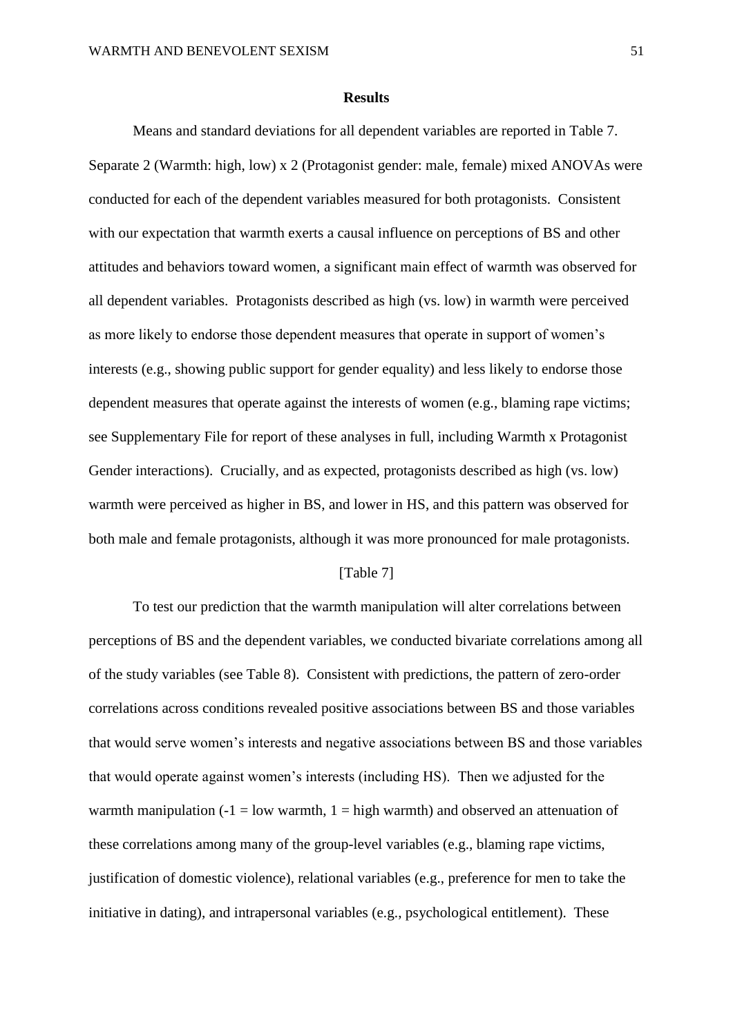## Results

Means and standard deviations for all dependent variables are reported in Table 7. Separate 2 (Warmth: high, low) x 2 (Protagonist gender: male, female) mixed ANOVAs were conducted for each of the dependent variables measured for both protagonists. Consistent with our expectation that warmth exerts a causal influence on perceptions of BS and other attitudes and behaviors toward women, a significant main effect of warmth was observed for all dependent variables. Protagonists described as high (vs. low) in warmth were perceived as more likely to endorse those dependent measures that operate in support of women's interests (e.g., showing public support for gender equality) and less likely to endorse those dependent measures that operate against the interests of women (e.g., blaming rape victims; see Supplementary File for report of these analyses in full, including Warmth x Protagonist Gender interactions). Crucially, and as expected, protagonists described as high (vs. low) warmth were perceived as higher in BS, and lower in HS, and this pattern was observed for both male and female protagonists, although it was more pronounced for male protagonists.

[Table 7]

To test our prediction that the warmth manipulation will alter correlations between perceptions of BS and the dependent variables, we conducted bivariate correlations among all of the study variables (see Table 8). Consistent with predictions, the pattern of zero-order correlations across conditions revealed positive associations between BS and those variables that would serve women's interests and negative associations between BS and those variables that would operate against women's interests (including HS). Then we adjusted for the warmth manipulation (-1 = low warmth, 1 = high warmth) and observed an attenuation of these correlations among many of the group-level variables (e.g., blaming rape victims, justification of domestic violence), relational variables (e.g., preference for men to take the initiative in dating), and intrapersonal variables (e.g., psychological entitlement). These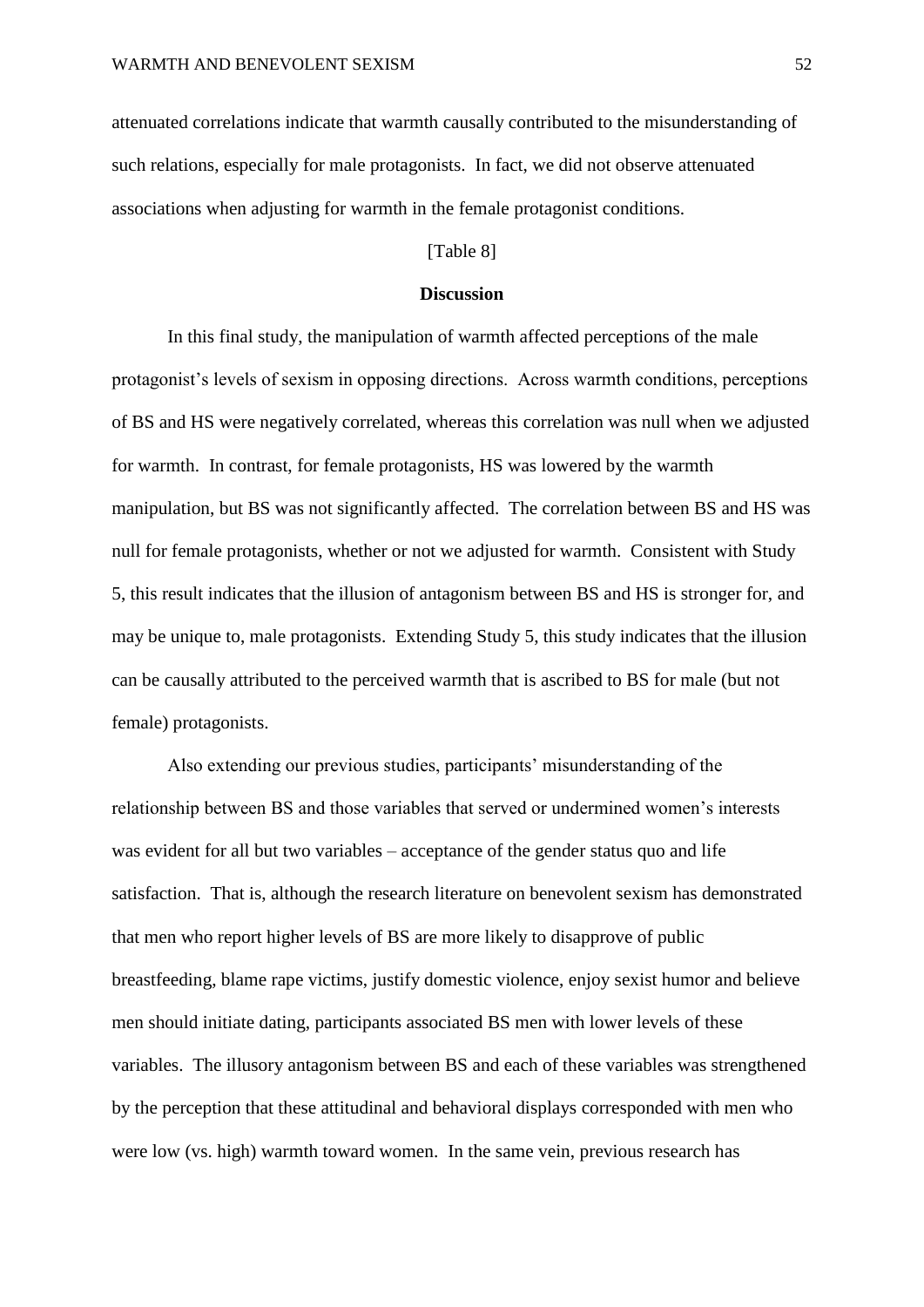attenuated correlations indicate that warmth causally contributed to the misunderstanding of such relations, especially for male protagonists. In fact, we did not observe attenuated associations when adjusting for warmth in the female protagonist conditions.

[Table 8]

## Discussion

In this final study, the manipulation of warmth affected perceptions of the male protagonist's levels of sexism in opposing directions. Across warmth conditions, perceptions of BS and HS were negatively correlated, whereas this correlation was null when we adjusted for warmth. In contrast, for female protagonists, HS was lowered by the warmth manipulation, but BS was not significantly affected. The correlation between BS and HS was null for female protagonists, whether or not we adjusted for warmth. Consistent with Study 5, this result indicates that the illusion of antagonism between BS and HS is stronger for, and may be unique to, male protagonists. Extending Study 5, this study indicates that the illusion can be causally attributed to the perceived warmth that is ascribed to BS for male (but not female) protagonists.

Also extending our previous studies, participants' misunderstanding of the relationship between BS and those variables that served or undermined women's interests was evident for all but two variables – acceptance of the gender status quo and life satisfaction. That is, although the research literature on benevolent sexism has demonstrated that men who report higher levels of BS are more likely to disapprove of public breastfeeding, blame rape victims, justify domestic violence, enjoy sexist humor and believe men should initiate dating, participants associated BS men with lower levels of these variables. The illusory antagonism between BS and each of these variables was strengthened by the perception that these attitudinal and behavioral displays corresponded with men who were low (vs. high) warmth toward women. In the same vein, previous research has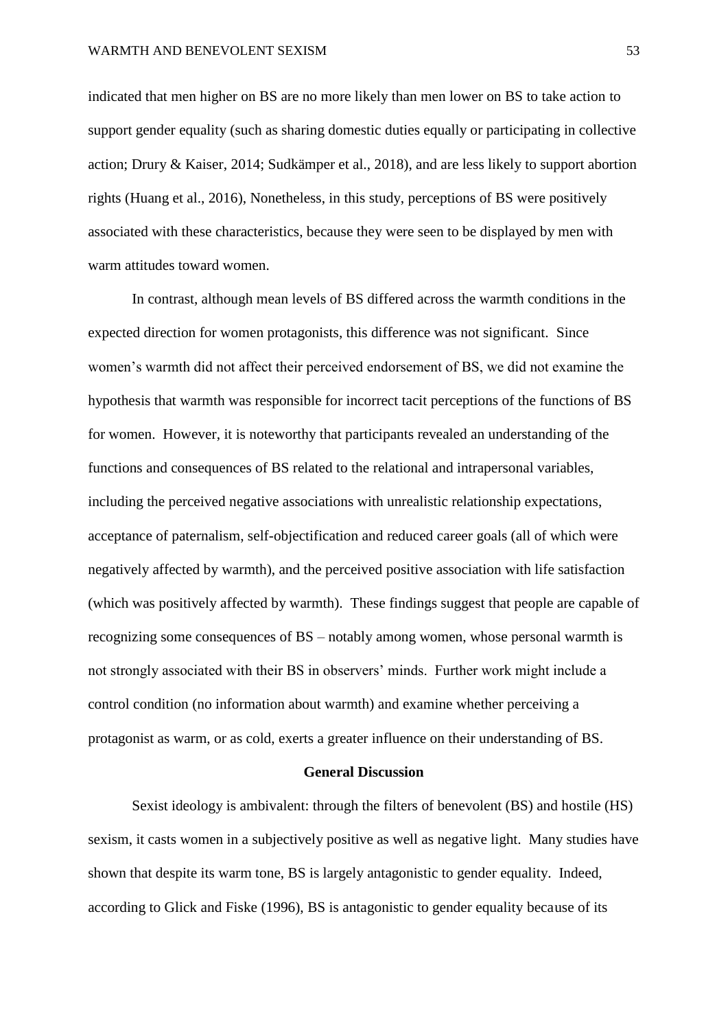indicated that men higher on BS are no more likely than men lower on BS to take action to support gender equality (such as sharing domestic duties equally or participating in collective action; Drury & Kaiser, 2014; Sudkämper et al., 2018), and are less likely to support abortion rights (Huang et al., 2016), Nonetheless, in this study, perceptions of BS were positively associated with these characteristics, because they were seen to be displayed by men with warm attitudes toward women.

In contrast, although mean levels of BS differed across the warmth conditions in the expected direction for women protagonists, this difference was not significant. Since women's warmth did not affect their perceived endorsement of BS, we did not examine the hypothesis that warmth was responsible for incorrect tacit perceptions of the functions of BS for women. However, it is noteworthy that participants revealed an understanding of the functions and consequences of BS related to the relational and intrapersonal variables, including the perceived negative associations with unrealistic relationship expectations, acceptance of paternalism, self-objectification and reduced career goals (all of which were negatively affected by warmth), and the perceived positive association with life satisfaction (which was positively affected by warmth). These findings suggest that people are capable of recognizing some consequences of BS – notably among women, whose personal warmth is not strongly associated with their BS in observers' minds. Further work might include a control condition (no information about warmth) and examine whether perceiving a protagonist as warm, or as cold, exerts a greater influence on their understanding of BS.

## General Discussion

Sexist ideology is ambivalent: through the filters of benevolent (BS) and hostile (HS) sexism, it casts women in a subjectively positive as well as negative light. Many studies have shown that despite its warm tone, BS is largely antagonistic to gender equality. Indeed, according to Glick and Fiske (1996), BS is antagonistic to gender equality because of its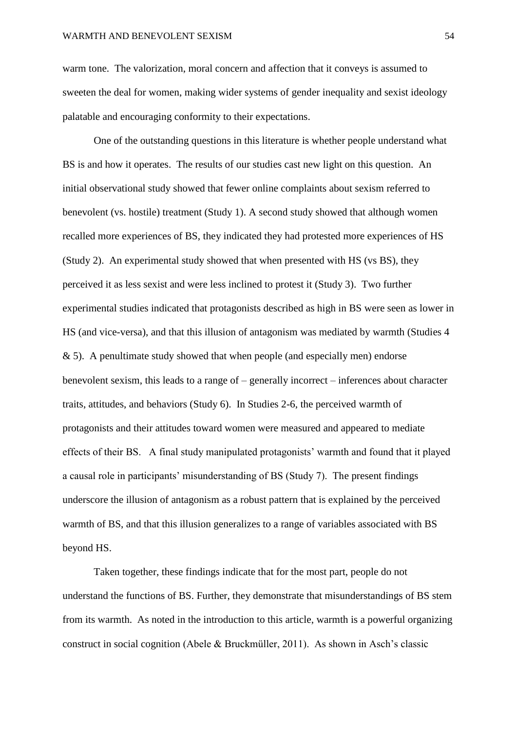warm tone. The valorization, moral concern and affection that it conveys is assumed to sweeten the deal for women, making wider systems of gender inequality and sexist ideology palatable and encouraging conformity to their expectations.

One of the outstanding questions in this literature is whether people understand what BS is and how it operates. The results of our studies cast new light on this question. An initial observational study showed that fewer online complaints about sexism referred to benevolent (vs. hostile) treatment (Study 1). A second study showed that although women recalled more experiences of BS, they indicated they had protested more experiences of HS (Study 2). An experimental study showed that when presented with HS (vs BS), they perceived it as less sexist and were less inclined to protest it (Study 3). Two further experimental studies indicated that protagonists described as high in BS were seen as lower in HS (and vice-versa), and that this illusion of antagonism was mediated by warmth (Studies 4 & 5). A penultimate study showed that when people (and especially men) endorse benevolent sexism, this leads to a range of – generally incorrect – inferences about character traits, attitudes, and behaviors (Study 6). In Studies 2-6, the perceived warmth of protagonists and their attitudes toward women were measured and appeared to mediate effects of their BS. A final study manipulated protagonists' warmth and found that it played a causal role in participants' misunderstanding of BS (Study 7). The present findings underscore the illusion of antagonism as a robust pattern that is explained by the perceived warmth of BS, and that this illusion generalizes to a range of variables associated with BS beyond HS.

Taken together, these findings indicate that for the most part, people do not understand the functions of BS. Further, they demonstrate that misunderstandings of BS stem from its warmth. As noted in the introduction to this article, warmth is a powerful organizing construct in social cognition (Abele & Bruckmüller, 2011). As shown in Asch's classic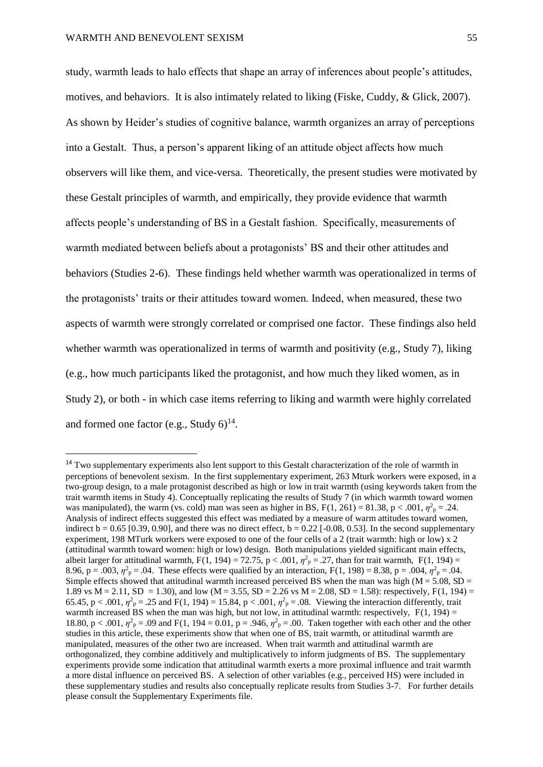study, warmth leads to halo effects that shape an array of inferences about people's attitudes, motives, and behaviors. It is also intimately related to liking (Fiske, Cuddy, & Glick, 2007). As shown by Heider's studies of cognitive balance, warmth organizes an array of perceptions into a Gestalt. Thus, a person's apparent liking of an attitude object affects how much observers will like them, and vice-versa. Theoretically, the present studies were motivated by these Gestalt principles of warmth, and empirically, they provide evidence that warmth affects people's understanding of BS in a Gestalt fashion. Specifically, measurements of warmth mediated between beliefs about a protagonists' BS and their other attitudes and behaviors (Studies 2-6). These findings held whether warmth was operationalized in terms of the protagonists' traits or their attitudes toward women. Indeed, when measured, these two aspects of warmth were strongly correlated or comprised one factor. These findings also held whether warmth was operationalized in terms of warmth and positivity (e.g., Study 7), liking (e.g., how much participants liked the protagonist, and how much they liked women, as in Study 2), or both - in which case items referring to liking and warmth were highly correlated and formed one factor (e.g., Study 6)[14].

[14] Two supplementary experiments also lent support to this Gestalt characterization of the role of warmth in perceptions of benevolent sexism. In the first supplementary experiment, 263 Mturk workers were exposed, in a two-group design, to a male protagonist described as high or low in trait warmth (using keywords taken from the trait warmth items in Study 4). Conceptually replicating the results of Study 7 (in which warmth toward women was manipulated), the warm (vs. cold) man was seen as higher in BS, $F(1, 261) = 81.38$, $p < .001$, $\eta^2_p = .24$. Analysis of indirect effects suggested this effect was mediated by a measure of warm attitudes toward women, indirect $b = 0.65$ [0.39, 0.90], and there was no direct effect, $b = 0.22$ [-0.08, 0.53]. In the second supplementary experiment, 198 MTurk workers were exposed to one of the four cells of a 2 (trait warmth: high or low) x 2 (attitudinal warmth toward women: high or low) design. Both manipulations yielded significant main effects, albeit larger for attitudinal warmth, $F(1, 194) = 72.75$, $p < .001$, $\eta^2_p = .27$, than for trait warmth, $F(1, 194) = 8.96$, $p = .003$, $\eta^2_p = .04$. These effects were qualified by an interaction, $F(1, 198) = 8.38$, $p = .004$, $\eta^2_p = .04$. Simple effects showed that attitudinal warmth increased perceived BS when the man was high ($M = 5.08$, $SD = 1.89$ vs $M = 2.11$, $SD = 1.30$), and low ($M = 3.55$, $SD = 2.26$ vs $M = 2.08$, $SD = 1.58$): respectively, $F(1, 194) = 65.45$, $p < .001$, $\eta^2_p = .25$ and $F(1, 194) = 15.84$, $p < .001$, $\eta^2_p = .08$. Viewing the interaction differently, trait warmth increased BS when the man was high, but not low, in attitudinal warmth: respectively, $F(1, 194) = 18.80$, $p < .001$, $\eta^2_p = .09$ and $F(1, 194 = 0.01$, $p = .946$, $\eta^2_p = .00$. Taken together with each other and the other studies in this article, these experiments show that when one of BS, trait warmth, or attitudinal warmth are manipulated, measures of the other two are increased. When trait warmth and attitudinal warmth are orthogonalized, they combine additively and multiplicatively to inform judgments of BS. The supplementary experiments provide some indication that attitudinal warmth exerts a more proximal influence and trait warmth a more distal influence on perceived BS. A selection of other variables (e.g., perceived HS) were included in these supplementary studies and results also conceptually replicate results from Studies 3-7. For further details please consult the Supplementary Experiments file.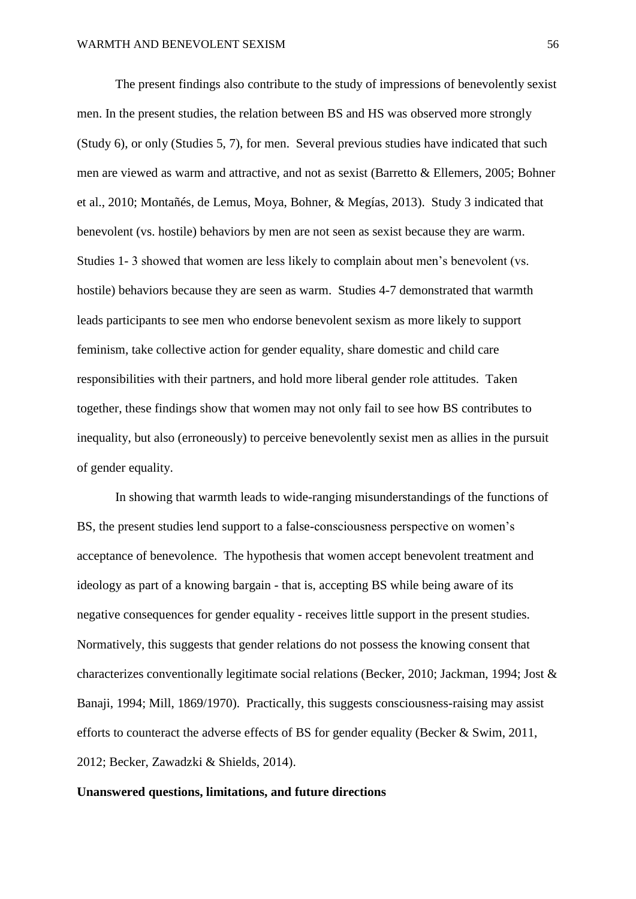The present findings also contribute to the study of impressions of benevolently sexist men. In the present studies, the relation between BS and HS was observed more strongly (Study 6), or only (Studies 5, 7), for men. Several previous studies have indicated that such men are viewed as warm and attractive, and not as sexist (Barretto & Ellemers, 2005; Bohner et al., 2010; Montañés, de Lemus, Moya, Bohner, & Megías, 2013). Study 3 indicated that benevolent (vs. hostile) behaviors by men are not seen as sexist because they are warm. Studies 1- 3 showed that women are less likely to complain about men's benevolent (vs. hostile) behaviors because they are seen as warm. Studies 4-7 demonstrated that warmth leads participants to see men who endorse benevolent sexism as more likely to support feminism, take collective action for gender equality, share domestic and child care responsibilities with their partners, and hold more liberal gender role attitudes. Taken together, these findings show that women may not only fail to see how BS contributes to inequality, but also (erroneously) to perceive benevolently sexist men as allies in the pursuit of gender equality.

In showing that warmth leads to wide-ranging misunderstandings of the functions of BS, the present studies lend support to a false-consciousness perspective on women's acceptance of benevolence. The hypothesis that women accept benevolent treatment and ideology as part of a knowing bargain - that is, accepting BS while being aware of its negative consequences for gender equality - receives little support in the present studies. Normatively, this suggests that gender relations do not possess the knowing consent that characterizes conventionally legitimate social relations (Becker, 2010; Jackman, 1994; Jost & Banaji, 1994; Mill, 1869/1970). Practically, this suggests consciousness-raising may assist efforts to counteract the adverse effects of BS for gender equality (Becker & Swim, 2011, 2012; Becker, Zawadzki & Shields, 2014).

**Unanswered questions, limitations, and future directions**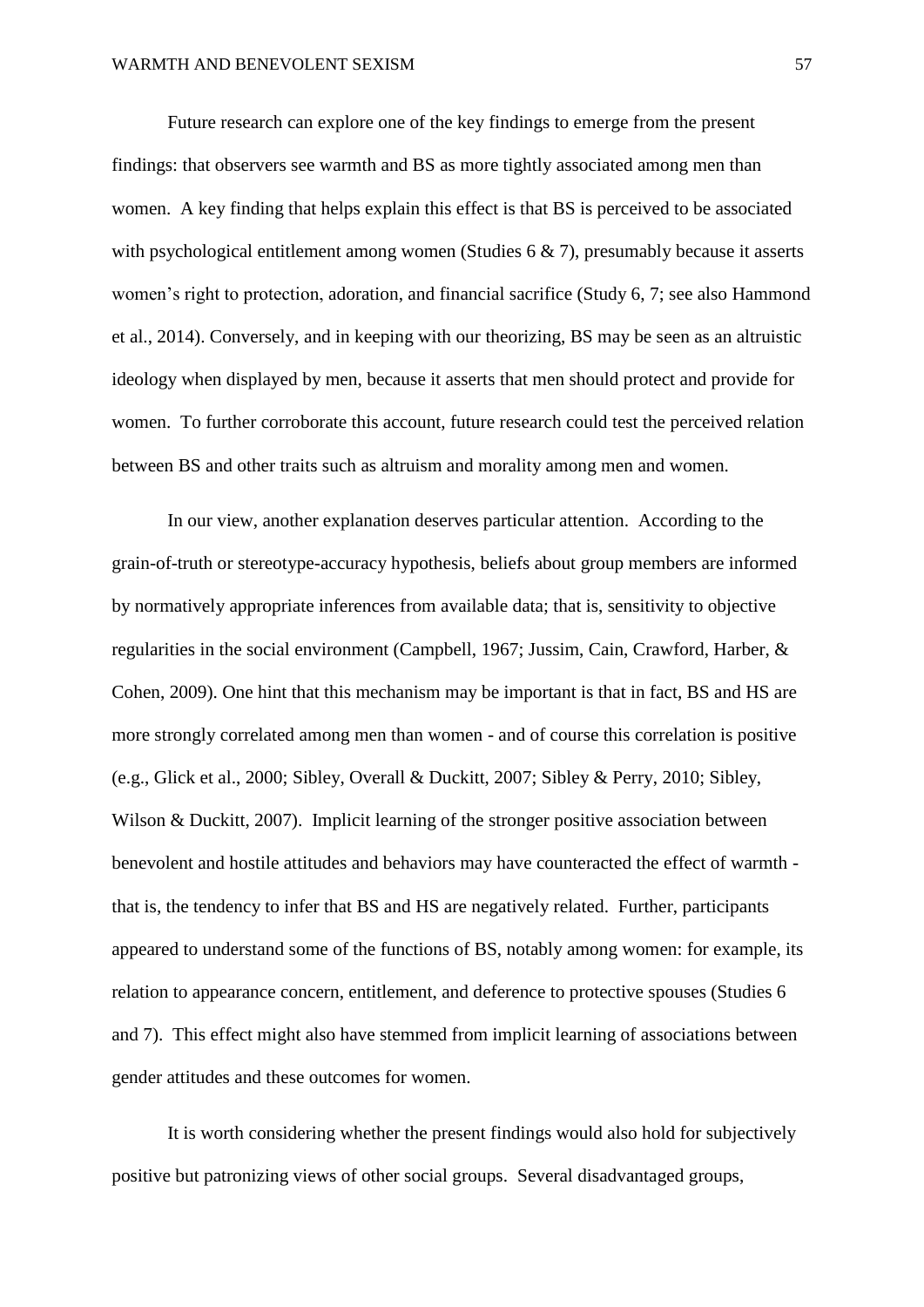Future research can explore one of the key findings to emerge from the present findings: that observers see warmth and BS as more tightly associated among men than women. A key finding that helps explain this effect is that BS is perceived to be associated with psychological entitlement among women (Studies 6 & 7), presumably because it asserts women's right to protection, adoration, and financial sacrifice (Study 6, 7; see also Hammond et al., 2014). Conversely, and in keeping with our theorizing, BS may be seen as an altruistic ideology when displayed by men, because it asserts that men should protect and provide for women. To further corroborate this account, future research could test the perceived relation between BS and other traits such as altruism and morality among men and women.

In our view, another explanation deserves particular attention. According to the grain-of-truth or stereotype-accuracy hypothesis, beliefs about group members are informed by normatively appropriate inferences from available data; that is, sensitivity to objective regularities in the social environment (Campbell, 1967; Jussim, Cain, Crawford, Harber, & Cohen, 2009). One hint that this mechanism may be important is that in fact, BS and HS are more strongly correlated among men than women - and of course this correlation is positive (e.g., Glick et al., 2000; Sibley, Overall & Duckitt, 2007; Sibley & Perry, 2010; Sibley, Wilson & Duckitt, 2007). Implicit learning of the stronger positive association between benevolent and hostile attitudes and behaviors may have counteracted the effect of warmth - that is, the tendency to infer that BS and HS are negatively related. Further, participants appeared to understand some of the functions of BS, notably among women: for example, its relation to appearance concern, entitlement, and deference to protective spouses (Studies 6 and 7). This effect might also have stemmed from implicit learning of associations between gender attitudes and these outcomes for women.

It is worth considering whether the present findings would also hold for subjectively positive but patronizing views of other social groups. Several disadvantaged groups,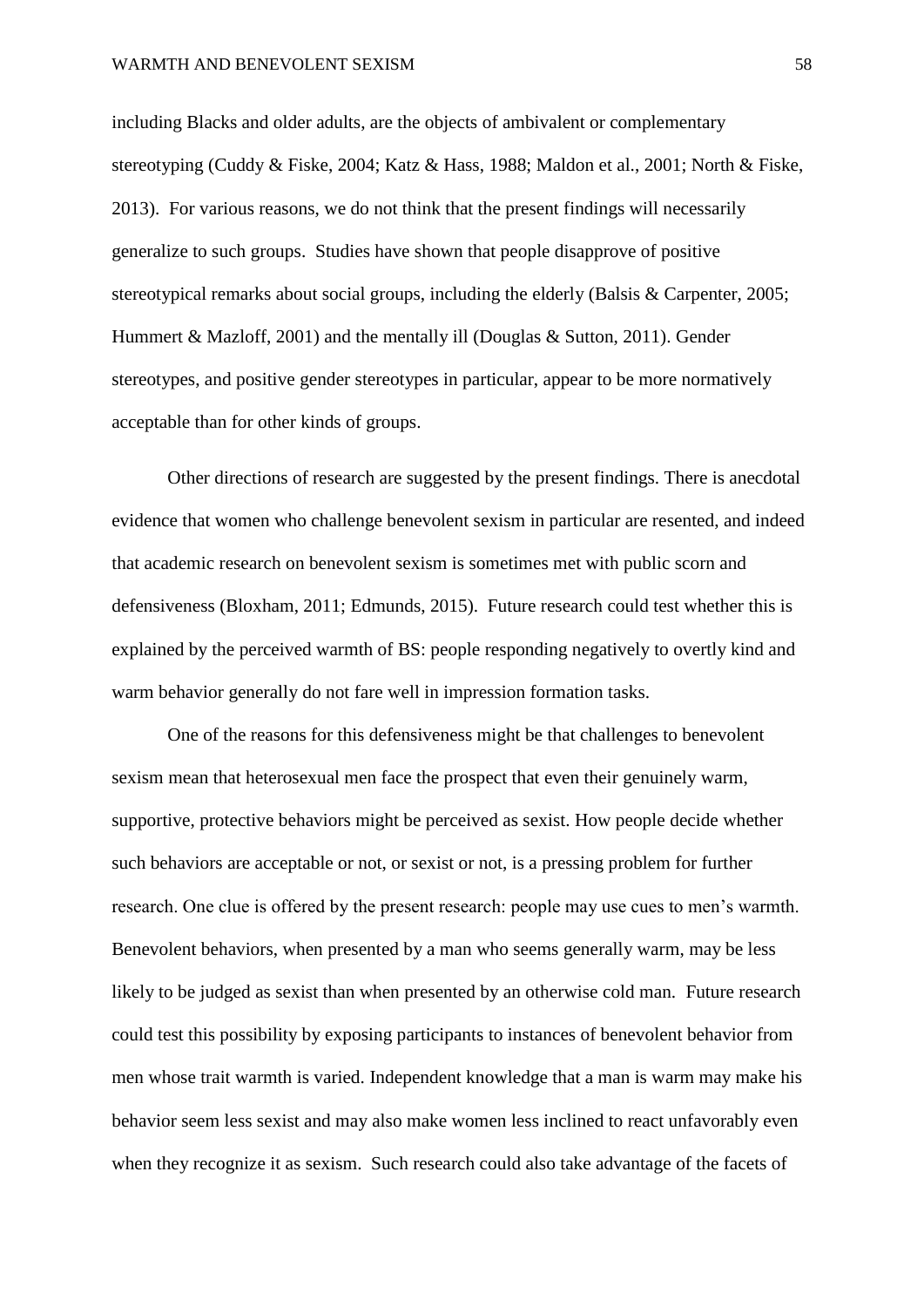including Blacks and older adults, are the objects of ambivalent or complementary stereotyping (Cuddy & Fiske, 2004; Katz & Hass, 1988; Maldon et al., 2001; North & Fiske, 2013). For various reasons, we do not think that the present findings will necessarily generalize to such groups. Studies have shown that people disapprove of positive stereotypical remarks about social groups, including the elderly (Balsis & Carpenter, 2005; Hummert & Mazloff, 2001) and the mentally ill (Douglas & Sutton, 2011). Gender stereotypes, and positive gender stereotypes in particular, appear to be more normatively acceptable than for other kinds of groups.

Other directions of research are suggested by the present findings. There is anecdotal evidence that women who challenge benevolent sexism in particular are resented, and indeed that academic research on benevolent sexism is sometimes met with public scorn and defensiveness (Bloxham, 2011; Edmunds, 2015). Future research could test whether this is explained by the perceived warmth of BS: people responding negatively to overtly kind and warm behavior generally do not fare well in impression formation tasks.

One of the reasons for this defensiveness might be that challenges to benevolent sexism mean that heterosexual men face the prospect that even their genuinely warm, supportive, protective behaviors might be perceived as sexist. How people decide whether such behaviors are acceptable or not, or sexist or not, is a pressing problem for further research. One clue is offered by the present research: people may use cues to men's warmth. Benevolent behaviors, when presented by a man who seems generally warm, may be less likely to be judged as sexist than when presented by an otherwise cold man. Future research could test this possibility by exposing participants to instances of benevolent behavior from men whose trait warmth is varied. Independent knowledge that a man is warm may make his behavior seem less sexist and may also make women less inclined to react unfavorably even when they recognize it as sexism. Such research could also take advantage of the facets of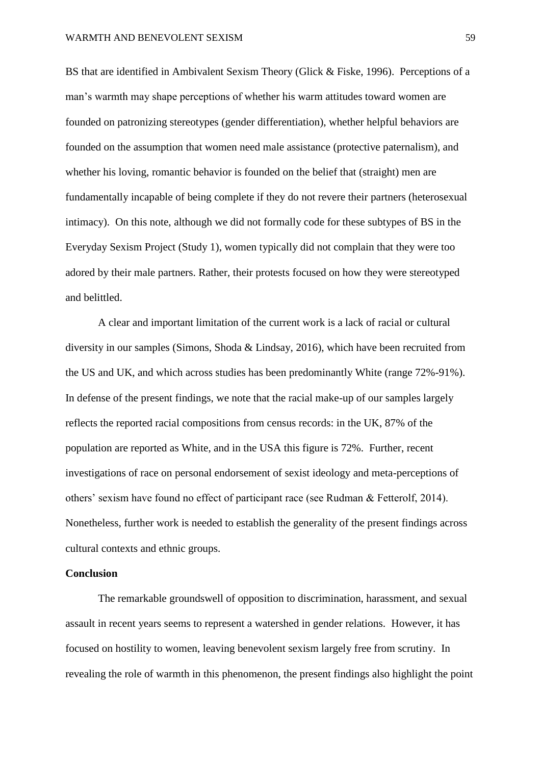BS that are identified in Ambivalent Sexism Theory (Glick & Fiske, 1996). Perceptions of a man's warmth may shape perceptions of whether his warm attitudes toward women are founded on patronizing stereotypes (gender differentiation), whether helpful behaviors are founded on the assumption that women need male assistance (protective paternalism), and whether his loving, romantic behavior is founded on the belief that (straight) men are fundamentally incapable of being complete if they do not revere their partners (heterosexual intimacy). On this note, although we did not formally code for these subtypes of BS in the Everyday Sexism Project (Study 1), women typically did not complain that they were too adored by their male partners. Rather, their protests focused on how they were stereotyped and belittled.

A clear and important limitation of the current work is a lack of racial or cultural diversity in our samples (Simons, Shoda & Lindsay, 2016), which have been recruited from the US and UK, and which across studies has been predominantly White (range 72%-91%). In defense of the present findings, we note that the racial make-up of our samples largely reflects the reported racial compositions from census records: in the UK, 87% of the population are reported as White, and in the USA this figure is 72%. Further, recent investigations of race on personal endorsement of sexist ideology and meta-perceptions of others' sexism have found no effect of participant race (see Rudman & Fetterolf, 2014). Nonetheless, further work is needed to establish the generality of the present findings across cultural contexts and ethnic groups.

**Conclusion**

The remarkable groundswell of opposition to discrimination, harassment, and sexual assault in recent years seems to represent a watershed in gender relations. However, it has focused on hostility to women, leaving benevolent sexism largely free from scrutiny. In revealing the role of warmth in this phenomenon, the present findings also highlight the point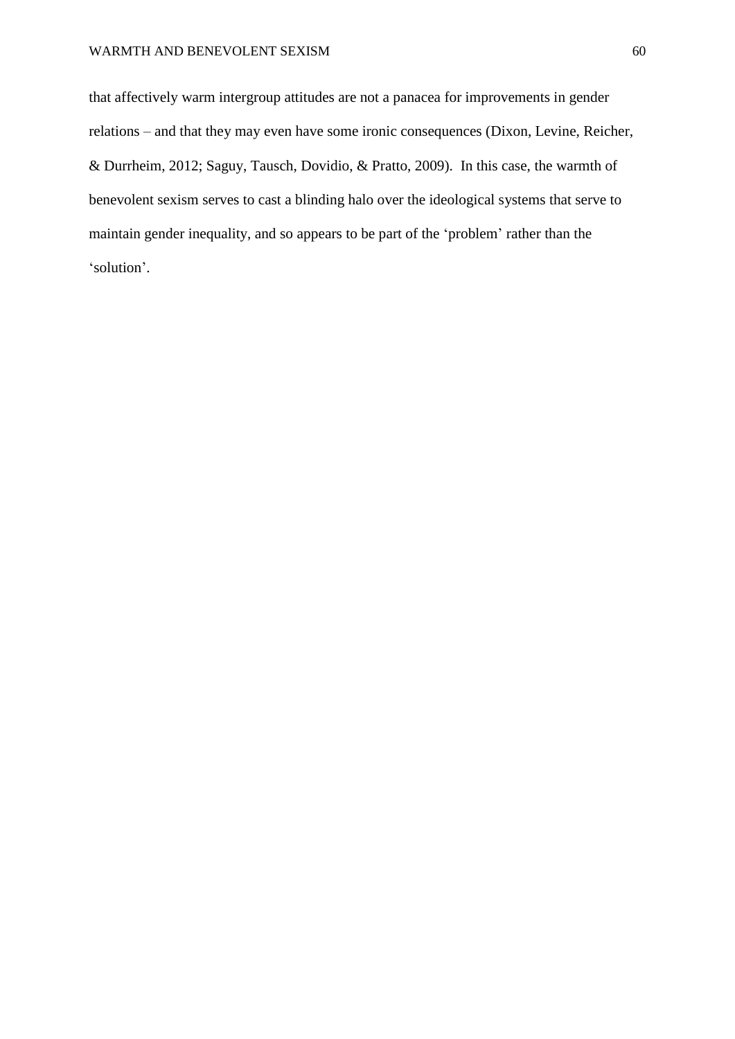that affectively warm intergroup attitudes are not a panacea for improvements in gender relations – and that they may even have some ironic consequences (Dixon, Levine, Reicher, & Durrheim, 2012; Saguy, Tausch, Dovidio, & Pratto, 2009). In this case, the warmth of benevolent sexism serves to cast a blinding halo over the ideological systems that serve to maintain gender inequality, and so appears to be part of the 'problem' rather than the 'solution'.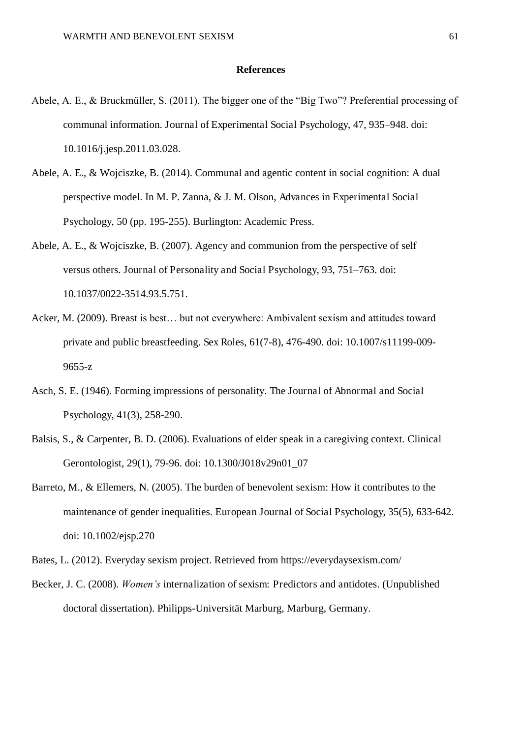## References

Abele, A. E., & Bruckmüller, S. (2011). The bigger one of the "Big Two"? Preferential processing of communal information. Journal of Experimental Social Psychology, 47, 935–948. doi: 10.1016/j.jesp.2011.03.028.

Abele, A. E., & Wojciszke, B. (2014). Communal and agentic content in social cognition: A dual perspective model. In M. P. Zanna, & J. M. Olson, Advances in Experimental Social Psychology, 50 (pp. 195-255). Burlington: Academic Press.

Abele, A. E., & Wojciszke, B. (2007). Agency and communion from the perspective of self versus others. Journal of Personality and Social Psychology, 93, 751–763. doi: 10.1037/0022-3514.93.5.751.

Acker, M. (2009). Breast is best… but not everywhere: Ambivalent sexism and attitudes toward private and public breastfeeding. Sex Roles, 61(7-8), 476-490. doi: 10.1007/s11199-009-9655-z

Asch, S. E. (1946). Forming impressions of personality. The Journal of Abnormal and Social Psychology, 41(3), 258-290.

Balsis, S., & Carpenter, B. D. (2006). Evaluations of elder speak in a caregiving context. Clinical Gerontologist, 29(1), 79-96. doi: 10.1300/J018v29n01_07

Barreto, M., & Ellemers, N. (2005). The burden of benevolent sexism: How it contributes to the maintenance of gender inequalities. European Journal of Social Psychology, 35(5), 633-642. doi: 10.1002/ejsp.270

Bates, L. (2012). Everyday sexism project. Retrieved from https://everydaysexism.com/

Becker, J. C. (2008). *Women's* internalization of sexism: Predictors and antidotes. (Unpublished doctoral dissertation). Philipps-Universität Marburg, Marburg, Germany.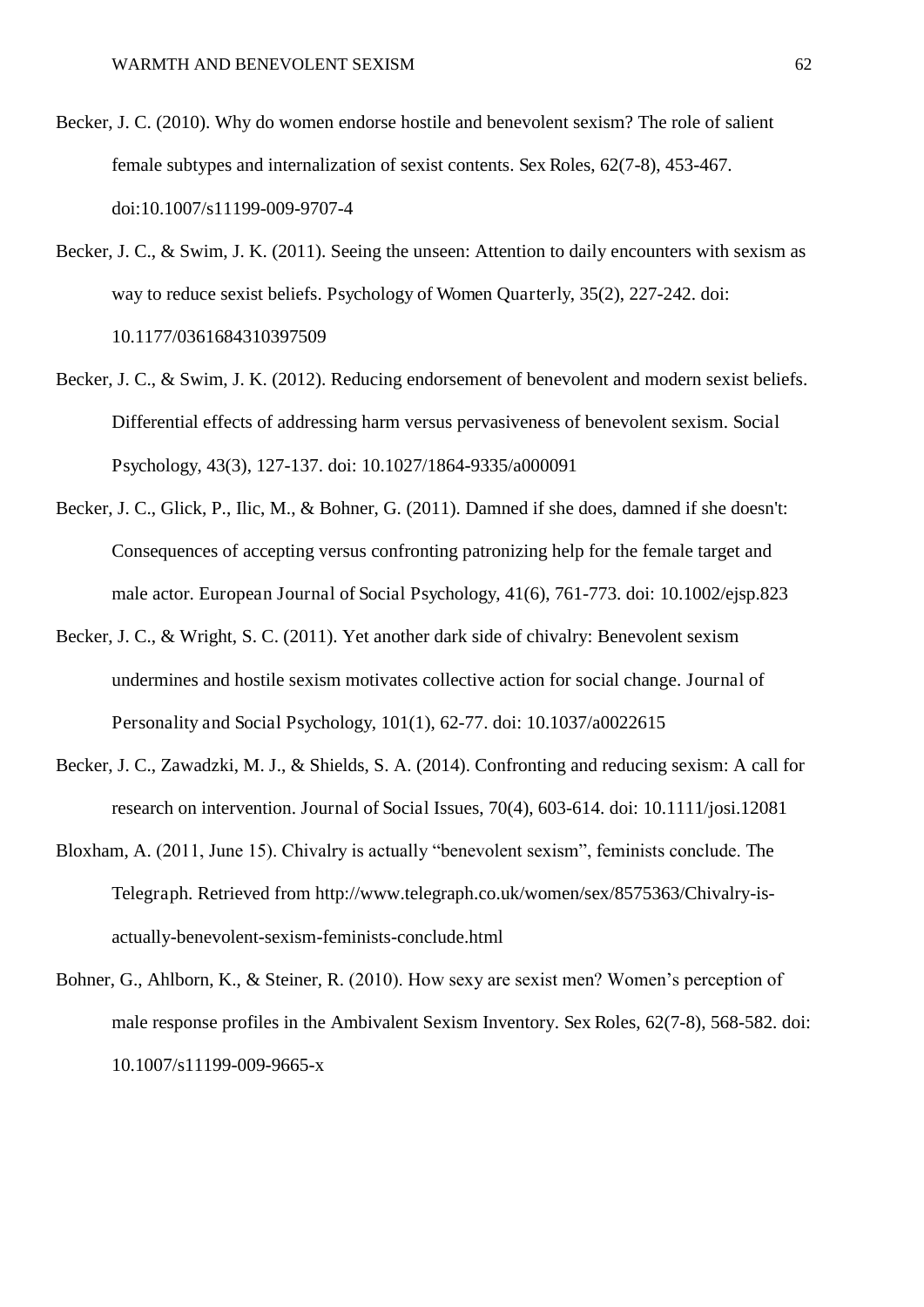Becker, J. C. (2010). Why do women endorse hostile and benevolent sexism? The role of salient female subtypes and internalization of sexist contents. Sex Roles, 62(7-8), 453-467. doi:10.1007/s11199-009-9707-4

Becker, J. C., & Swim, J. K. (2011). Seeing the unseen: Attention to daily encounters with sexism as way to reduce sexist beliefs. Psychology of Women Quarterly, 35(2), 227-242. doi: 10.1177/0361684310397509

Becker, J. C., & Swim, J. K. (2012). Reducing endorsement of benevolent and modern sexist beliefs. Differential effects of addressing harm versus pervasiveness of benevolent sexism. Social Psychology, 43(3), 127-137. doi: 10.1027/1864-9335/a000091

Becker, J. C., Glick, P., Ilic, M., & Bohner, G. (2011). Damned if she does, damned if she doesn't: Consequences of accepting versus confronting patronizing help for the female target and male actor. European Journal of Social Psychology, 41(6), 761-773. doi: 10.1002/ejsp.823

Becker, J. C., & Wright, S. C. (2011). Yet another dark side of chivalry: Benevolent sexism undermines and hostile sexism motivates collective action for social change. Journal of Personality and Social Psychology, 101(1), 62-77. doi: 10.1037/a0022615

Becker, J. C., Zawadzki, M. J., & Shields, S. A. (2014). Confronting and reducing sexism: A call for research on intervention. Journal of Social Issues, 70(4), 603-614. doi: 10.1111/josi.12081

Bloxham, A. (2011, June 15). Chivalry is actually "benevolent sexism", feminists conclude. The Telegraph. Retrieved from http://www.telegraph.co.uk/women/sex/8575363/Chivalry-is-actually-benevolent-sexism-feminists-conclude.html

Bohner, G., Ahlborn, K., & Steiner, R. (2010). How sexy are sexist men? Women's perception of male response profiles in the Ambivalent Sexism Inventory. Sex Roles, 62(7-8), 568-582. doi: 10.1007/s11199-009-9665-x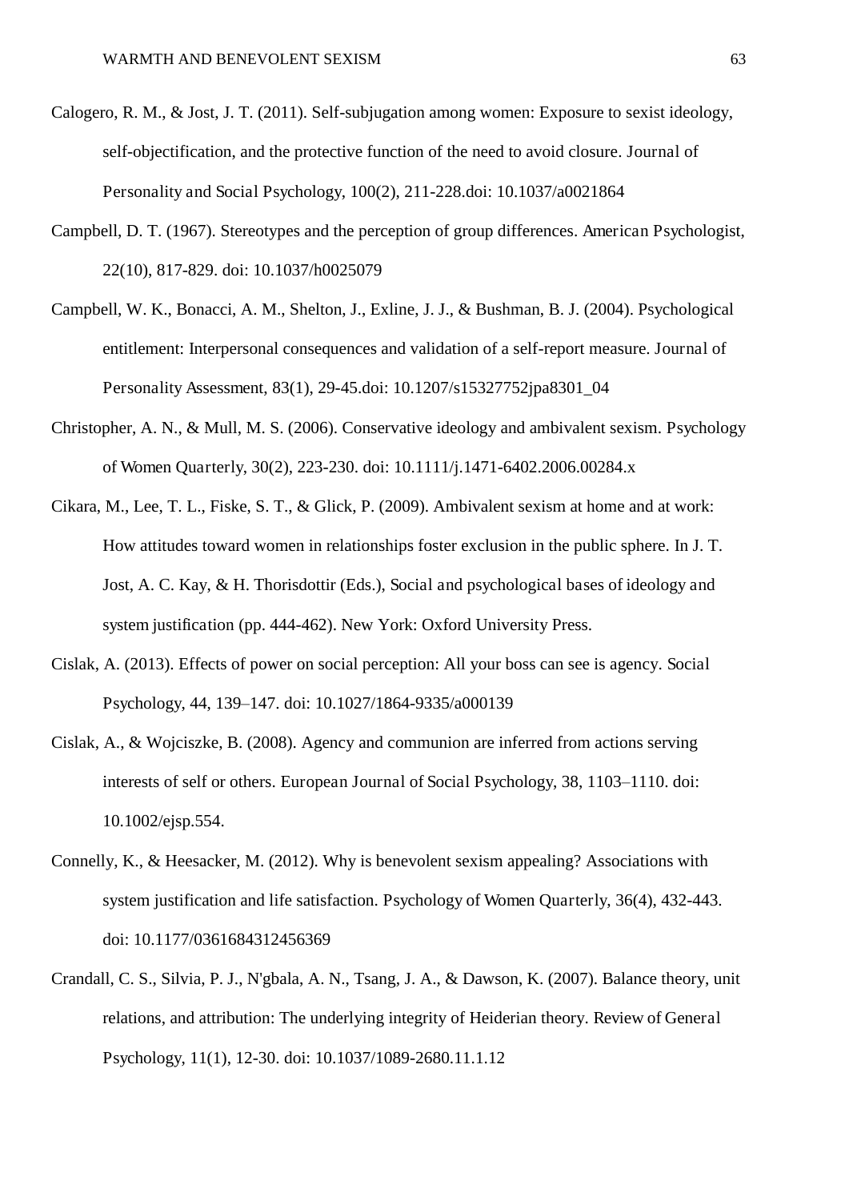Calogero, R. M., & Jost, J. T. (2011). Self-subjugation among women: Exposure to sexist ideology, self-objectification, and the protective function of the need to avoid closure. Journal of Personality and Social Psychology, 100(2), 211-228.doi: 10.1037/a0021864

Campbell, D. T. (1967). Stereotypes and the perception of group differences. American Psychologist, 22(10), 817-829. doi: 10.1037/h0025079

Campbell, W. K., Bonacci, A. M., Shelton, J., Exline, J. J., & Bushman, B. J. (2004). Psychological entitlement: Interpersonal consequences and validation of a self-report measure. Journal of Personality Assessment, 83(1), 29-45.doi: 10.1207/s15327752jpa8301_04

Christopher, A. N., & Mull, M. S. (2006). Conservative ideology and ambivalent sexism. Psychology of Women Quarterly, 30(2), 223-230. doi: 10.1111/j.1471-6402.2006.00284.x

Cikara, M., Lee, T. L., Fiske, S. T., & Glick, P. (2009). Ambivalent sexism at home and at work: How attitudes toward women in relationships foster exclusion in the public sphere. In J. T. Jost, A. C. Kay, & H. Thorisdottir (Eds.), Social and psychological bases of ideology and system justification (pp. 444-462). New York: Oxford University Press.

Cislak, A. (2013). Effects of power on social perception: All your boss can see is agency. Social Psychology, 44, 139–147. doi: 10.1027/1864-9335/a000139

Cislak, A., & Wojciszke, B. (2008). Agency and communion are inferred from actions serving interests of self or others. European Journal of Social Psychology, 38, 1103–1110. doi: 10.1002/ejsp.554.

Connelly, K., & Heesacker, M. (2012). Why is benevolent sexism appealing? Associations with system justification and life satisfaction. Psychology of Women Quarterly, 36(4), 432-443. doi: 10.1177/0361684312456369

Crandall, C. S., Silvia, P. J., N'gbala, A. N., Tsang, J. A., & Dawson, K. (2007). Balance theory, unit relations, and attribution: The underlying integrity of Heiderian theory. Review of General Psychology, 11(1), 12-30. doi: 10.1037/1089-2680.11.1.12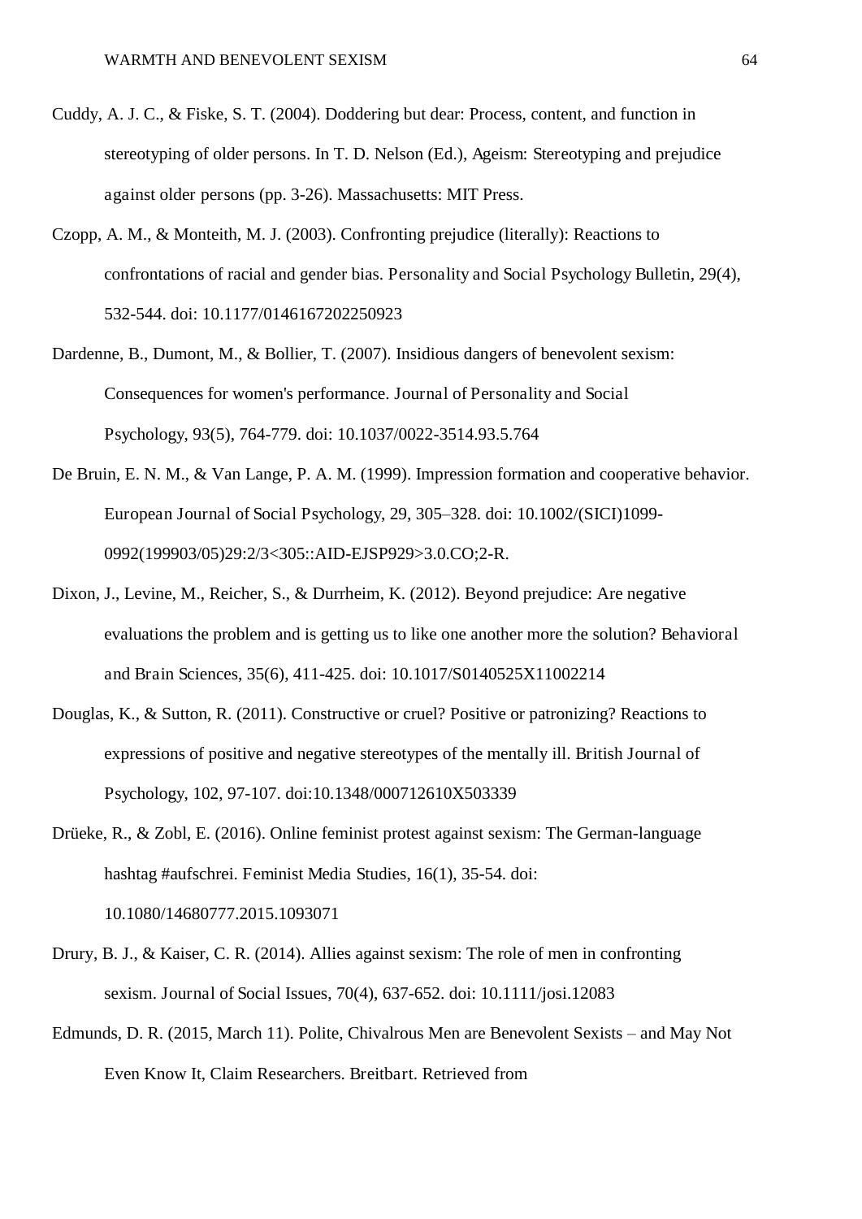Cuddy, A. J. C., & Fiske, S. T. (2004). Doddering but dear: Process, content, and function in stereotyping of older persons. In T. D. Nelson (Ed.), Ageism: Stereotyping and prejudice against older persons (pp. 3-26). Massachusetts: MIT Press.

Czopp, A. M., & Monteith, M. J. (2003). Confronting prejudice (literally): Reactions to confrontations of racial and gender bias. Personality and Social Psychology Bulletin, 29(4), 532-544. doi: 10.1177/0146167202250923

Dardenne, B., Dumont, M., & Bollier, T. (2007). Insidious dangers of benevolent sexism: Consequences for women's performance. Journal of Personality and Social Psychology, 93(5), 764-779. doi: 10.1037/0022-3514.93.5.764

De Bruin, E. N. M., & Van Lange, P. A. M. (1999). Impression formation and cooperative behavior. European Journal of Social Psychology, 29, 305–328. doi: 10.1002/(SICI)1099-0992(199903/05)29:2/3<305::AID-EJSP929>3.0.CO;2-R.

Dixon, J., Levine, M., Reicher, S., & Durrheim, K. (2012). Beyond prejudice: Are negative evaluations the problem and is getting us to like one another more the solution? Behavioral and Brain Sciences, 35(6), 411-425. doi: 10.1017/S0140525X11002214

Douglas, K., & Sutton, R. (2011). Constructive or cruel? Positive or patronizing? Reactions to expressions of positive and negative stereotypes of the mentally ill. British Journal of Psychology, 102, 97-107. doi:10.1348/000712610X503339

Drüeke, R., & Zobl, E. (2016). Online feminist protest against sexism: The German-language hashtag #aufschrei. Feminist Media Studies, 16(1), 35-54. doi: 10.1080/14680777.2015.1093071

Drury, B. J., & Kaiser, C. R. (2014). Allies against sexism: The role of men in confronting sexism. Journal of Social Issues, 70(4), 637-652. doi: 10.1111/josi.12083

Edmunds, D. R. (2015, March 11). Polite, Chivalrous Men are Benevolent Sexists – and May Not Even Know It, Claim Researchers. Breitbart. Retrieved from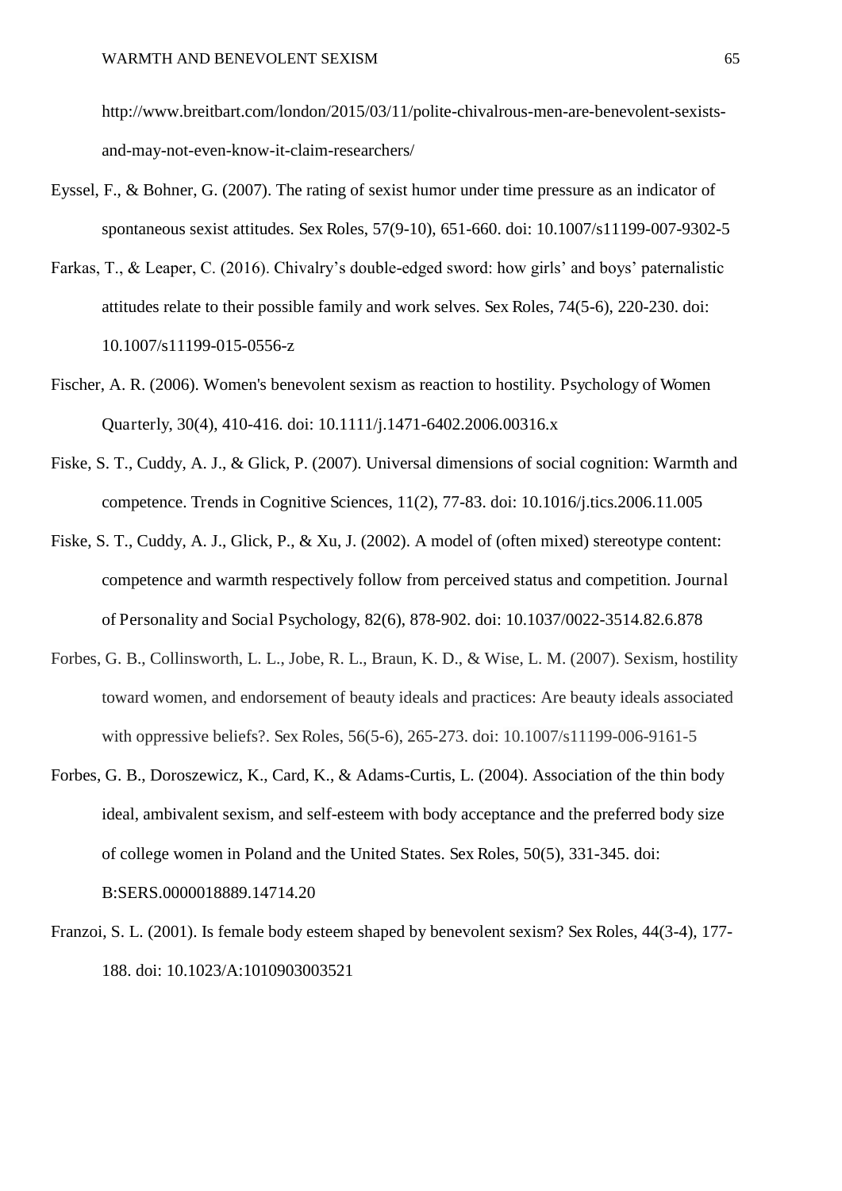http://www.breitbart.com/london/2015/03/11/polite-chivalrous-men-are-benevolent-sexists-and-may-not-even-know-it-claim-researchers/

Eyssel, F., & Bohner, G. (2007). The rating of sexist humor under time pressure as an indicator of spontaneous sexist attitudes. Sex Roles, 57(9-10), 651-660. doi: 10.1007/s11199-007-9302-5

Farkas, T., & Leaper, C. (2016). Chivalry's double-edged sword: how girls' and boys' paternalistic attitudes relate to their possible family and work selves. Sex Roles, 74(5-6), 220-230. doi: 10.1007/s11199-015-0556-z

Fischer, A. R. (2006). Women's benevolent sexism as reaction to hostility. Psychology of Women Quarterly, 30(4), 410-416. doi: 10.1111/j.1471-6402.2006.00316.x

Fiske, S. T., Cuddy, A. J., & Glick, P. (2007). Universal dimensions of social cognition: Warmth and competence. Trends in Cognitive Sciences, 11(2), 77-83. doi: 10.1016/j.tics.2006.11.005

Fiske, S. T., Cuddy, A. J., Glick, P., & Xu, J. (2002). A model of (often mixed) stereotype content: competence and warmth respectively follow from perceived status and competition. Journal of Personality and Social Psychology, 82(6), 878-902. doi: 10.1037/0022-3514.82.6.878

Forbes, G. B., Collinsworth, L. L., Jobe, R. L., Braun, K. D., & Wise, L. M. (2007). Sexism, hostility toward women, and endorsement of beauty ideals and practices: Are beauty ideals associated with oppressive beliefs?. Sex Roles, 56(5-6), 265-273. doi: 10.1007/s11199-006-9161-5

Forbes, G. B., Doroszewicz, K., Card, K., & Adams-Curtis, L. (2004). Association of the thin body ideal, ambivalent sexism, and self-esteem with body acceptance and the preferred body size of college women in Poland and the United States. Sex Roles, 50(5), 331-345. doi: B:SERS.0000018889.14714.20

Franzoi, S. L. (2001). Is female body esteem shaped by benevolent sexism? Sex Roles, 44(3-4), 177-188. doi: 10.1023/A:1010903003521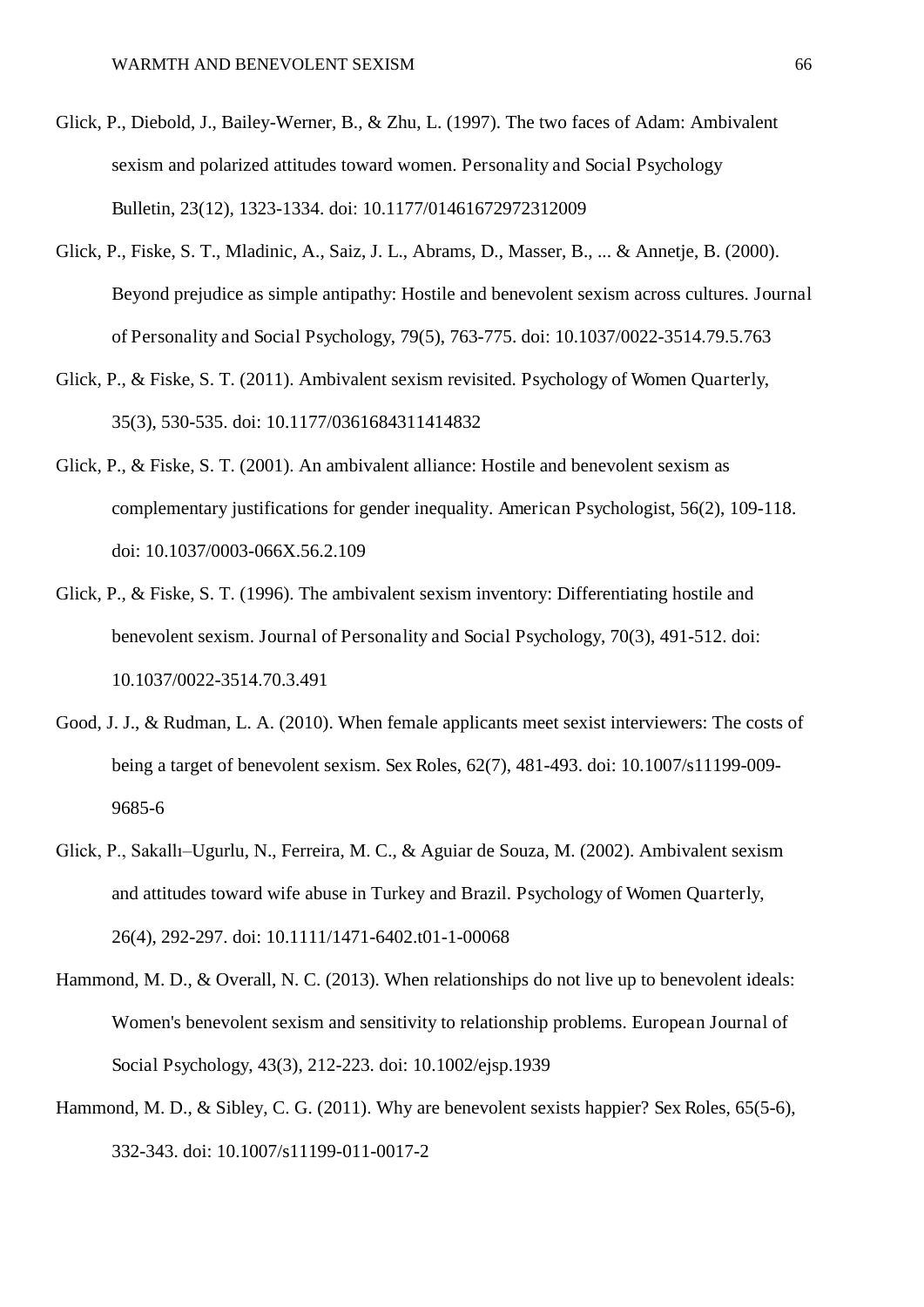Glick, P., Diebold, J., Bailey-Werner, B., & Zhu, L. (1997). The two faces of Adam: Ambivalent sexism and polarized attitudes toward women. Personality and Social Psychology Bulletin, 23(12), 1323-1334. doi: 10.1177/01461672972312009

Glick, P., Fiske, S. T., Mladinic, A., Saiz, J. L., Abrams, D., Masser, B., ... & Annetje, B. (2000). Beyond prejudice as simple antipathy: Hostile and benevolent sexism across cultures. Journal of Personality and Social Psychology, 79(5), 763-775. doi: 10.1037/0022-3514.79.5.763

Glick, P., & Fiske, S. T. (2011). Ambivalent sexism revisited. Psychology of Women Quarterly, 35(3), 530-535. doi: 10.1177/0361684311414832

Glick, P., & Fiske, S. T. (2001). An ambivalent alliance: Hostile and benevolent sexism as complementary justifications for gender inequality. American Psychologist, 56(2), 109-118. doi: 10.1037/0003-066X.56.2.109

Glick, P., & Fiske, S. T. (1996). The ambivalent sexism inventory: Differentiating hostile and benevolent sexism. Journal of Personality and Social Psychology, 70(3), 491-512. doi: 10.1037/0022-3514.70.3.491

Good, J. J., & Rudman, L. A. (2010). When female applicants meet sexist interviewers: The costs of being a target of benevolent sexism. Sex Roles, 62(7), 481-493. doi: 10.1007/s11199-009-9685-6

Glick, P., Sakallı–Ugurlu, N., Ferreira, M. C., & Aguiar de Souza, M. (2002). Ambivalent sexism and attitudes toward wife abuse in Turkey and Brazil. Psychology of Women Quarterly, 26(4), 292-297. doi: 10.1111/1471-6402.t01-1-00068

Hammond, M. D., & Overall, N. C. (2013). When relationships do not live up to benevolent ideals: Women's benevolent sexism and sensitivity to relationship problems. European Journal of Social Psychology, 43(3), 212-223. doi: 10.1002/ejsp.1939

Hammond, M. D., & Sibley, C. G. (2011). Why are benevolent sexists happier? Sex Roles, 65(5-6), 332-343. doi: 10.1007/s11199-011-0017-2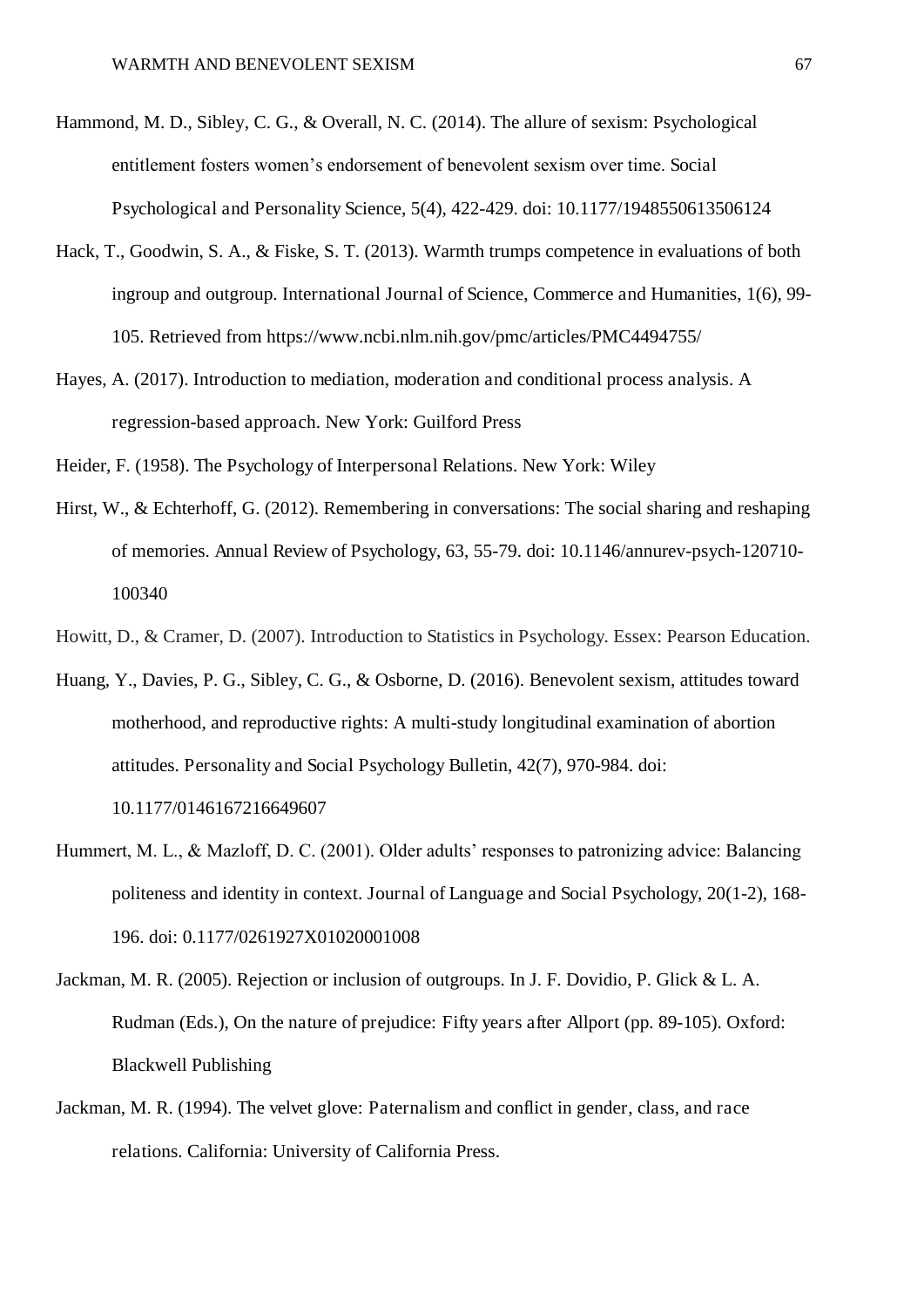Hammond, M. D., Sibley, C. G., & Overall, N. C. (2014). The allure of sexism: Psychological entitlement fosters women's endorsement of benevolent sexism over time. Social Psychological and Personality Science, 5(4), 422-429. doi: 10.1177/1948550613506124

Hack, T., Goodwin, S. A., & Fiske, S. T. (2013). Warmth trumps competence in evaluations of both ingroup and outgroup. International Journal of Science, Commerce and Humanities, 1(6), 99-105. Retrieved from https://www.ncbi.nlm.nih.gov/pmc/articles/PMC4494755/

Hayes, A. (2017). Introduction to mediation, moderation and conditional process analysis. A regression-based approach. New York: Guilford Press

Heider, F. (1958). The Psychology of Interpersonal Relations. New York: Wiley

Hirst, W., & Echterhoff, G. (2012). Remembering in conversations: The social sharing and reshaping of memories. Annual Review of Psychology, 63, 55-79. doi: 10.1146/annurev-psych-120710-100340

Howitt, D., & Cramer, D. (2007). Introduction to Statistics in Psychology. Essex: Pearson Education.

Huang, Y., Davies, P. G., Sibley, C. G., & Osborne, D. (2016). Benevolent sexism, attitudes toward motherhood, and reproductive rights: A multi-study longitudinal examination of abortion attitudes. Personality and Social Psychology Bulletin, 42(7), 970-984. doi: 10.1177/0146167216649607

Hummert, M. L., & Mazloff, D. C. (2001). Older adults' responses to patronizing advice: Balancing politeness and identity in context. Journal of Language and Social Psychology, 20(1-2), 168-196. doi: 0.1177/0261927X01020001008

Jackman, M. R. (2005). Rejection or inclusion of outgroups. In J. F. Dovidio, P. Glick & L. A. Rudman (Eds.), On the nature of prejudice: Fifty years after Allport (pp. 89-105). Oxford: Blackwell Publishing

Jackman, M. R. (1994). The velvet glove: Paternalism and conflict in gender, class, and race relations. California: University of California Press.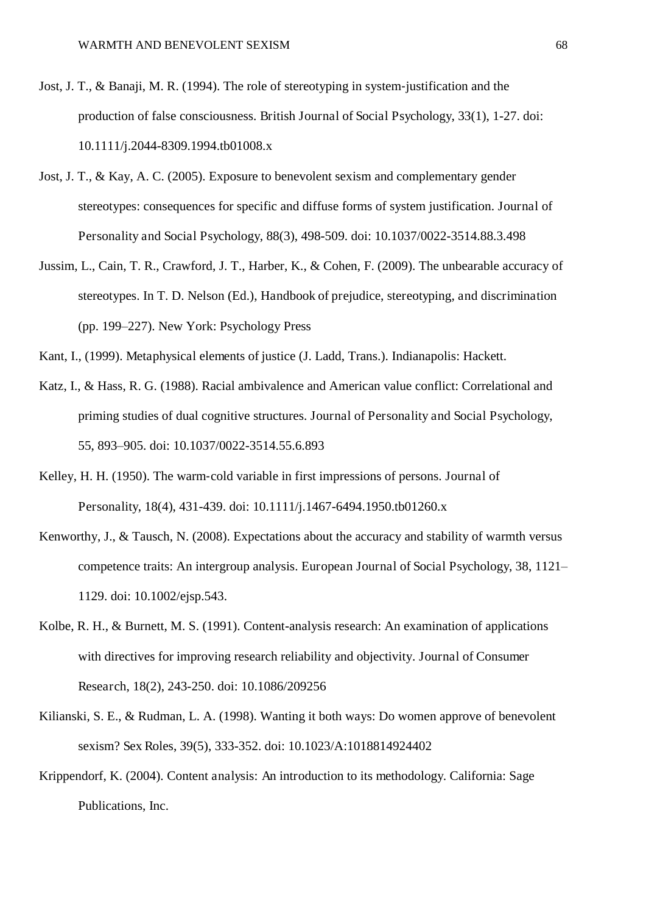Jost, J. T., & Banaji, M. R. (1994). The role of stereotyping in system-justification and the production of false consciousness. British Journal of Social Psychology, 33(1), 1-27. doi: 10.1111/j.2044-8309.1994.tb01008.x

Jost, J. T., & Kay, A. C. (2005). Exposure to benevolent sexism and complementary gender stereotypes: consequences for specific and diffuse forms of system justification. Journal of Personality and Social Psychology, 88(3), 498-509. doi: 10.1037/0022-3514.88.3.498

Jussim, L., Cain, T. R., Crawford, J. T., Harber, K., & Cohen, F. (2009). The unbearable accuracy of stereotypes. In T. D. Nelson (Ed.), Handbook of prejudice, stereotyping, and discrimination (pp. 199–227). New York: Psychology Press

Kant, I., (1999). Metaphysical elements of justice (J. Ladd, Trans.). Indianapolis: Hackett.

Katz, I., & Hass, R. G. (1988). Racial ambivalence and American value conflict: Correlational and priming studies of dual cognitive structures. Journal of Personality and Social Psychology, 55, 893–905. doi: 10.1037/0022-3514.55.6.893

Kelley, H. H. (1950). The warm-cold variable in first impressions of persons. Journal of Personality, 18(4), 431-439. doi: 10.1111/j.1467-6494.1950.tb01260.x

Kenworthy, J., & Tausch, N. (2008). Expectations about the accuracy and stability of warmth versus competence traits: An intergroup analysis. European Journal of Social Psychology, 38, 1121–1129. doi: 10.1002/ejsp.543.

Kolbe, R. H., & Burnett, M. S. (1991). Content-analysis research: An examination of applications with directives for improving research reliability and objectivity. Journal of Consumer Research, 18(2), 243-250. doi: 10.1086/209256

Kilianski, S. E., & Rudman, L. A. (1998). Wanting it both ways: Do women approve of benevolent sexism? Sex Roles, 39(5), 333-352. doi: 10.1023/A:1018814924402

Krippendorf, K. (2004). Content analysis: An introduction to its methodology. California: Sage Publications, Inc.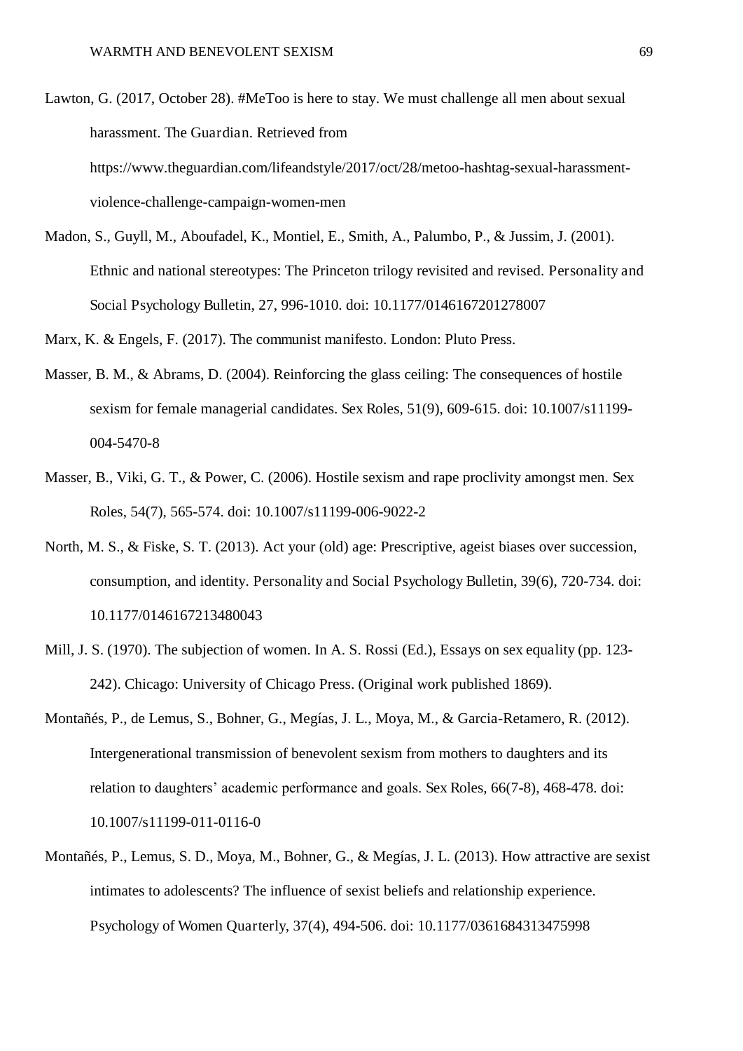Lawton, G. (2017, October 28). #MeToo is here to stay. We must challenge all men about sexual harassment. The Guardian. Retrieved from https://www.theguardian.com/lifeandstyle/2017/oct/28/metoo-hashtag-sexual-harassment-violence-challenge-campaign-women-men

Madon, S., Guyll, M., Aboufadel, K., Montiel, E., Smith, A., Palumbo, P., & Jussim, J. (2001). Ethnic and national stereotypes: The Princeton trilogy revisited and revised. Personality and Social Psychology Bulletin, 27, 996-1010. doi: 10.1177/0146167201278007

Marx, K. & Engels, F. (2017). The communist manifesto. London: Pluto Press.

Masser, B. M., & Abrams, D. (2004). Reinforcing the glass ceiling: The consequences of hostile sexism for female managerial candidates. Sex Roles, 51(9), 609-615. doi: 10.1007/s11199-004-5470-8

Masser, B., Viki, G. T., & Power, C. (2006). Hostile sexism and rape proclivity amongst men. Sex Roles, 54(7), 565-574. doi: 10.1007/s11199-006-9022-2

North, M. S., & Fiske, S. T. (2013). Act your (old) age: Prescriptive, ageist biases over succession, consumption, and identity. Personality and Social Psychology Bulletin, 39(6), 720-734. doi: 10.1177/0146167213480043

Mill, J. S. (1970). The subjection of women. In A. S. Rossi (Ed.), Essays on sex equality (pp. 123-242). Chicago: University of Chicago Press. (Original work published 1869).

Montañés, P., de Lemus, S., Bohner, G., Megías, J. L., Moya, M., & Garcia-Retamero, R. (2012). Intergenerational transmission of benevolent sexism from mothers to daughters and its relation to daughters' academic performance and goals. Sex Roles, 66(7-8), 468-478. doi: 10.1007/s11199-011-0116-0

Montañés, P., Lemus, S. D., Moya, M., Bohner, G., & Megías, J. L. (2013). How attractive are sexist intimates to adolescents? The influence of sexist beliefs and relationship experience. Psychology of Women Quarterly, 37(4), 494-506. doi: 10.1177/0361684313475998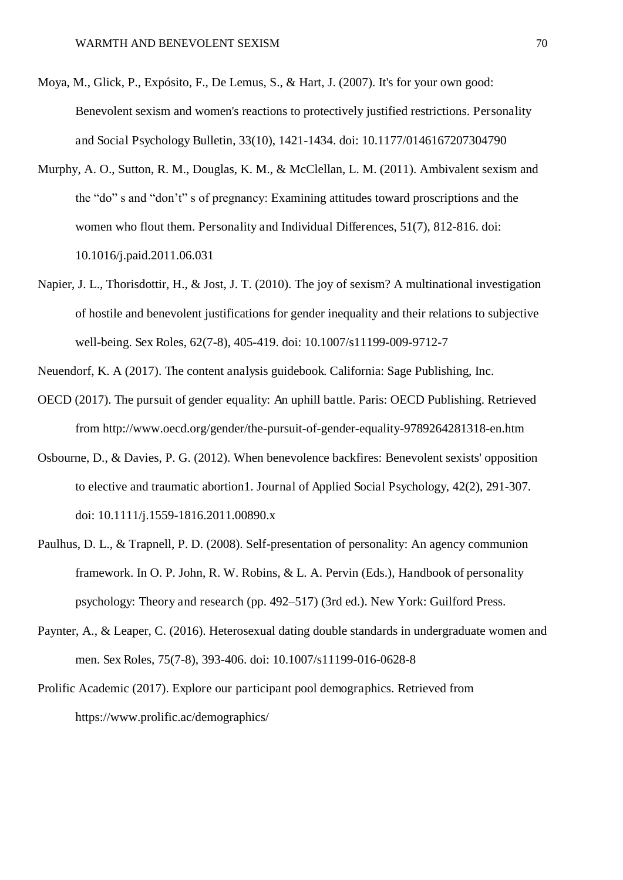Moya, M., Glick, P., Expósito, F., De Lemus, S., & Hart, J. (2007). It's for your own good: Benevolent sexism and women's reactions to protectively justified restrictions. Personality and Social Psychology Bulletin, 33(10), 1421-1434. doi: 10.1177/0146167207304790

Murphy, A. O., Sutton, R. M., Douglas, K. M., & McClellan, L. M. (2011). Ambivalent sexism and the "do" s and "don't" s of pregnancy: Examining attitudes toward proscriptions and the women who flout them. Personality and Individual Differences, 51(7), 812-816. doi: 10.1016/j.paid.2011.06.031

Napier, J. L., Thorisdottir, H., & Jost, J. T. (2010). The joy of sexism? A multinational investigation of hostile and benevolent justifications for gender inequality and their relations to subjective well-being. Sex Roles, 62(7-8), 405-419. doi: 10.1007/s11199-009-9712-7

Neuendorf, K. A (2017). The content analysis guidebook. California: Sage Publishing, Inc.

OECD (2017). The pursuit of gender equality: An uphill battle. Paris: OECD Publishing. Retrieved from http://www.oecd.org/gender/the-pursuit-of-gender-equality-9789264281318-en.htm

Osbourne, D., & Davies, P. G. (2012). When benevolence backfires: Benevolent sexists' opposition to elective and traumatic abortion1. Journal of Applied Social Psychology, 42(2), 291-307. doi: 10.1111/j.1559-1816.2011.00890.x

Paulhus, D. L., & Trapnell, P. D. (2008). Self-presentation of personality: An agency communion framework. In O. P. John, R. W. Robins, & L. A. Pervin (Eds.), Handbook of personality psychology: Theory and research (pp. 492–517) (3rd ed.). New York: Guilford Press.

Paynter, A., & Leaper, C. (2016). Heterosexual dating double standards in undergraduate women and men. Sex Roles, 75(7-8), 393-406. doi: 10.1007/s11199-016-0628-8

Prolific Academic (2017). Explore our participant pool demographics. Retrieved from https://www.prolific.ac/demographics/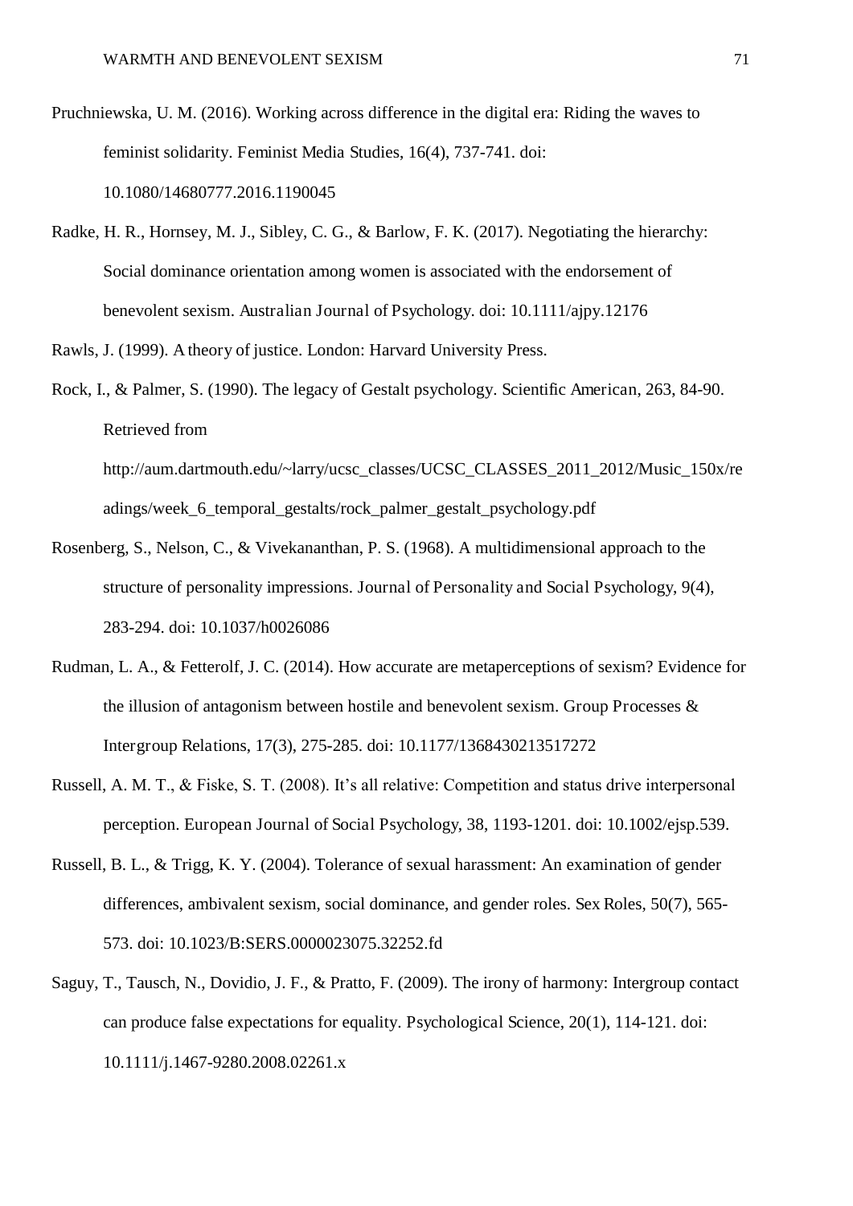Pruchniewska, U. M. (2016). Working across difference in the digital era: Riding the waves to feminist solidarity. Feminist Media Studies, 16(4), 737-741. doi: 10.1080/14680777.2016.1190045

Radke, H. R., Hornsey, M. J., Sibley, C. G., & Barlow, F. K. (2017). Negotiating the hierarchy: Social dominance orientation among women is associated with the endorsement of benevolent sexism. Australian Journal of Psychology. doi: 10.1111/ajpy.12176

Rawls, J. (1999). A theory of justice. London: Harvard University Press.

Rock, I., & Palmer, S. (1990). The legacy of Gestalt psychology. Scientific American, 263, 84-90. Retrieved from http://aum.dartmouth.edu/~larry/ucsc_classes/UCSC_CLASSES_2011_2012/Music_150x/readings/week_6_temporal_gestalts/rock_palmer_gestalt_psychology.pdf

Rosenberg, S., Nelson, C., & Vivekananthan, P. S. (1968). A multidimensional approach to the structure of personality impressions. Journal of Personality and Social Psychology, 9(4), 283-294. doi: 10.1037/h0026086

Rudman, L. A., & Fetterolf, J. C. (2014). How accurate are metaperceptions of sexism? Evidence for the illusion of antagonism between hostile and benevolent sexism. Group Processes & Intergroup Relations, 17(3), 275-285. doi: 10.1177/1368430213517272

Russell, A. M. T., & Fiske, S. T. (2008). It's all relative: Competition and status drive interpersonal perception. European Journal of Social Psychology, 38, 1193-1201. doi: 10.1002/ejsp.539.

Russell, B. L., & Trigg, K. Y. (2004). Tolerance of sexual harassment: An examination of gender differences, ambivalent sexism, social dominance, and gender roles. Sex Roles, 50(7), 565-573. doi: 10.1023/B:SERS.0000023075.32252.fd

Saguy, T., Tausch, N., Dovidio, J. F., & Pratto, F. (2009). The irony of harmony: Intergroup contact can produce false expectations for equality. Psychological Science, 20(1), 114-121. doi: 10.1111/j.1467-9280.2008.02261.x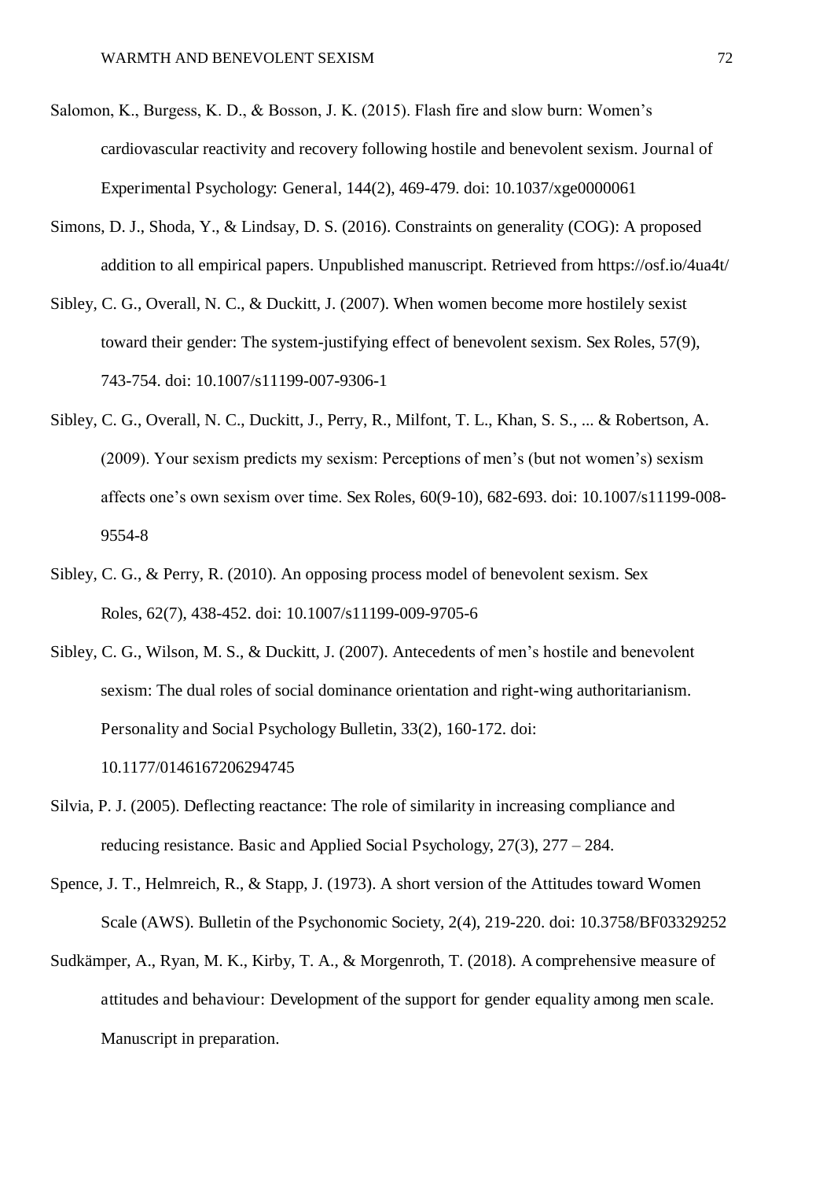Salomon, K., Burgess, K. D., & Bosson, J. K. (2015). Flash fire and slow burn: Women's cardiovascular reactivity and recovery following hostile and benevolent sexism. Journal of Experimental Psychology: General, 144(2), 469-479. doi: 10.1037/xge0000061

Simons, D. J., Shoda, Y., & Lindsay, D. S. (2016). Constraints on generality (COG): A proposed addition to all empirical papers. Unpublished manuscript. Retrieved from https://osf.io/4ua4t/

Sibley, C. G., Overall, N. C., & Duckitt, J. (2007). When women become more hostilely sexist toward their gender: The system-justifying effect of benevolent sexism. Sex Roles, 57(9), 743-754. doi: 10.1007/s11199-007-9306-1

Sibley, C. G., Overall, N. C., Duckitt, J., Perry, R., Milfont, T. L., Khan, S. S., ... & Robertson, A. (2009). Your sexism predicts my sexism: Perceptions of men's (but not women's) sexism affects one's own sexism over time. Sex Roles, 60(9-10), 682-693. doi: 10.1007/s11199-008-9554-8

Sibley, C. G., & Perry, R. (2010). An opposing process model of benevolent sexism. Sex Roles, 62(7), 438-452. doi: 10.1007/s11199-009-9705-6

Sibley, C. G., Wilson, M. S., & Duckitt, J. (2007). Antecedents of men's hostile and benevolent sexism: The dual roles of social dominance orientation and right-wing authoritarianism. Personality and Social Psychology Bulletin, 33(2), 160-172. doi: 10.1177/0146167206294745

Silvia, P. J. (2005). Deflecting reactance: The role of similarity in increasing compliance and reducing resistance. Basic and Applied Social Psychology, 27(3), 277 – 284.

Spence, J. T., Helmreich, R., & Stapp, J. (1973). A short version of the Attitudes toward Women Scale (AWS). Bulletin of the Psychonomic Society, 2(4), 219-220. doi: 10.3758/BF03329252

Sudkämper, A., Ryan, M. K., Kirby, T. A., & Morgenroth, T. (2018). A comprehensive measure of attitudes and behaviour: Development of the support for gender equality among men scale. Manuscript in preparation.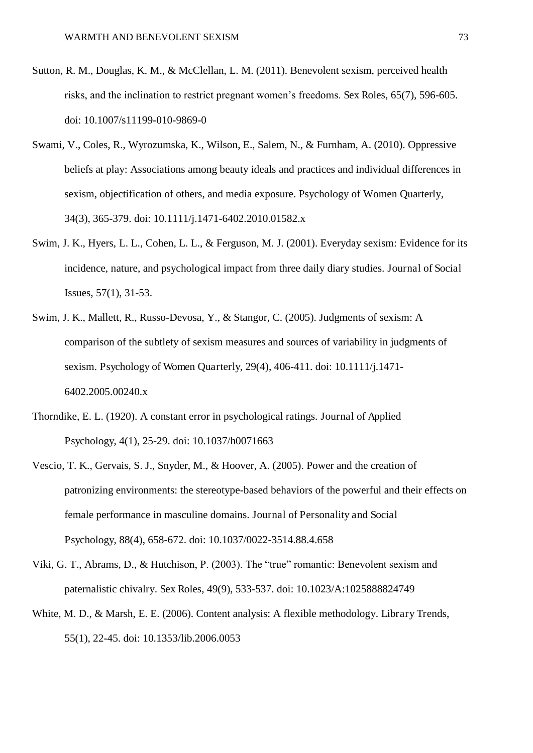Sutton, R. M., Douglas, K. M., & McClellan, L. M. (2011). Benevolent sexism, perceived health risks, and the inclination to restrict pregnant women's freedoms. Sex Roles, 65(7), 596-605. doi: 10.1007/s11199-010-9869-0

Swami, V., Coles, R., Wyrozumska, K., Wilson, E., Salem, N., & Furnham, A. (2010). Oppressive beliefs at play: Associations among beauty ideals and practices and individual differences in sexism, objectification of others, and media exposure. Psychology of Women Quarterly, 34(3), 365-379. doi: 10.1111/j.1471-6402.2010.01582.x

Swim, J. K., Hyers, L. L., Cohen, L. L., & Ferguson, M. J. (2001). Everyday sexism: Evidence for its incidence, nature, and psychological impact from three daily diary studies. Journal of Social Issues, 57(1), 31-53.

Swim, J. K., Mallett, R., Russo-Devosa, Y., & Stangor, C. (2005). Judgments of sexism: A comparison of the subtlety of sexism measures and sources of variability in judgments of sexism. Psychology of Women Quarterly, 29(4), 406-411. doi: 10.1111/j.1471-6402.2005.00240.x

Thorndike, E. L. (1920). A constant error in psychological ratings. Journal of Applied Psychology, 4(1), 25-29. doi: 10.1037/h0071663

Vescio, T. K., Gervais, S. J., Snyder, M., & Hoover, A. (2005). Power and the creation of patronizing environments: the stereotype-based behaviors of the powerful and their effects on female performance in masculine domains. Journal of Personality and Social Psychology, 88(4), 658-672. doi: 10.1037/0022-3514.88.4.658

Viki, G. T., Abrams, D., & Hutchison, P. (2003). The "true" romantic: Benevolent sexism and paternalistic chivalry. Sex Roles, 49(9), 533-537. doi: 10.1023/A:1025888824749

White, M. D., & Marsh, E. E. (2006). Content analysis: A flexible methodology. Library Trends, 55(1), 22-45. doi: 10.1353/lib.2006.0053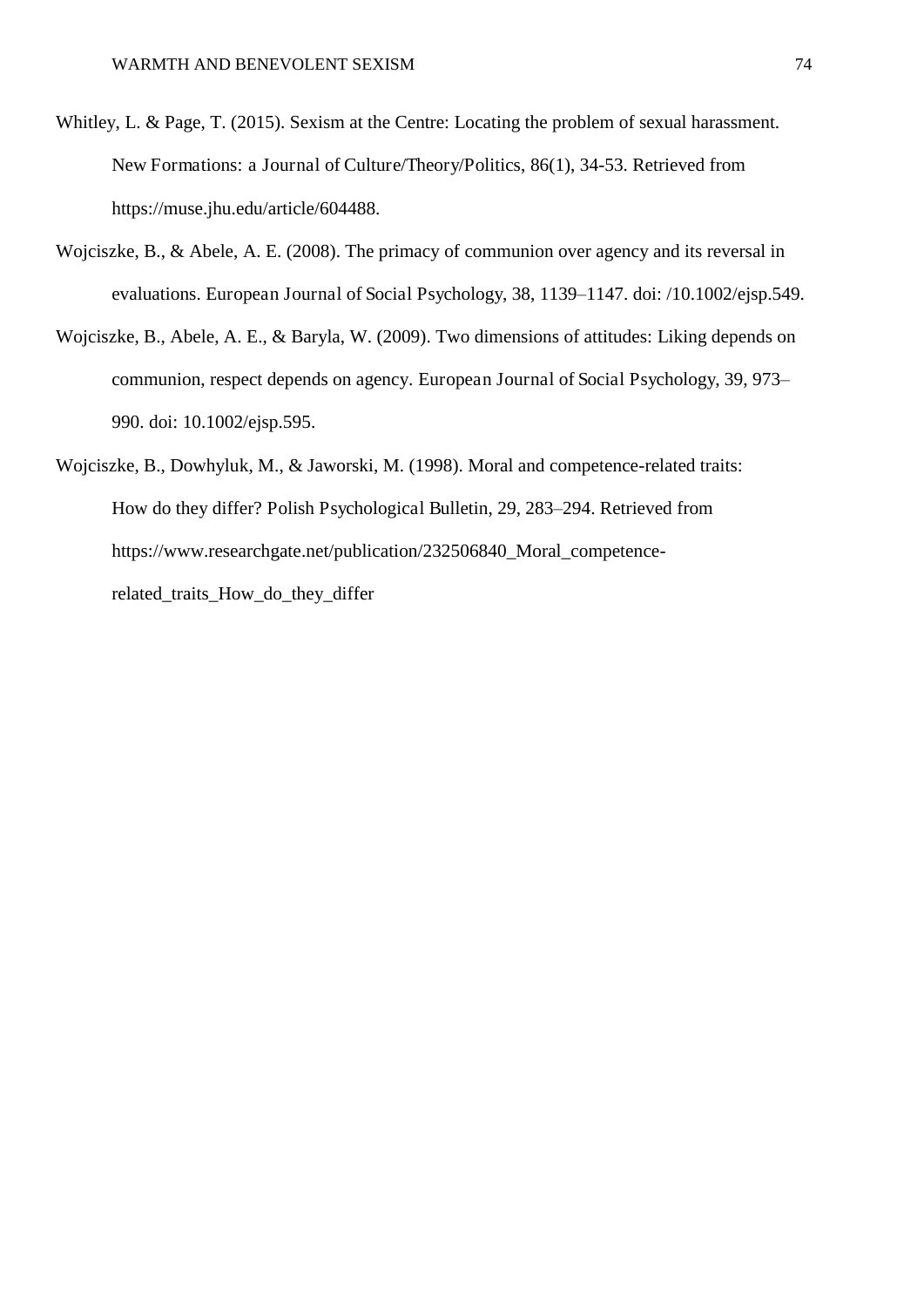Whitley, L. & Page, T. (2015). Sexism at the Centre: Locating the problem of sexual harassment. New Formations: a Journal of Culture/Theory/Politics, 86(1), 34-53. Retrieved from https://muse.jhu.edu/article/604488.

Wojciszke, B., & Abele, A. E. (2008). The primacy of communion over agency and its reversal in evaluations. European Journal of Social Psychology, 38, 1139–1147. doi: /10.1002/ejsp.549.

Wojciszke, B., Abele, A. E., & Baryla, W. (2009). Two dimensions of attitudes: Liking depends on communion, respect depends on agency. European Journal of Social Psychology, 39, 973–990. doi: 10.1002/ejsp.595.

Wojciszke, B., Dowhyluk, M., & Jaworski, M. (1998). Moral and competence-related traits: How do they differ? Polish Psychological Bulletin, 29, 283–294. Retrieved from https://www.researchgate.net/publication/232506840_Moral_competence-related_traits_How_do_they_differ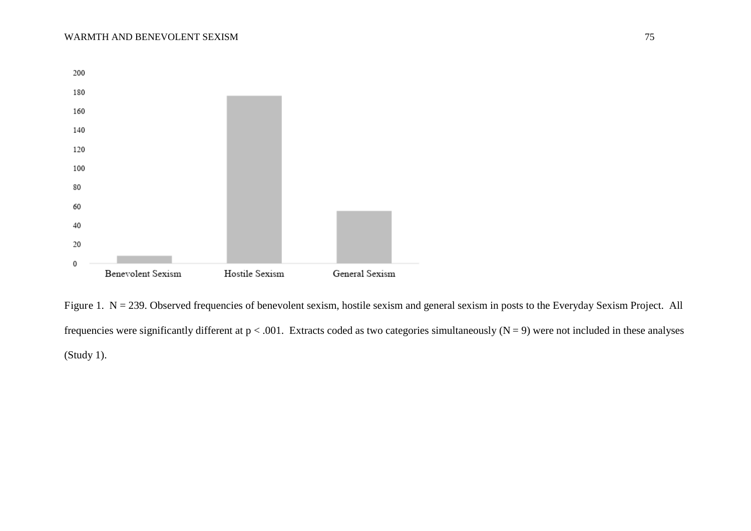Figure 1. N = 239. Observed frequencies of benevolent sexism, hostile sexism and general sexism in posts to the Everyday Sexism Project. All frequencies were significantly different at $p < .001$. Extracts coded as two categories simultaneously (N = 9) were not included in these analyses (Study 1).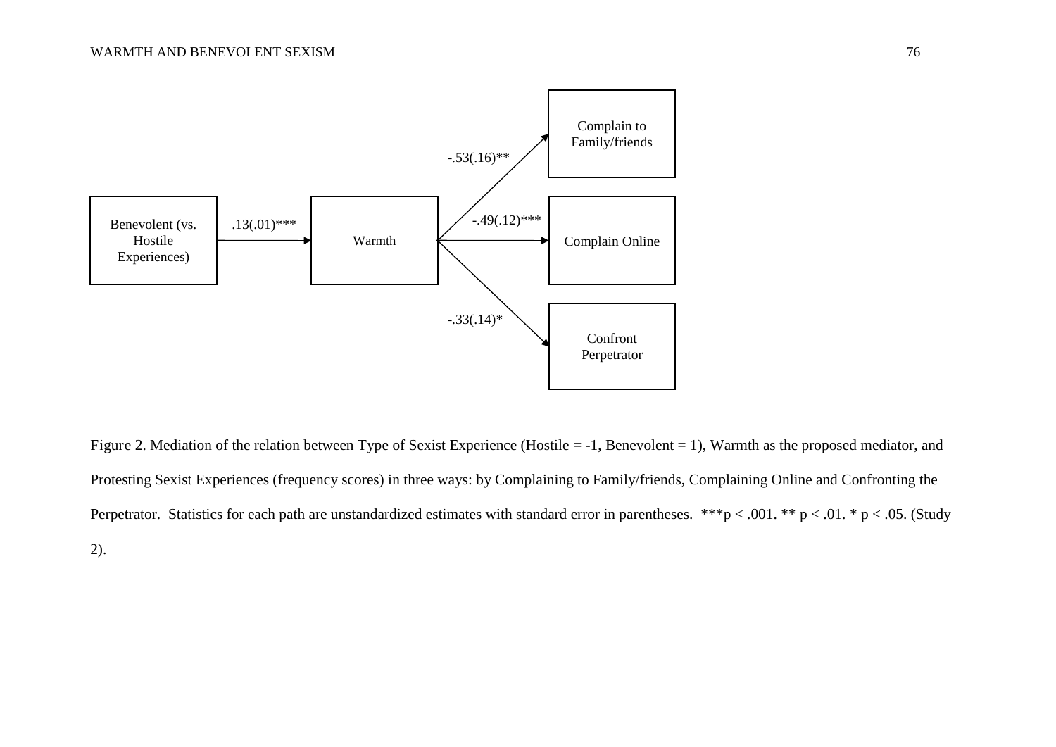Benevolent (vs. Hostile Experiences) → Warmth: .13(.01)***

Warmth → Complain to Family/friends: -.53(.16)**

Warmth → Complain Online: -.49(.12)***

Warmth → Confront Perpetrator: -.33(.14)*

Figure 2. Mediation of the relation between Type of Sexist Experience (Hostile = -1, Benevolent = 1), Warmth as the proposed mediator, and Protesting Sexist Experiences (frequency scores) in three ways: by Complaining to Family/friends, Complaining Online and Confronting the Perpetrator. Statistics for each path are unstandardized estimates with standard error in parentheses. ***$p < .001$. ** $p < .01$. * $p < .05$. (Study 2).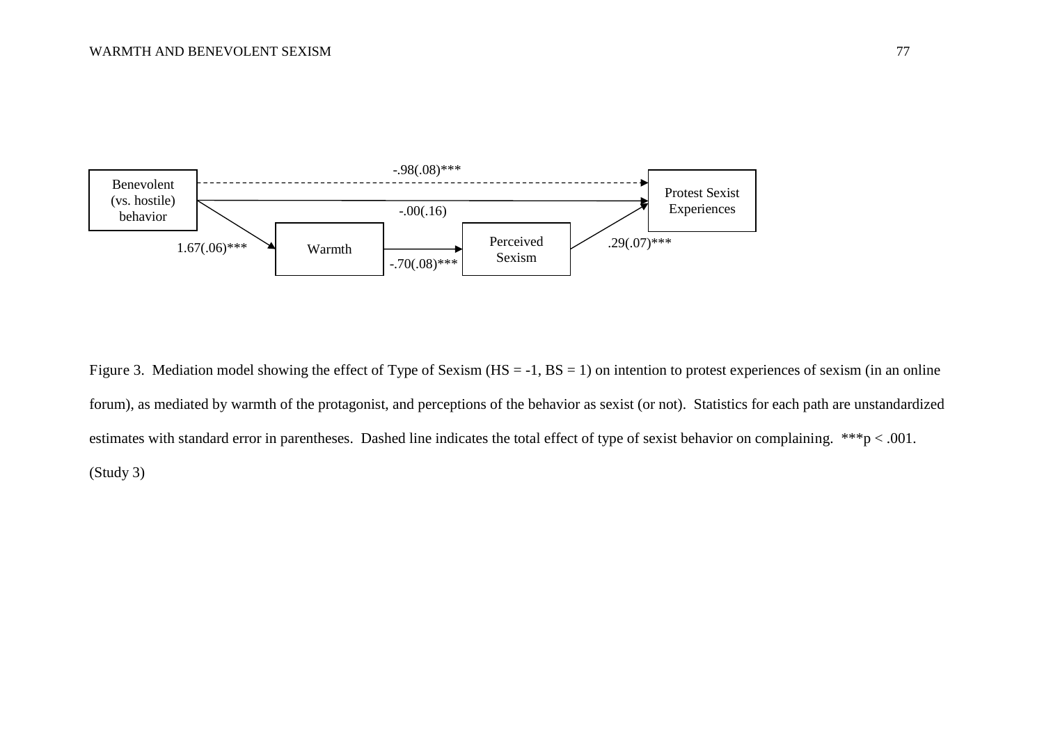Benevolent (vs. hostile) behavior → Warmth: 1.67(.06)***

Warmth → Perceived Sexism: -.70(.08)***

Perceived Sexism → Protest Sexist Experiences: .29(.07)***

Benevolent (vs. hostile) behavior → Protest Sexist Experiences (total effect, dashed): -.98(.08)***

Benevolent (vs. hostile) behavior → Protest Sexist Experiences (direct effect): -.00(.16)

Figure 3. Mediation model showing the effect of Type of Sexism (HS = -1, BS = 1) on intention to protest experiences of sexism (in an online forum), as mediated by warmth of the protagonist, and perceptions of the behavior as sexist (or not). Statistics for each path are unstandardized estimates with standard error in parentheses. Dashed line indicates the total effect of type of sexist behavior on complaining. ***$p < .001$. (Study 3)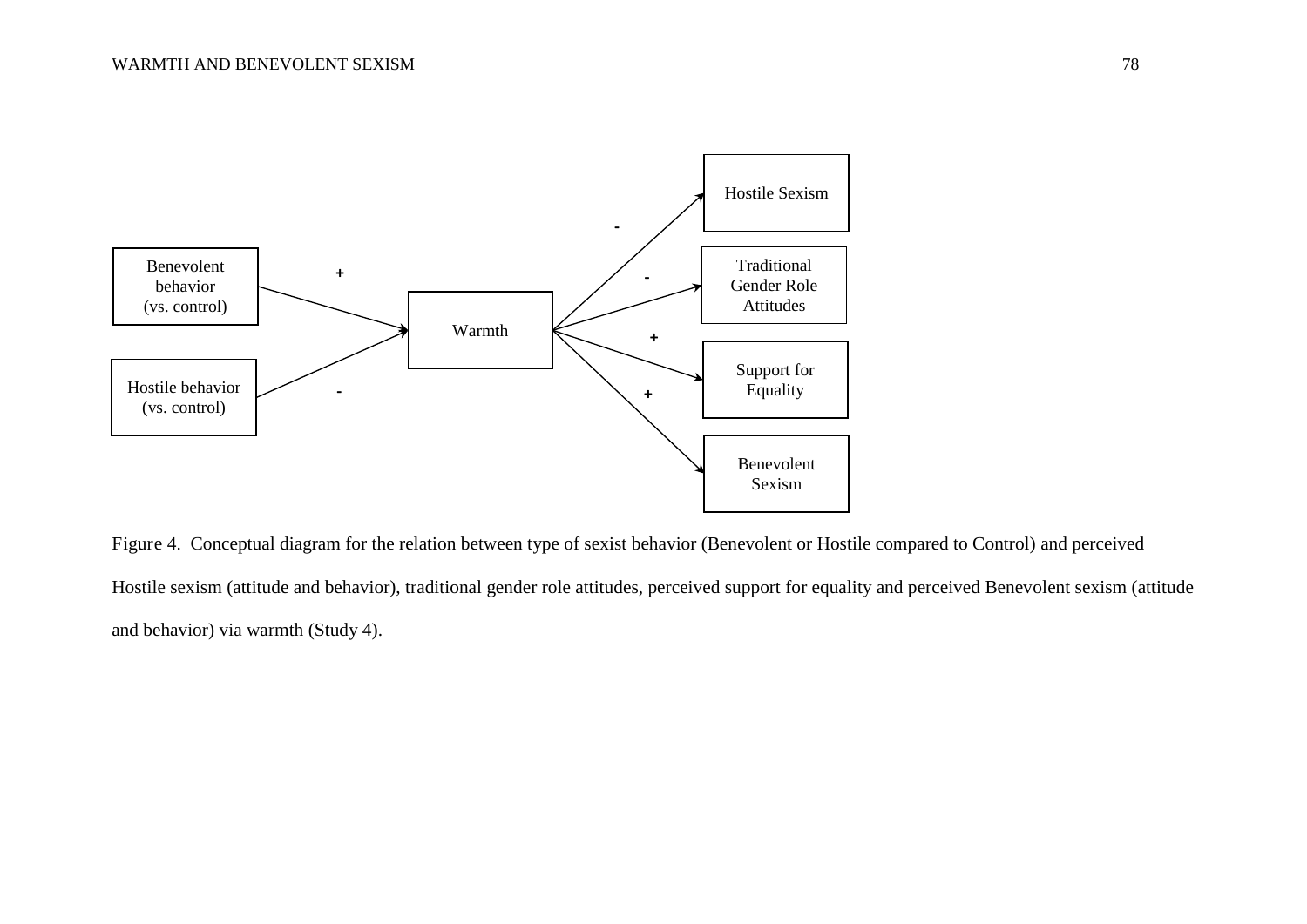Figure 4. Conceptual diagram for the relation between type of sexist behavior (Benevolent or Hostile compared to Control) and perceived Hostile sexism (attitude and behavior), traditional gender role attitudes, perceived support for equality and perceived Benevolent sexism (attitude and behavior) via warmth (Study 4).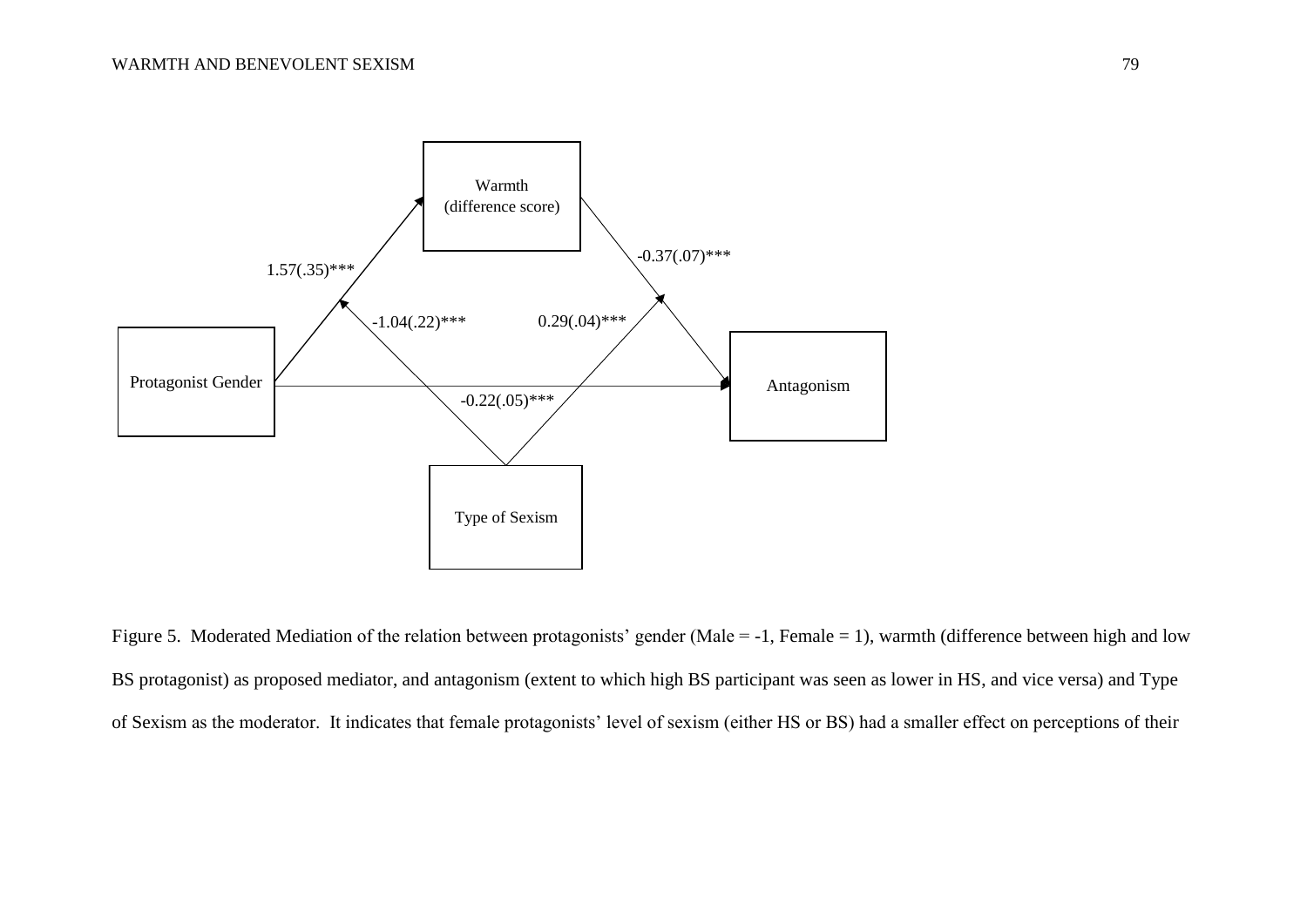Warmth
(difference score)

1.57(.35)***

-0.37(.07)***

-1.04(.22)***

0.29(.04)***

Protagonist Gender

Antagonism

-0.22(.05)***

Type of Sexism

Figure 5. Moderated Mediation of the relation between protagonists' gender (Male = -1, Female = 1), warmth (difference between high and low BS protagonist) as proposed mediator, and antagonism (extent to which high BS participant was seen as lower in HS, and vice versa) and Type of Sexism as the moderator. It indicates that female protagonists' level of sexism (either HS or BS) had a smaller effect on perceptions of their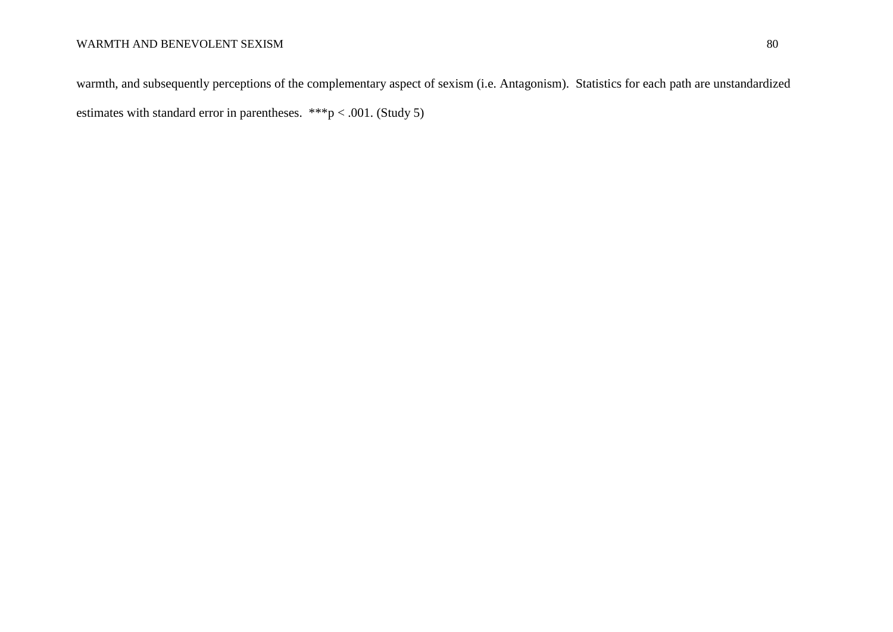warmth, and subsequently perceptions of the complementary aspect of sexism (i.e. Antagonism). Statistics for each path are unstandardized estimates with standard error in parentheses. ***$p < .001$. (Study 5)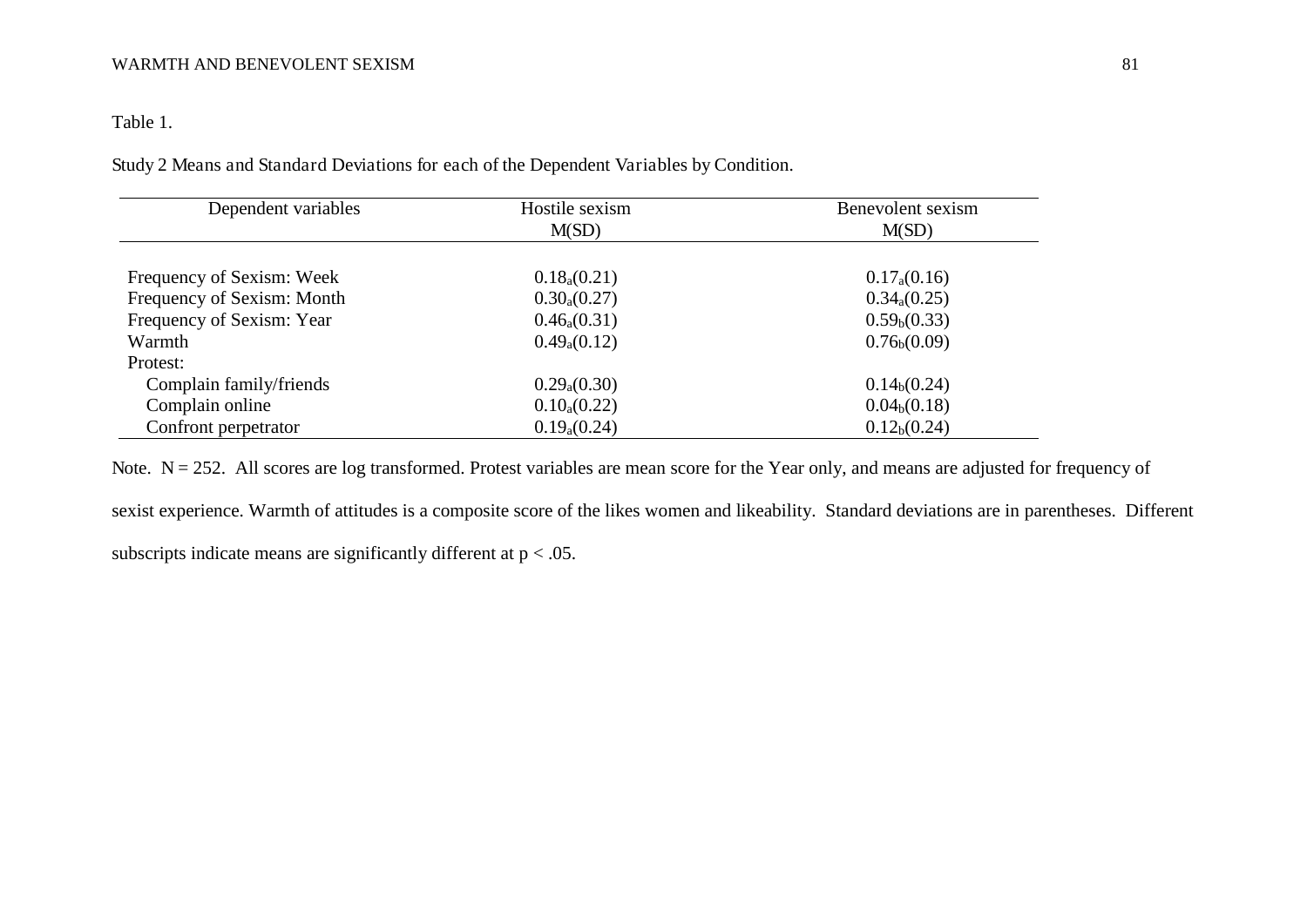Table 1.

Study 2 Means and Standard Deviations for each of the Dependent Variables by Condition.

| Dependent variables | Hostile sexism M(SD) | Benevolent sexism M(SD) |
|---|---|---|
| Frequency of Sexism: Week | $0.18_a$(0.21) | $0.17_a$(0.16) |
| Frequency of Sexism: Month | $0.30_a$(0.27) | $0.34_a$(0.25) |
| Frequency of Sexism: Year | $0.46_a$(0.31) | $0.59_b$(0.33) |
| Warmth | $0.49_a$(0.12) | $0.76_b$(0.09) |
| Protest: | | |
| Complain family/friends | $0.29_a$(0.30) | $0.14_b$(0.24) |
| Complain online | $0.10_a$(0.22) | $0.04_b$(0.18) |
| Confront perpetrator | $0.19_a$(0.24) | $0.12_b$(0.24) |

Note. N = 252. All scores are log transformed. Protest variables are mean score for the Year only, and means are adjusted for frequency of sexist experience. Warmth of attitudes is a composite score of the likes women and likeability. Standard deviations are in parentheses. Different subscripts indicate means are significantly different at $p < .05$.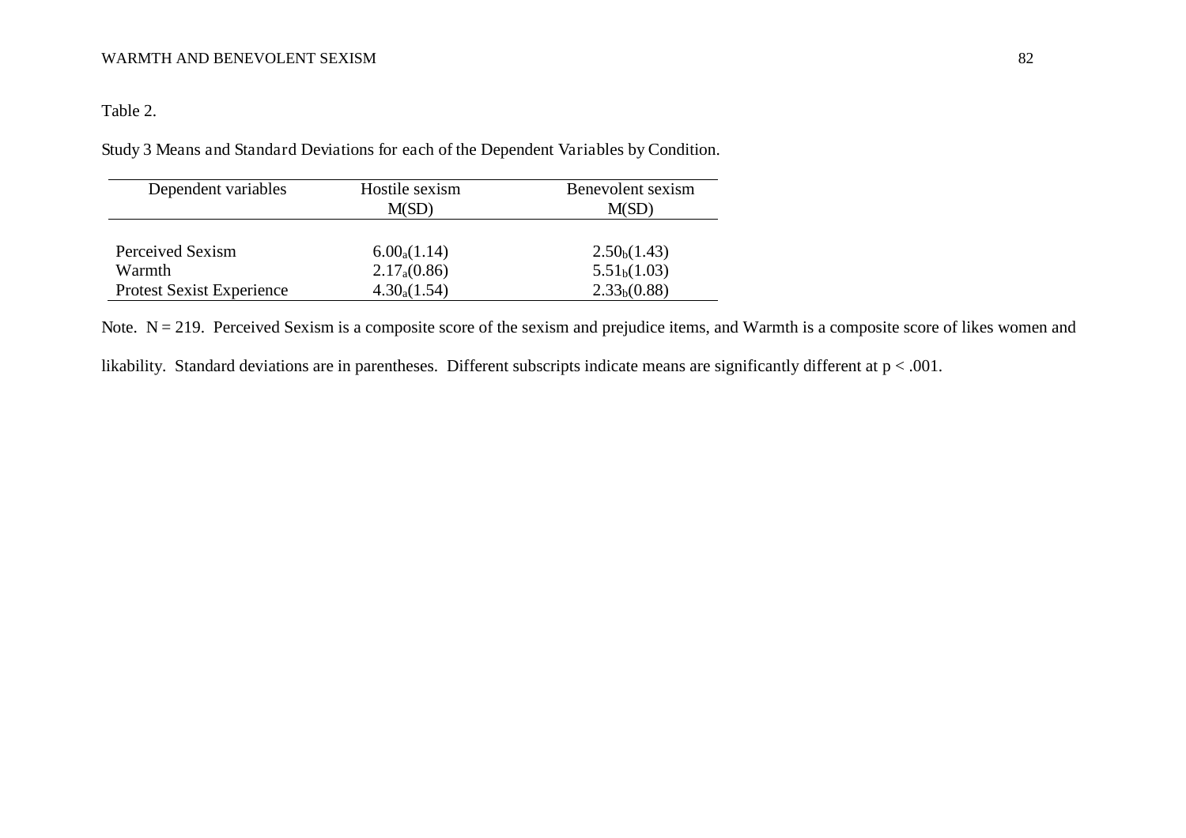Table 2.

Study 3 Means and Standard Deviations for each of the Dependent Variables by Condition.

| Dependent variables | Hostile sexism M(SD) | Benevolent sexism M(SD) |
|---|---|---|
| Perceived Sexism | $6.00_a(1.14)$ | $2.50_b(1.43)$ |
| Warmth | $2.17_a(0.86)$ | $5.51_b(1.03)$ |
| Protest Sexist Experience | $4.30_a(1.54)$ | $2.33_b(0.88)$ |

Note. N = 219. Perceived Sexism is a composite score of the sexism and prejudice items, and Warmth is a composite score of likes women and likability. Standard deviations are in parentheses. Different subscripts indicate means are significantly different at $p < .001$.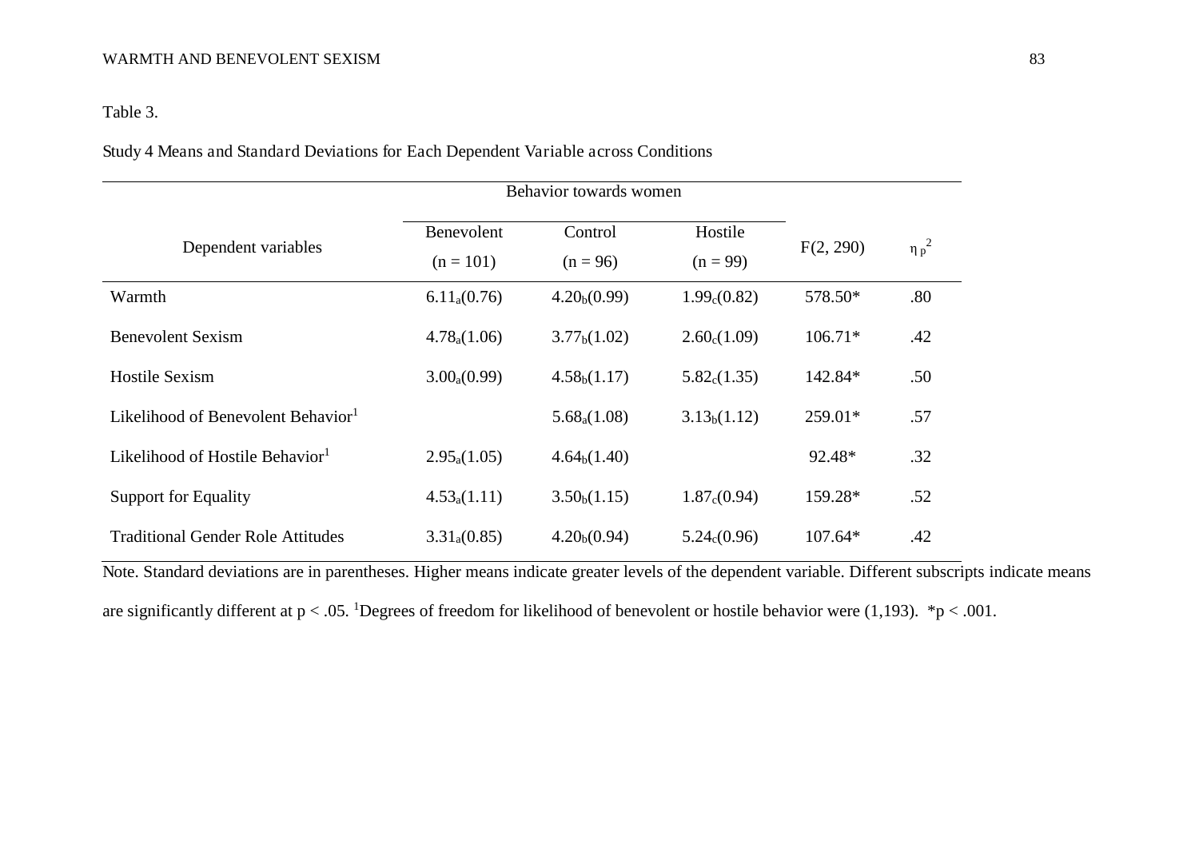Table 3.

Study 4 Means and Standard Deviations for Each Dependent Variable across Conditions

| Dependent variables | Behavior towards women | | | $F(2, 290)$ | $\eta_p^2$ |
|---|---|---|---|---|---|
| | Benevolent ($n = 101$) | Control ($n = 96$) | Hostile ($n = 99$) | | |
| Warmth | $6.11_a(0.76)$ | $4.20_b(0.99)$ | $1.99_c(0.82)$ | 578.50* | .80 |
| Benevolent Sexism | $4.78_a(1.06)$ | $3.77_b(1.02)$ | $2.60_c(1.09)$ | 106.71* | .42 |
| Hostile Sexism | $3.00_a(0.99)$ | $4.58_b(1.17)$ | $5.82_c(1.35)$ | 142.84* | .50 |
| Likelihood of Benevolent Behavior[1] | | $5.68_a(1.08)$ | $3.13_b(1.12)$ | 259.01* | .57 |
| Likelihood of Hostile Behavior[1] | $2.95_a(1.05)$ | $4.64_b(1.40)$ | | 92.48* | .32 |
| Support for Equality | $4.53_a(1.11)$ | $3.50_b(1.15)$ | $1.87_c(0.94)$ | 159.28* | .52 |
| Traditional Gender Role Attitudes | $3.31_a(0.85)$ | $4.20_b(0.94)$ | $5.24_c(0.96)$ | 107.64* | .42 |

Note. Standard deviations are in parentheses. Higher means indicate greater levels of the dependent variable. Different subscripts indicate means are significantly different at $p < .05$. [1]Degrees of freedom for likelihood of benevolent or hostile behavior were (1,193). *$p < .001$.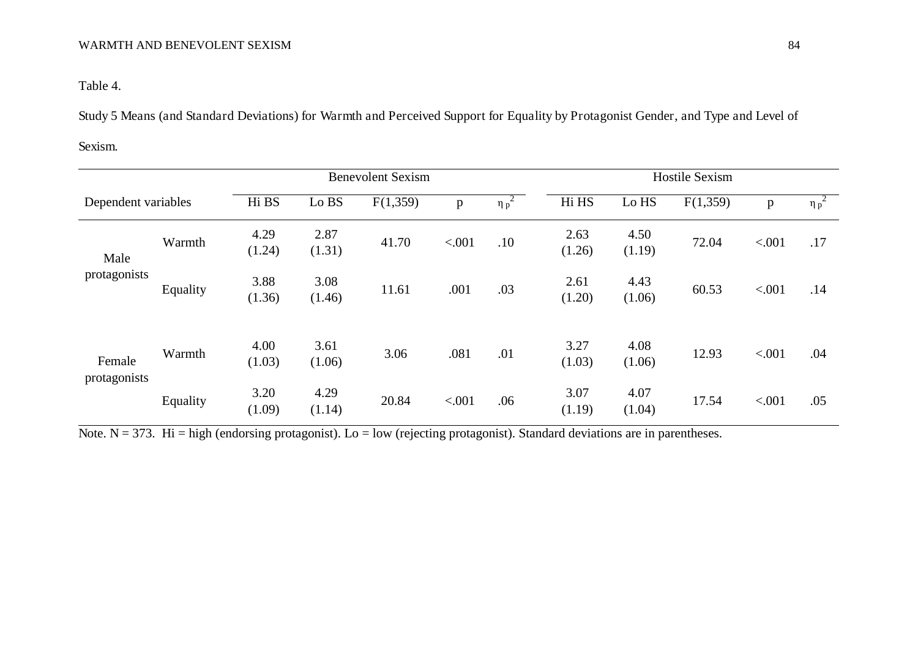Table 4.

Study 5 Means (and Standard Deviations) for Warmth and Perceived Support for Equality by Protagonist Gender, and Type and Level of Sexism.

| Dependent variables | | Benevolent Sexism | | | | | Hostile Sexism | | | | |
|---|---|---|---|---|---|---|---|---|---|---|---|
| | | Hi BS | Lo BS | F(1,359) | p | $\eta_p^2$ | Hi HS | Lo HS | F(1,359) | p | $\eta_p^2$ |
| Male protagonists | Warmth | 4.29 (1.24) | 2.87 (1.31) | 41.70 | <.001 | .10 | 2.63 (1.26) | 4.50 (1.19) | 72.04 | <.001 | .17 |
| | Equality | 3.88 (1.36) | 3.08 (1.46) | 11.61 | .001 | .03 | 2.61 (1.20) | 4.43 (1.06) | 60.53 | <.001 | .14 |
| Female protagonists | Warmth | 4.00 (1.03) | 3.61 (1.06) | 3.06 | .081 | .01 | 3.27 (1.03) | 4.08 (1.06) | 12.93 | <.001 | .04 |
| | Equality | 3.20 (1.09) | 4.29 (1.14) | 20.84 | <.001 | .06 | 3.07 (1.19) | 4.07 (1.04) | 17.54 | <.001 | .05 |

Note. N = 373. Hi = high (endorsing protagonist). Lo = low (rejecting protagonist). Standard deviations are in parentheses.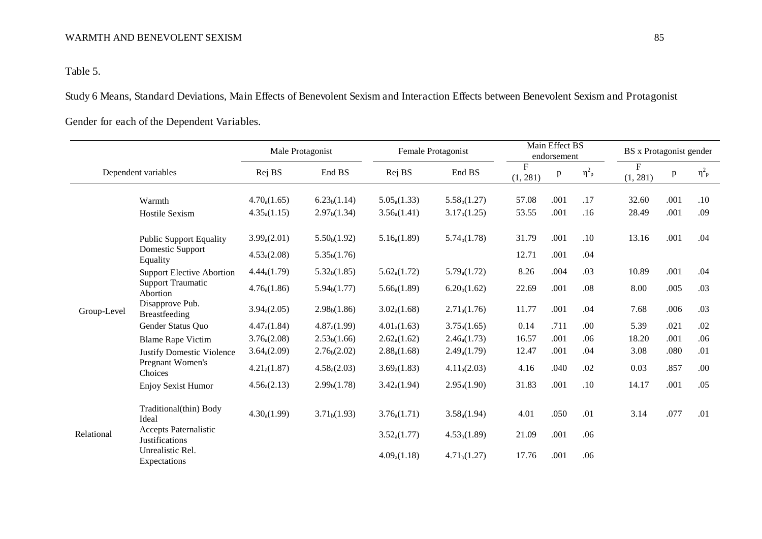Table 5.

Study 6 Means, Standard Deviations, Main Effects of Benevolent Sexism and Interaction Effects between Benevolent Sexism and Protagonist Gender for each of the Dependent Variables.

| Dependent variables | | Male Protagonist | | Female Protagonist | | Main Effect BS endorsement | | | BS x Protagonist gender | | |
|---|---|---|---|---|---|---|---|---|---|---|---|
| | | Rej BS | End BS | Rej BS | End BS | F (1, 281) | p | $\eta^2_p$ | F (1, 281) | p | $\eta^2_p$ |
| | Warmth | $4.70_a(1.65)$ | $6.23_b(1.14)$ | $5.05_a(1.33)$ | $5.58_b(1.27)$ | 57.08 | .001 | .17 | 32.60 | .001 | .10 |
| | Hostile Sexism | $4.35_a(1.15)$ | $2.97_b(1.34)$ | $3.56_a(1.41)$ | $3.17_b(1.25)$ | 53.55 | .001 | .16 | 28.49 | .001 | .09 |
| Group-Level | Public Support Equality | $3.99_a(2.01)$ | $5.50_b(1.92)$ | $5.16_a(1.89)$ | $5.74_b(1.78)$ | 31.79 | .001 | .10 | 13.16 | .001 | .04 |
| | Domestic Support Equality | $4.53_a(2.08)$ | $5.35_b(1.76)$ | | | 12.71 | .001 | .04 | | | |
| | Support Elective Abortion | $4.44_a(1.79)$ | $5.32_b(1.85)$ | $5.62_a(1.72)$ | $5.79_a(1.72)$ | 8.26 | .004 | .03 | 10.89 | .001 | .04 |
| | Support Traumatic Abortion | $4.76_a(1.86)$ | $5.94_b(1.77)$ | $5.66_a(1.89)$ | $6.20_b(1.62)$ | 22.69 | .001 | .08 | 8.00 | .005 | .03 |
| | Disapprove Pub. Breastfeeding | $3.94_a(2.05)$ | $2.98_b(1.86)$ | $3.02_a(1.68)$ | $2.71_a(1.76)$ | 11.77 | .001 | .04 | 7.68 | .006 | .03 |
| | Gender Status Quo | $4.47_a(1.84)$ | $4.87_a(1.99)$ | $4.01_a(1.63)$ | $3.75_a(1.65)$ | 0.14 | .711 | .00 | 5.39 | .021 | .02 |
| | Blame Rape Victim | $3.76_a(2.08)$ | $2.53_b(1.66)$ | $2.62_a(1.62)$ | $2.46_a(1.73)$ | 16.57 | .001 | .06 | 18.20 | .001 | .06 |
| | Justify Domestic Violence | $3.64_a(2.09)$ | $2.76_b(2.02)$ | $2.88_a(1.68)$ | $2.49_a(1.79)$ | 12.47 | .001 | .04 | 3.08 | .080 | .01 |
| | Pregnant Women's Choices | $4.21_a(1.87)$ | $4.58_a(2.03)$ | $3.69_a(1.83)$ | $4.11_a(2.03)$ | 4.16 | .040 | .02 | 0.03 | .857 | .00 |
| | Enjoy Sexist Humor | $4.56_a(2.13)$ | $2.99_b(1.78)$ | $3.42_a(1.94)$ | $2.95_a(1.90)$ | 31.83 | .001 | .10 | 14.17 | .001 | .05 |
| Relational | Traditional(thin) Body Ideal | $4.30_a(1.99)$ | $3.71_b(1.93)$ | $3.76_a(1.71)$ | $3.58_a(1.94)$ | 4.01 | .050 | .01 | 3.14 | .077 | .01 |
| | Accepts Paternalistic Justifications | | | $3.52_a(1.77)$ | $4.53_b(1.89)$ | 21.09 | .001 | .06 | | | |
| | Unrealistic Rel. Expectations | | | $4.09_a(1.18)$ | $4.71_b(1.27)$ | 17.76 | .001 | .06 | | | |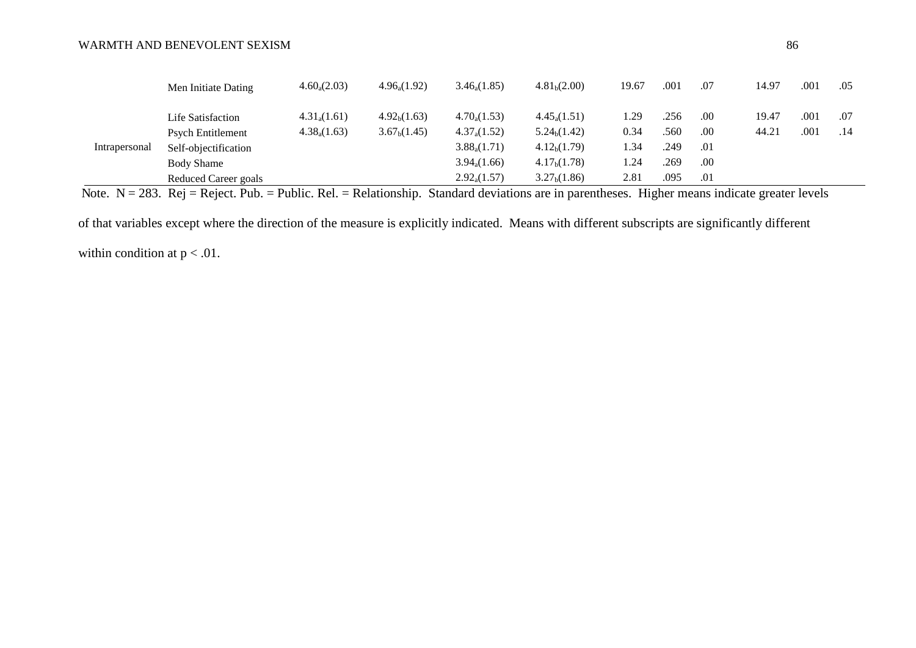| | | | | | | | | | | | |
|---|---|---|---|---|---|---|---|---|---|---|---|
| | Men Initiate Dating | $4.60_a(2.03)$ | $4.96_a(1.92)$ | $3.46_a(1.85)$ | $4.81_b(2.00)$ | 19.67 | .001 | .07 | 14.97 | .001 | .05 |
| | Life Satisfaction | $4.31_a(1.61)$ | $4.92_b(1.63)$ | $4.70_a(1.53)$ | $4.45_a(1.51)$ | 1.29 | .256 | .00 | 19.47 | .001 | .07 |
| | Psych Entitlement | $4.38_a(1.63)$ | $3.67_b(1.45)$ | $4.37_a(1.52)$ | $5.24_b(1.42)$ | 0.34 | .560 | .00 | 44.21 | .001 | .14 |
| Intrapersonal | Self-objectification | | | $3.88_a(1.71)$ | $4.12_b(1.79)$ | 1.34 | .249 | .01 | | | |
| | Body Shame | | | $3.94_a(1.66)$ | $4.17_b(1.78)$ | 1.24 | .269 | .00 | | | |
| | Reduced Career goals | | | $2.92_a(1.57)$ | $3.27_b(1.86)$ | 2.81 | .095 | .01 | | | |

Note. N = 283. Rej = Reject. Pub. = Public. Rel. = Relationship. Standard deviations are in parentheses. Higher means indicate greater levels of that variables except where the direction of the measure is explicitly indicated. Means with different subscripts are significantly different within condition at $p < .01$.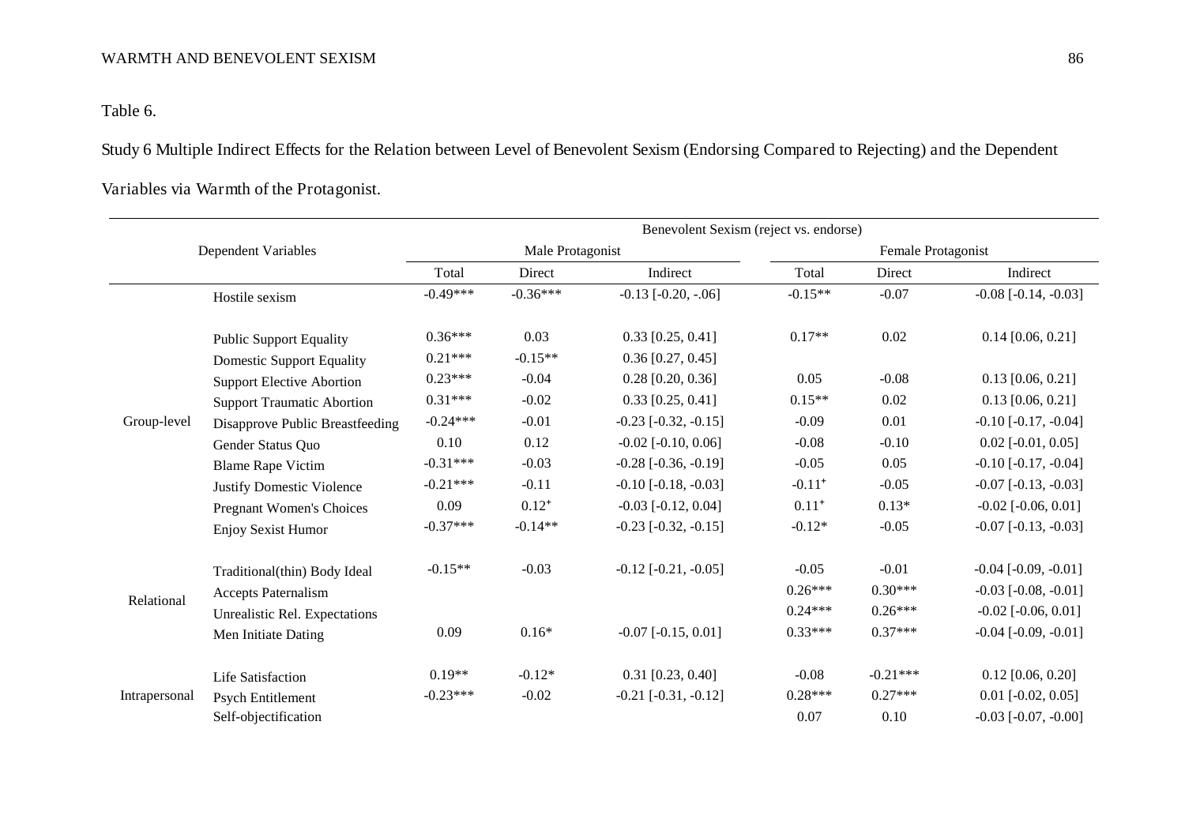Table 6.

Study 6 Multiple Indirect Effects for the Relation between Level of Benevolent Sexism (Endorsing Compared to Rejecting) and the Dependent Variables via Warmth of the Protagonist.

| | | Benevolent Sexism (reject vs. endorse) | | | | | |
|---|---|---|---|---|---|---|---|
| Dependent Variables | | Male Protagonist | | | Female Protagonist | | |
| | | Total | Direct | Indirect | Total | Direct | Indirect |
| | Hostile sexism | -0.49*** | -0.36*** | -0.13 [-0.20, -.06] | -0.15** | -0.07 | -0.08 [-0.14, -0.03] |
| Group-level | Public Support Equality | 0.36*** | 0.03 | 0.33 [0.25, 0.41] | 0.17** | 0.02 | 0.14 [0.06, 0.21] |
| | Domestic Support Equality | 0.21*** | -0.15** | 0.36 [0.27, 0.45] | | | |
| | Support Elective Abortion | 0.23*** | -0.04 | 0.28 [0.20, 0.36] | 0.05 | -0.08 | 0.13 [0.06, 0.21] |
| | Support Traumatic Abortion | 0.31*** | -0.02 | 0.33 [0.25, 0.41] | 0.15** | 0.02 | 0.13 [0.06, 0.21] |
| | Disapprove Public Breastfeeding | -0.24*** | -0.01 | -0.23 [-0.32, -0.15] | -0.09 | 0.01 | -0.10 [-0.17, -0.04] |
| | Gender Status Quo | 0.10 | 0.12 | -0.02 [-0.10, 0.06] | -0.08 | -0.10 | 0.02 [-0.01, 0.05] |
| | Blame Rape Victim | -0.31*** | -0.03 | -0.28 [-0.36, -0.19] | -0.05 | 0.05 | -0.10 [-0.17, -0.04] |
| | Justify Domestic Violence | -0.21*** | -0.11 | -0.10 [-0.18, -0.03] | -0.11⁺ | -0.05 | -0.07 [-0.13, -0.03] |
| | Pregnant Women's Choices | 0.09 | 0.12⁺ | -0.03 [-0.12, 0.04] | 0.11⁺ | 0.13* | -0.02 [-0.06, 0.01] |
| | Enjoy Sexist Humor | -0.37*** | -0.14** | -0.23 [-0.32, -0.15] | -0.12* | -0.05 | -0.07 [-0.13, -0.03] |
| Relational | Traditional(thin) Body Ideal | -0.15** | -0.03 | -0.12 [-0.21, -0.05] | -0.05 | -0.01 | -0.04 [-0.09, -0.01] |
| | Accepts Paternalism | | | | 0.26*** | 0.30*** | -0.03 [-0.08, -0.01] |
| | Unrealistic Rel. Expectations | | | | 0.24*** | 0.26*** | -0.02 [-0.06, 0.01] |
| | Men Initiate Dating | 0.09 | 0.16* | -0.07 [-0.15, 0.01] | 0.33*** | 0.37*** | -0.04 [-0.09, -0.01] |
| Intrapersonal | Life Satisfaction | 0.19** | -0.12* | 0.31 [0.23, 0.40] | -0.08 | -0.21*** | 0.12 [0.06, 0.20] |
| | Psych Entitlement | -0.23*** | -0.02 | -0.21 [-0.31, -0.12] | 0.28*** | 0.27*** | 0.01 [-0.02, 0.05] |
| | Self-objectification | | | | 0.07 | 0.10 | -0.03 [-0.07, -0.00] |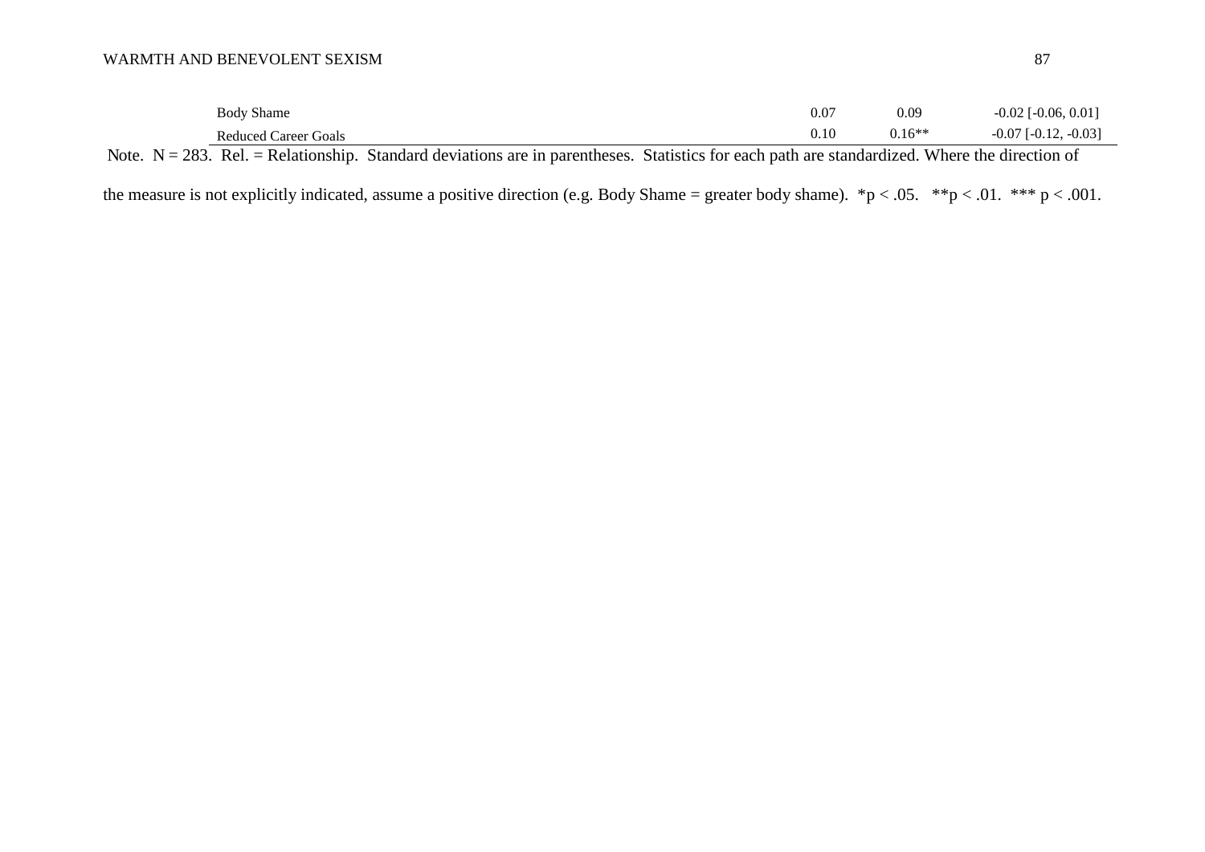| | | | |
|---|---|---|---|
| Body Shame | 0.07 | 0.09 | -0.02 [-0.06, 0.01] |
| Reduced Career Goals | 0.10 | 0.16** | -0.07 [-0.12, -0.03] |

Note. N = 283. Rel. = Relationship. Standard deviations are in parentheses. Statistics for each path are standardized. Where the direction of the measure is not explicitly indicated, assume a positive direction (e.g. Body Shame = greater body shame). *$p < .05$. **$p < .01$. *** $p < .001$.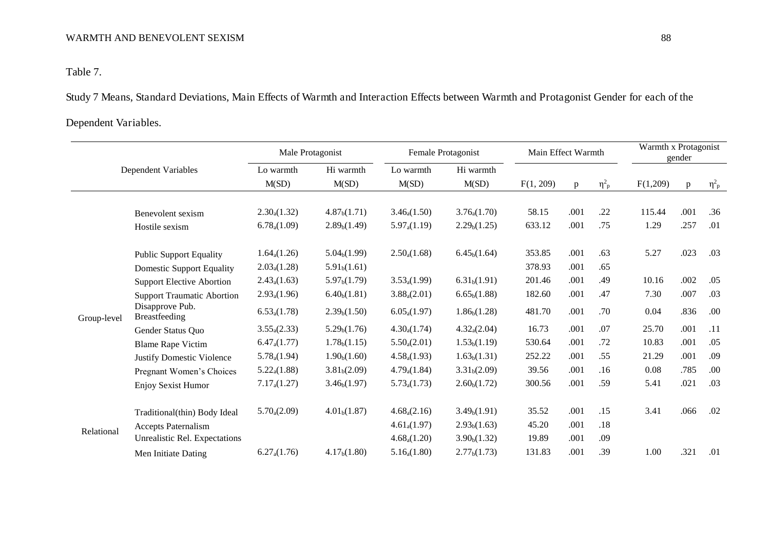Table 7.

Study 7 Means, Standard Deviations, Main Effects of Warmth and Interaction Effects between Warmth and Protagonist Gender for each of the Dependent Variables.

| Dependent Variables | | Male Protagonist | | Female Protagonist | | Main Effect Warmth | | | Warmth x Protagonist gender | | |
|---|---|---|---|---|---|---|---|---|---|---|---|
| | | Lo warmth | Hi warmth | Lo warmth | Hi warmth | | | | | | |
| | | M(SD) | M(SD) | M(SD) | M(SD) | F(1, 209) | p | $\eta^2_p$ | F(1,209) | p | $\eta^2_p$ |
| | Benevolent sexism | $2.30_a$(1.32) | $4.87_b$(1.71) | $3.46_a$(1.50) | $3.76_a$(1.70) | 58.15 | .001 | .22 | 115.44 | .001 | .36 |
| | Hostile sexism | $6.78_a$(1.09) | $2.89_b$(1.49) | $5.97_a$(1.19) | $2.29_b$(1.25) | 633.12 | .001 | .75 | 1.29 | .257 | .01 |
| Group-level | Public Support Equality | $1.64_a$(1.26) | $5.04_b$(1.99) | $2.50_a$(1.68) | $6.45_b$(1.64) | 353.85 | .001 | .63 | 5.27 | .023 | .03 |
| | Domestic Support Equality | $2.03_a$(1.28) | $5.91_b$(1.61) | | | 378.93 | .001 | .65 | | | |
| | Support Elective Abortion | $2.43_a$(1.63) | $5.97_b$(1.79) | $3.53_a$(1.99) | $6.31_b$(1.91) | 201.46 | .001 | .49 | 10.16 | .002 | .05 |
| | Support Traumatic Abortion | $2.93_a$(1.96) | $6.40_b$(1.81) | $3.88_a$(2.01) | $6.65_b$(1.88) | 182.60 | .001 | .47 | 7.30 | .007 | .03 |
| | Disapprove Pub. Breastfeeding | $6.53_a$(1.78) | $2.39_b$(1.50) | $6.05_a$(1.97) | $1.86_b$(1.28) | 481.70 | .001 | .70 | 0.04 | .836 | .00 |
| | Gender Status Quo | $3.55_a$(2.33) | $5.29_b$(1.76) | $4.30_a$(1.74) | $4.32_a$(2.04) | 16.73 | .001 | .07 | 25.70 | .001 | .11 |
| | Blame Rape Victim | $6.47_a$(1.77) | $1.78_b$(1.15) | $5.50_a$(2.01) | $1.53_b$(1.19) | 530.64 | .001 | .72 | 10.83 | .001 | .05 |
| | Justify Domestic Violence | $5.78_a$(1.94) | $1.90_b$(1.60) | $4.58_a$(1.93) | $1.63_b$(1.31) | 252.22 | .001 | .55 | 21.29 | .001 | .09 |
| | Pregnant Women's Choices | $5.22_a$(1.88) | $3.81_b$(2.09) | $4.79_a$(1.84) | $3.31_b$(2.09) | 39.56 | .001 | .16 | 0.08 | .785 | .00 |
| | Enjoy Sexist Humor | $7.17_a$(1.27) | $3.46_b$(1.97) | $5.73_a$(1.73) | $2.60_b$(1.72) | 300.56 | .001 | .59 | 5.41 | .021 | .03 |
| Relational | Traditional(thin) Body Ideal | $5.70_a$(2.09) | $4.01_b$(1.87) | $4.68_a$(2.16) | $3.49_b$(1.91) | 35.52 | .001 | .15 | 3.41 | .066 | .02 |
| | Accepts Paternalism | | | $4.61_a$(1.97) | $2.93_b$(1.63) | 45.20 | .001 | .18 | | | |
| | Unrealistic Rel. Expectations | | | $4.68_a$(1.20) | $3.90_b$(1.32) | 19.89 | .001 | .09 | | | |
| | Men Initiate Dating | $6.27_a$(1.76) | $4.17_b$(1.80) | $5.16_a$(1.80) | $2.77_b$(1.73) | 131.83 | .001 | .39 | 1.00 | .321 | .01 |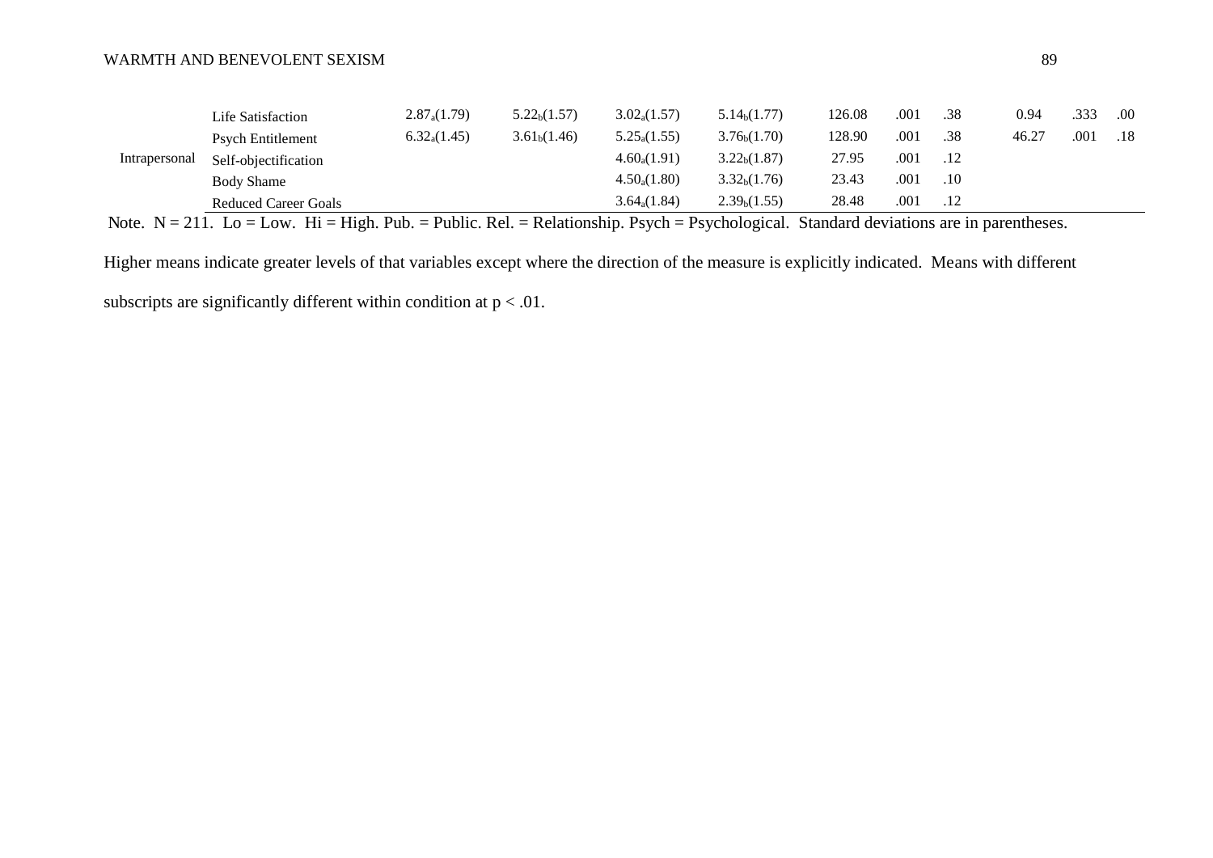| | | | | | | | | | | | |
|---|---|---|---|---|---|---|---|---|---|---|---|
| | Life Satisfaction | $2.87_a(1.79)$ | $5.22_b(1.57)$ | $3.02_a(1.57)$ | $5.14_b(1.77)$ | 126.08 | .001 | .38 | 0.94 | .333 | .00 |
| | Psych Entitlement | $6.32_a(1.45)$ | $3.61_b(1.46)$ | $5.25_a(1.55)$ | $3.76_b(1.70)$ | 128.90 | .001 | .38 | 46.27 | .001 | .18 |
| Intrapersonal | Self-objectification | | | $4.60_a(1.91)$ | $3.22_b(1.87)$ | 27.95 | .001 | .12 | | | |
| | Body Shame | | | $4.50_a(1.80)$ | $3.32_b(1.76)$ | 23.43 | .001 | .10 | | | |
| | Reduced Career Goals | | | $3.64_a(1.84)$ | $2.39_b(1.55)$ | 28.48 | .001 | .12 | | | |

Note. N = 211. Lo = Low. Hi = High. Pub. = Public. Rel. = Relationship. Psych = Psychological. Standard deviations are in parentheses. Higher means indicate greater levels of that variables except where the direction of the measure is explicitly indicated. Means with different subscripts are significantly different within condition at $p < .01$.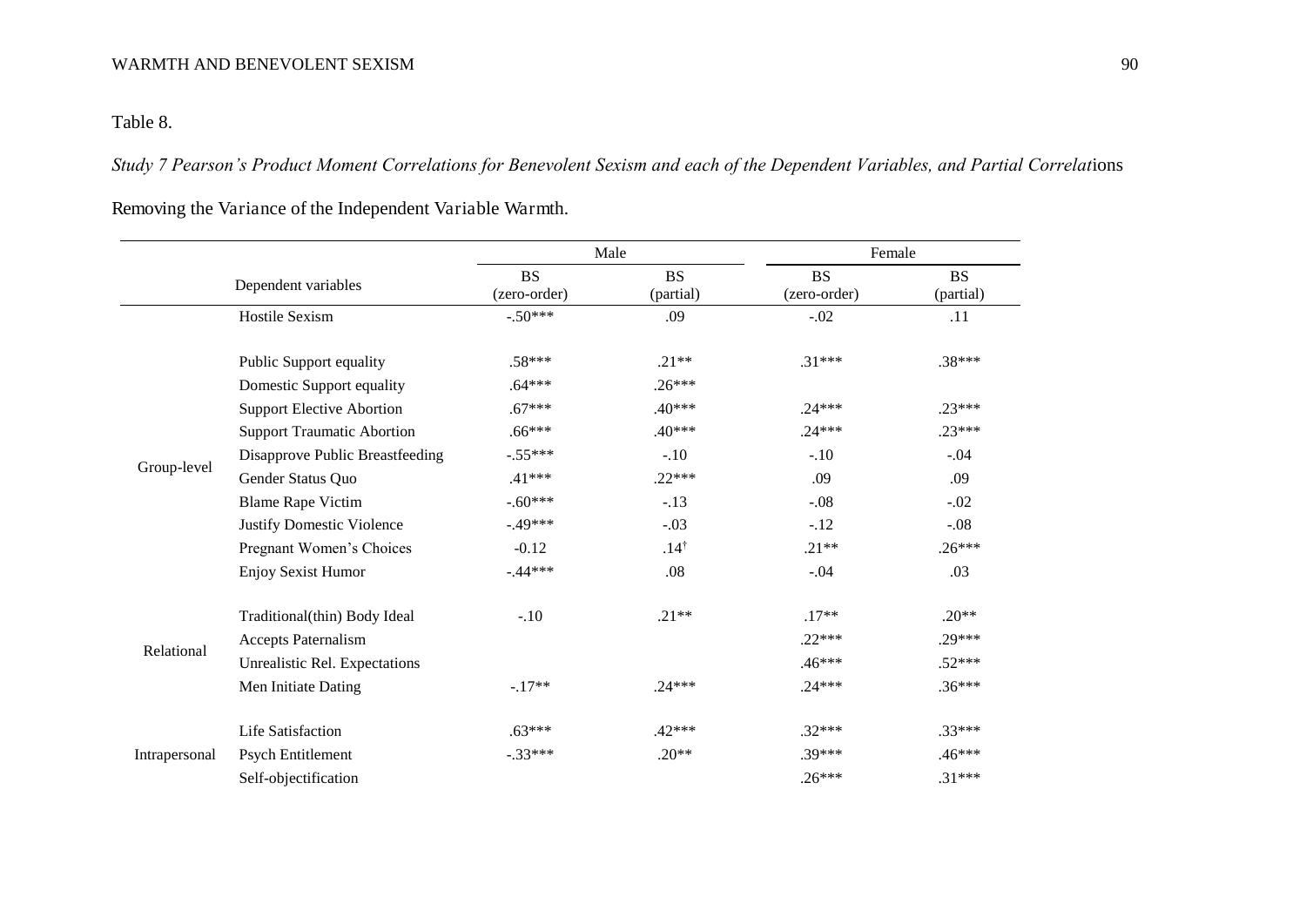Table 8.

*Study 7 Pearson's Product Moment Correlations for Benevolent Sexism and each of the Dependent Variables, and Partial Correlations Removing the Variance of the Independent Variable Warmth.*

| | Dependent variables | Male | | Female | |
|---|---|---|---|---|---|
| | | BS (zero-order) | BS (partial) | BS (zero-order) | BS (partial) |
| | Hostile Sexism | -.50*** | .09 | -.02 | .11 |
| Group-level | Public Support equality | .58*** | .21** | .31*** | .38*** |
| | Domestic Support equality | .64*** | .26*** | | |
| | Support Elective Abortion | .67*** | .40*** | .24*** | .23*** |
| | Support Traumatic Abortion | .66*** | .40*** | .24*** | .23*** |
| | Disapprove Public Breastfeeding | -.55*** | -.10 | -.10 | -.04 |
| | Gender Status Quo | .41*** | .22*** | .09 | .09 |
| | Blame Rape Victim | -.60*** | -.13 | -.08 | -.02 |
| | Justify Domestic Violence | -.49*** | -.03 | -.12 | -.08 |
| | Pregnant Women's Choices | -0.12 | .14† | .21** | .26*** |
| | Enjoy Sexist Humor | -.44*** | .08 | -.04 | .03 |
| Relational | Traditional(thin) Body Ideal | -.10 | .21** | .17** | .20** |
| | Accepts Paternalism | | | .22*** | .29*** |
| | Unrealistic Rel. Expectations | | | .46*** | .52*** |
| | Men Initiate Dating | -.17** | .24*** | .24*** | .36*** |
| Intrapersonal | Life Satisfaction | .63*** | .42*** | .32*** | .33*** |
| | Psych Entitlement | -.33*** | .20** | .39*** | .46*** |
| | Self-objectification | | | .26*** | .31*** |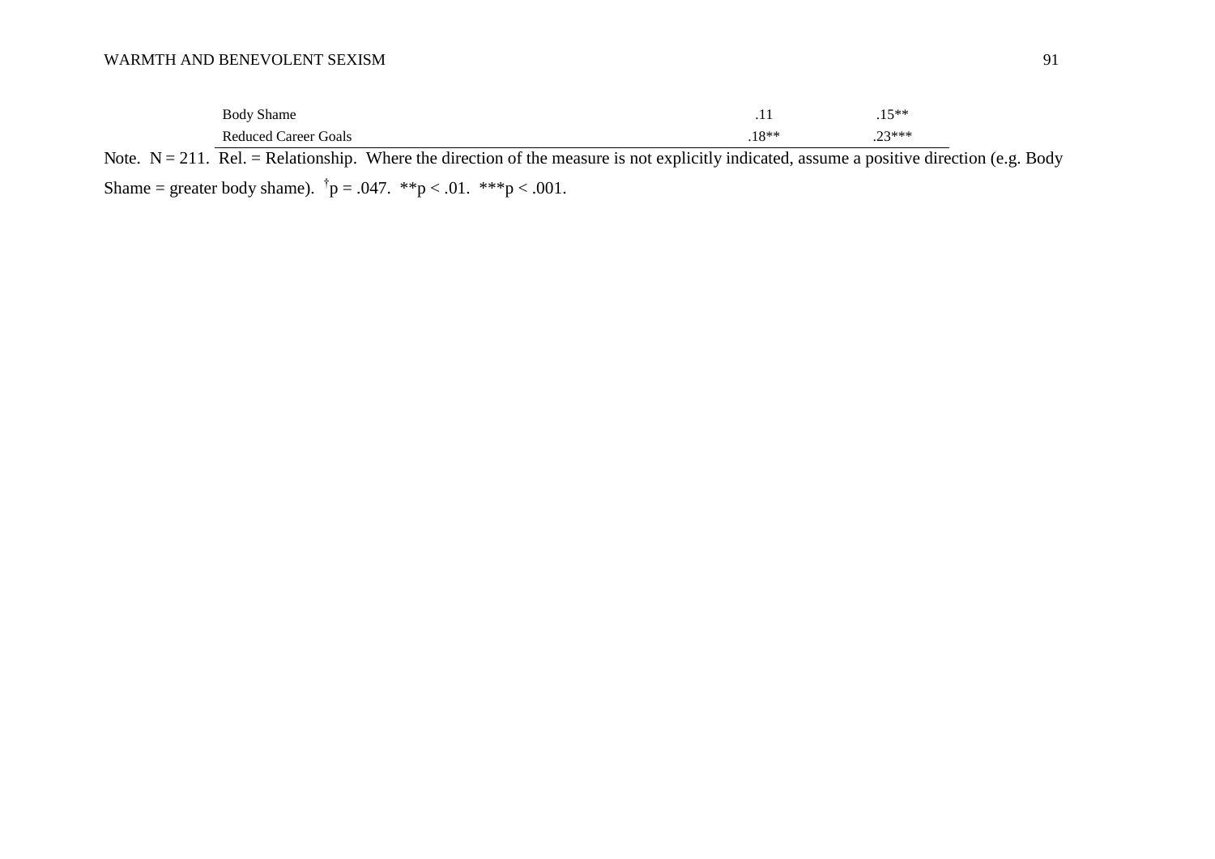| | | |
| --- | --- | --- |
| Body Shame | .11 | .15** |
| Reduced Career Goals | .18** | .23*** |

Note. N = 211. Rel. = Relationship. Where the direction of the measure is not explicitly indicated, assume a positive direction (e.g. Body Shame = greater body shame). †p = .047. **p < .01. ***p < .001.